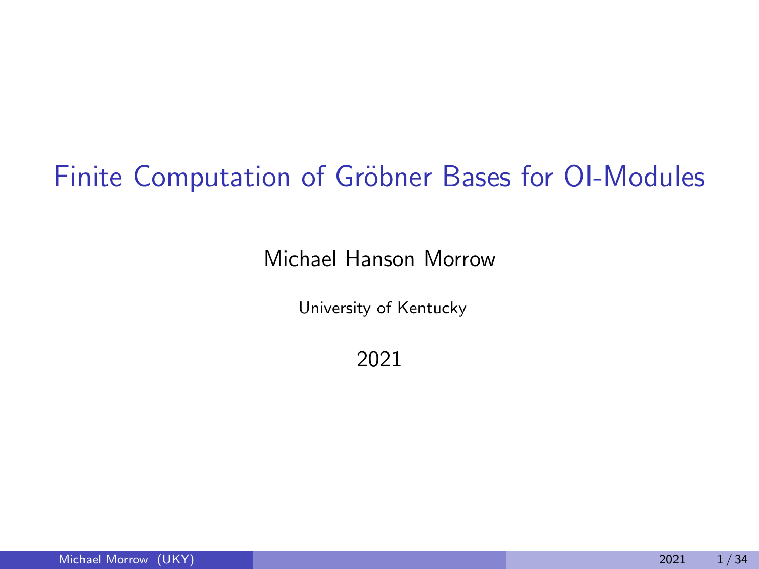# Finite Computation of Gröbner Bases for OI-Modules

Michael Hanson Morrow

University of Kentucky

2021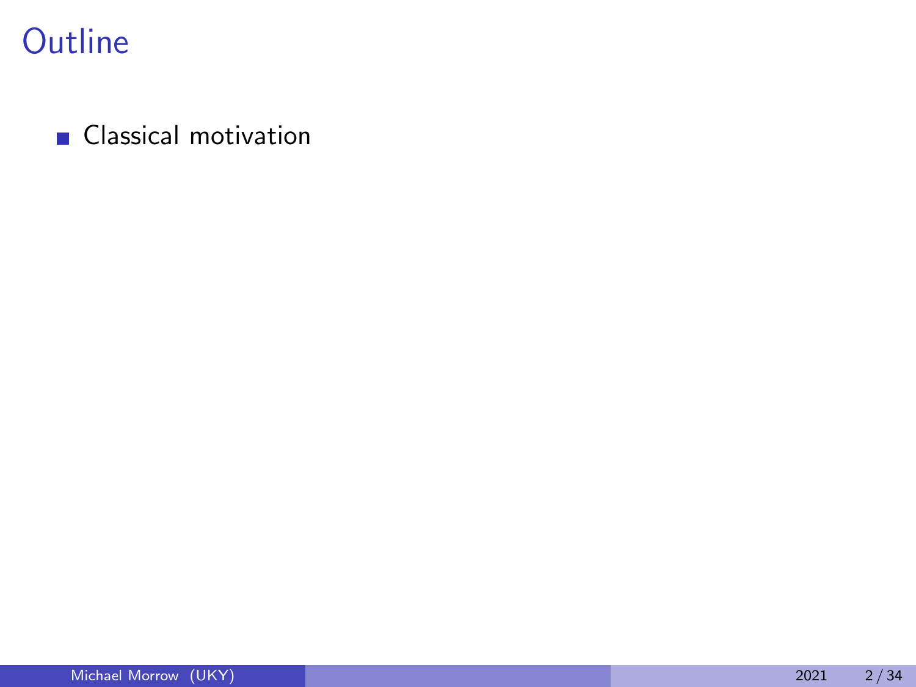# Outline

- Classical motivation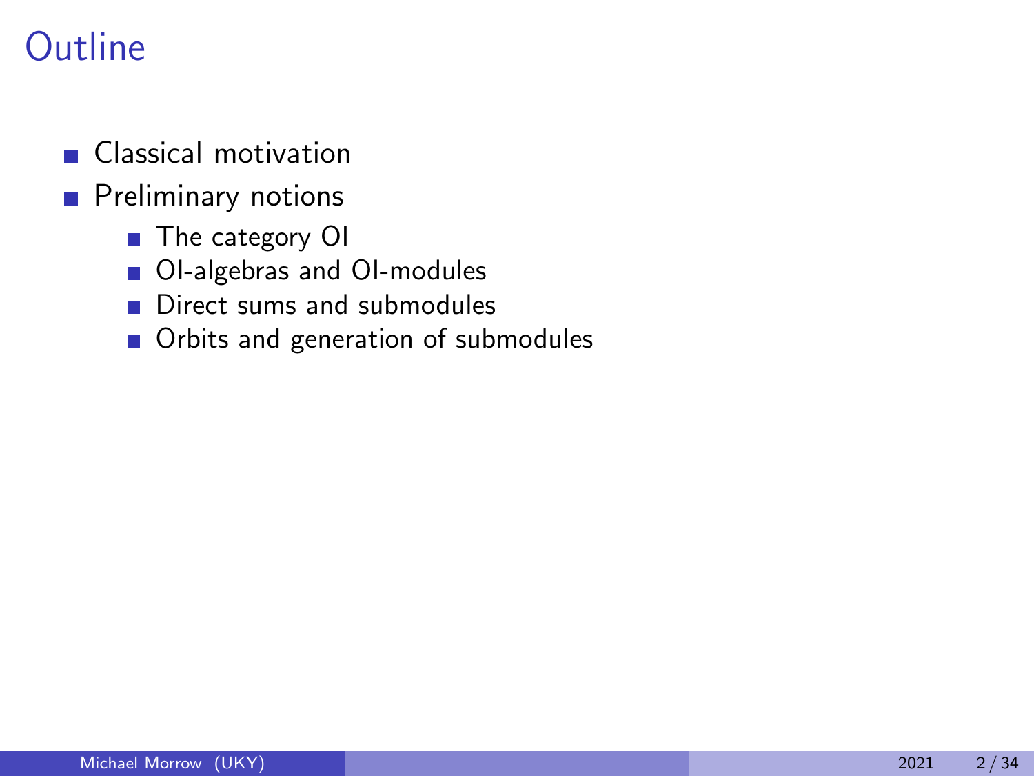# Outline

- Classical motivation
- Preliminary notions
  - The category OI
  - OI-algebras and OI-modules
  - Direct sums and submodules
  - Orbits and generation of submodules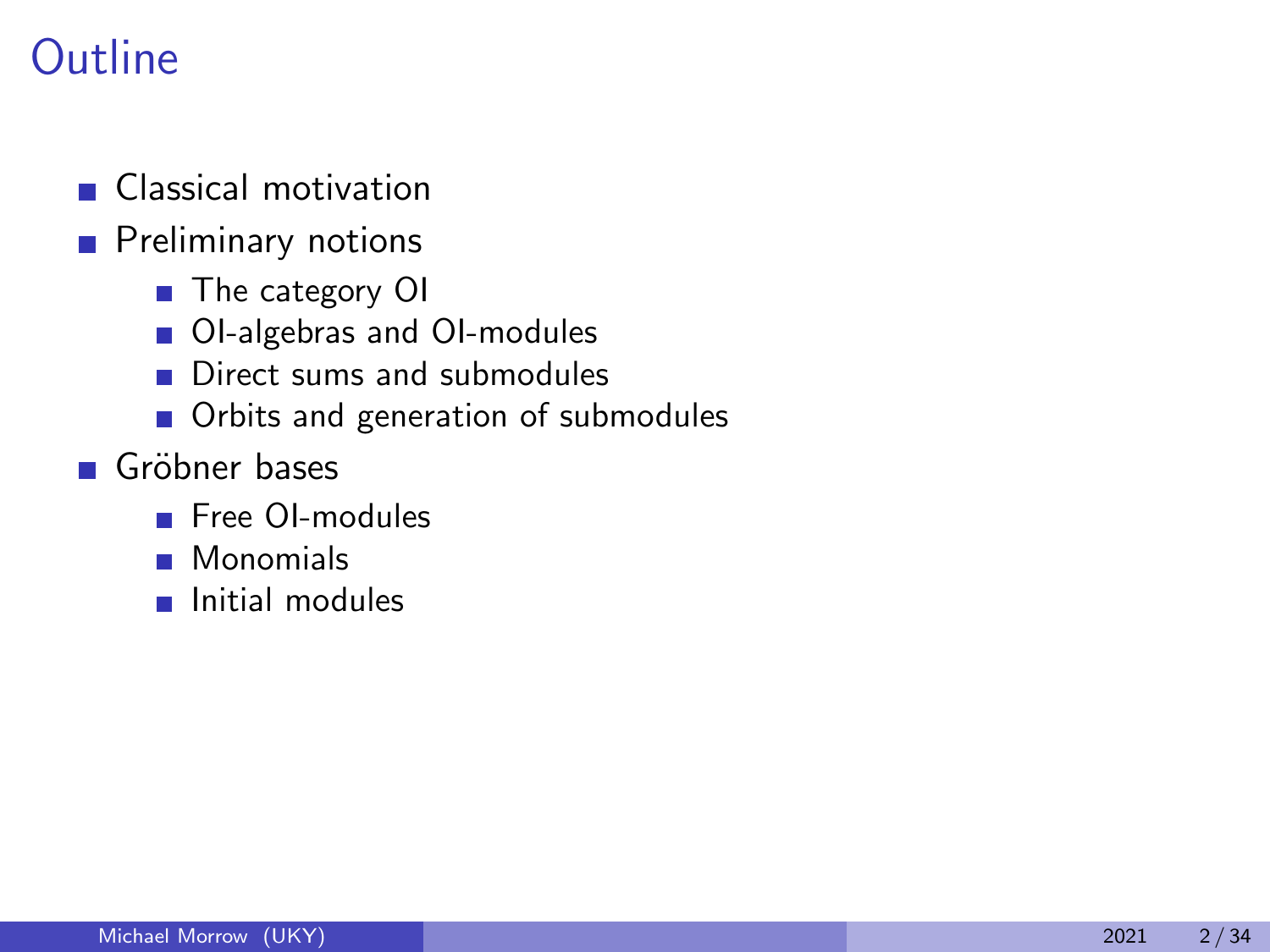# Outline

- Classical motivation
- Preliminary notions
  - The category OI
  - OI-algebras and OI-modules
  - Direct sums and submodules
  - Orbits and generation of submodules
- Gröbner bases
  - Free OI-modules
  - Monomials
  - Initial modules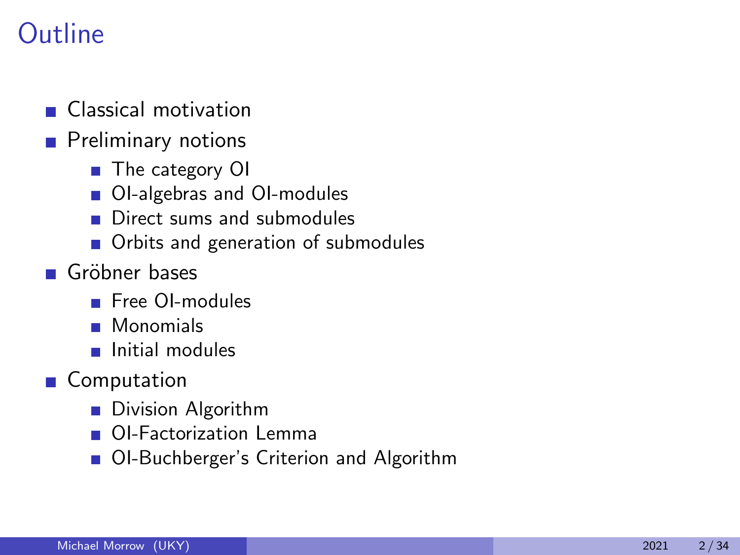# Outline

- Classical motivation
- Preliminary notions
  - The category OI
  - OI-algebras and OI-modules
  - Direct sums and submodules
  - Orbits and generation of submodules
- Gröbner bases
  - Free OI-modules
  - Monomials
  - Initial modules
- Computation
  - Division Algorithm
  - OI-Factorization Lemma
  - OI-Buchberger's Criterion and Algorithm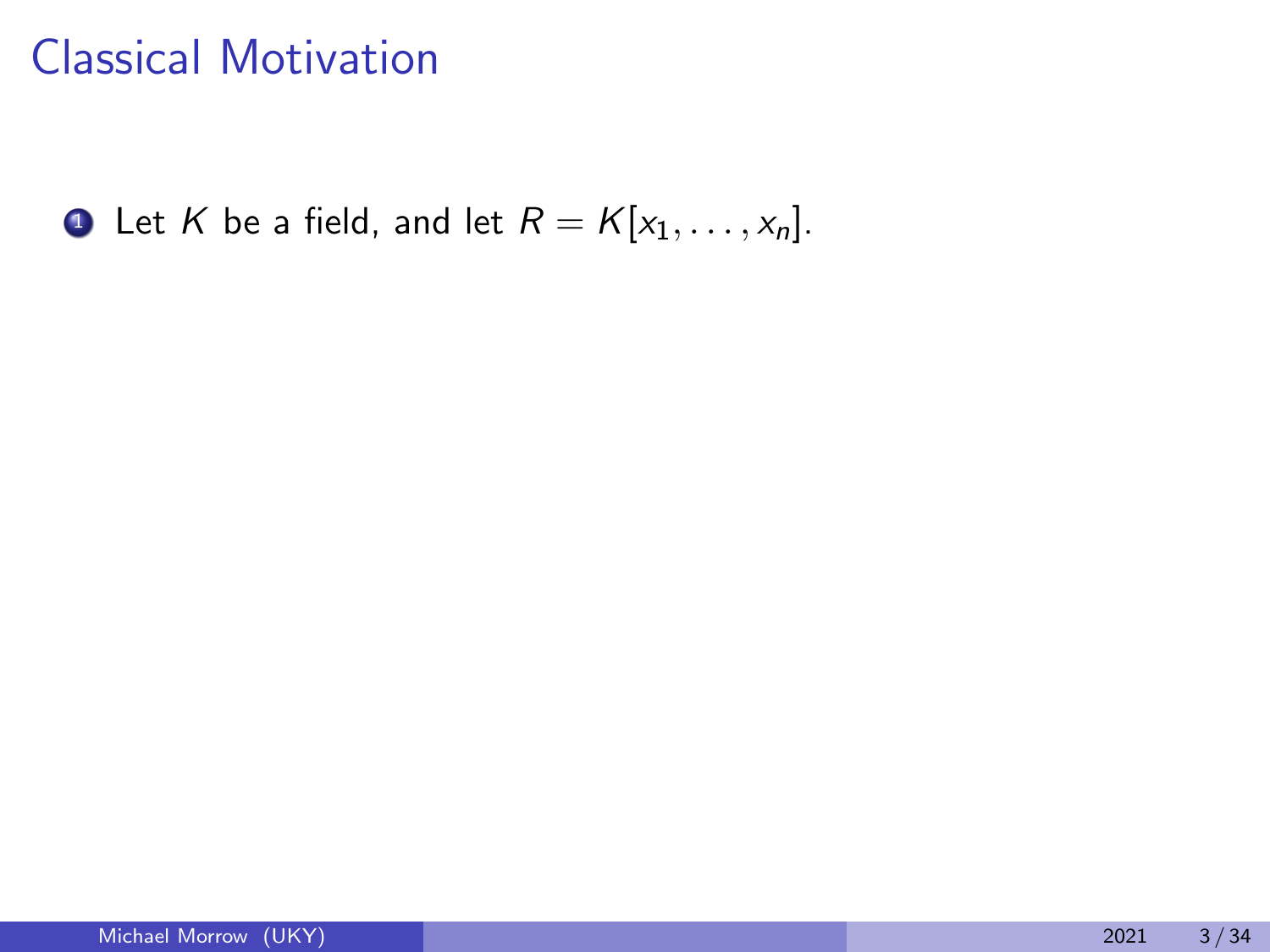# Classical Motivation

1. Let $K$ be a field, and let $R = K[x_1, \ldots, x_n]$.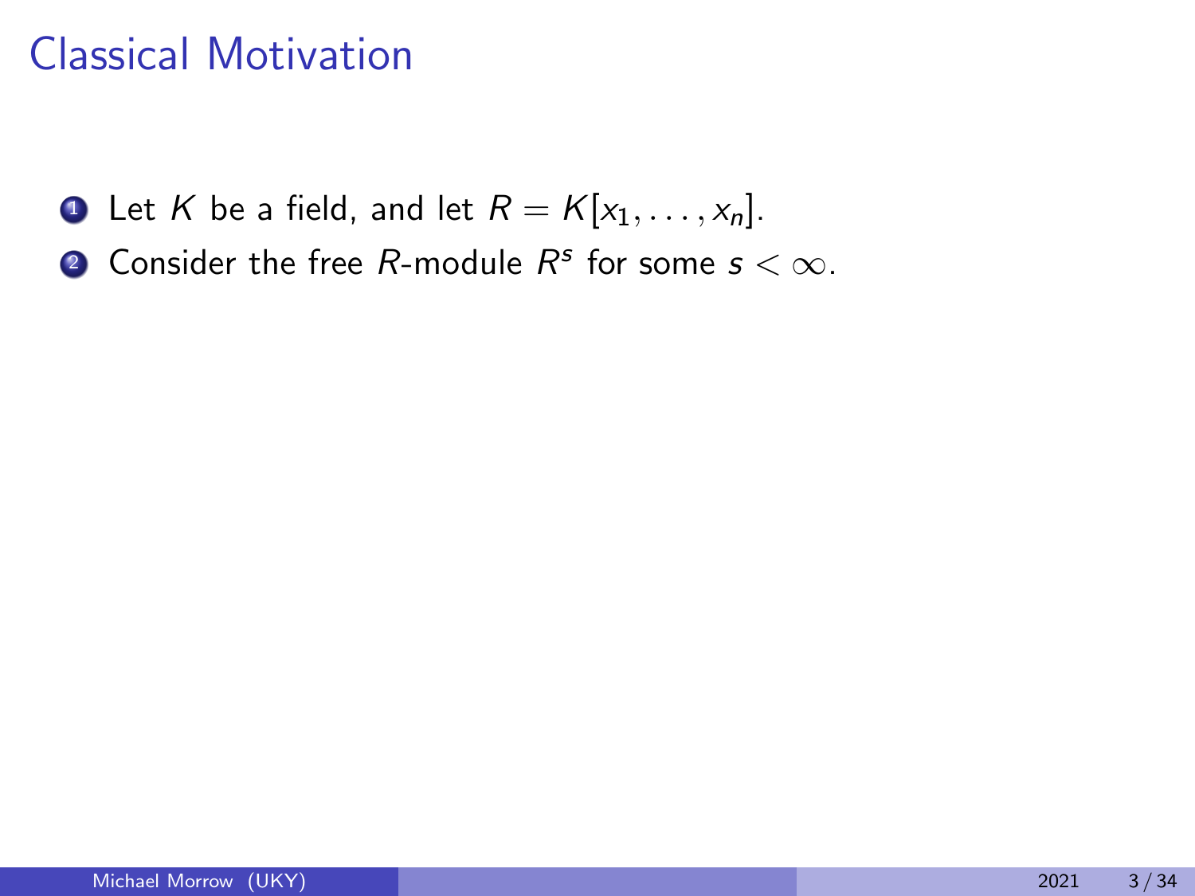# Classical Motivation

1. Let $K$ be a field, and let $R = K[x_1, \ldots, x_n]$.
2. Consider the free $R$-module $R^s$ for some $s < \infty$.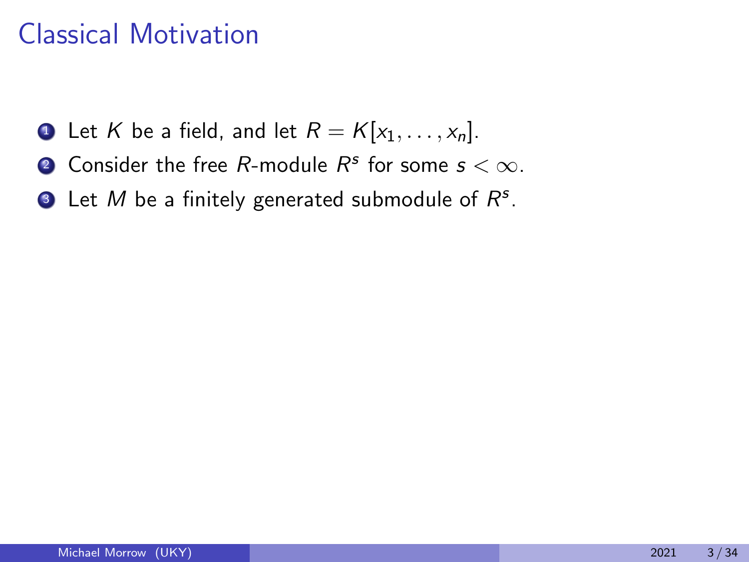# Classical Motivation

1. Let $K$ be a field, and let $R = K[x_1, \ldots, x_n]$.
2. Consider the free $R$-module $R^s$ for some $s < \infty$.
3. Let $M$ be a finitely generated submodule of $R^s$.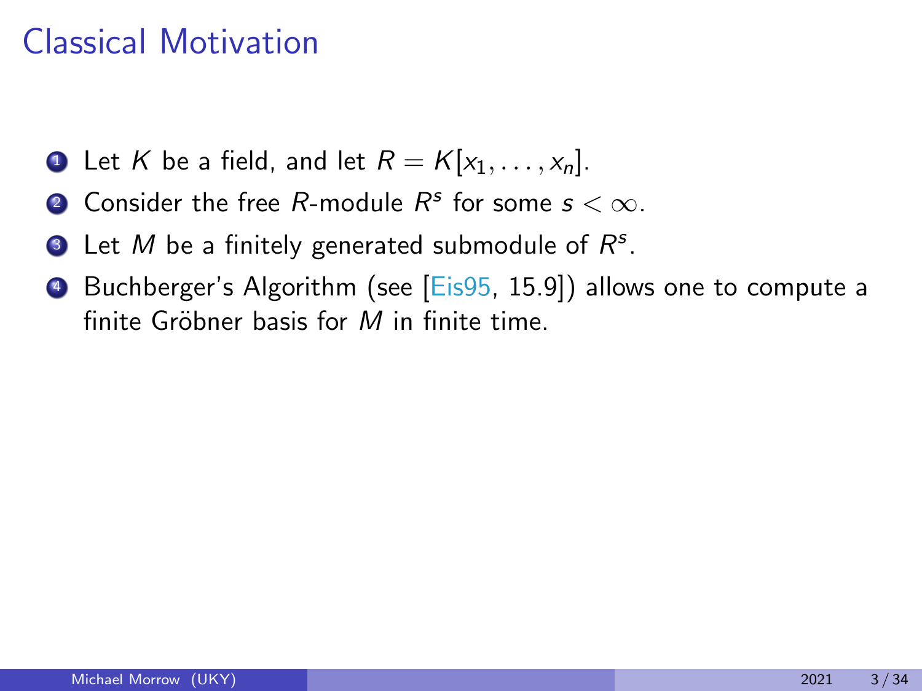# Classical Motivation

1. Let $K$ be a field, and let $R = K[x_1, \ldots, x_n]$.
2. Consider the free $R$-module $R^s$ for some $s < \infty$.
3. Let $M$ be a finitely generated submodule of $R^s$.
4. Buchberger's Algorithm (see [Eis95, 15.9]) allows one to compute a finite Gröbner basis for $M$ in finite time.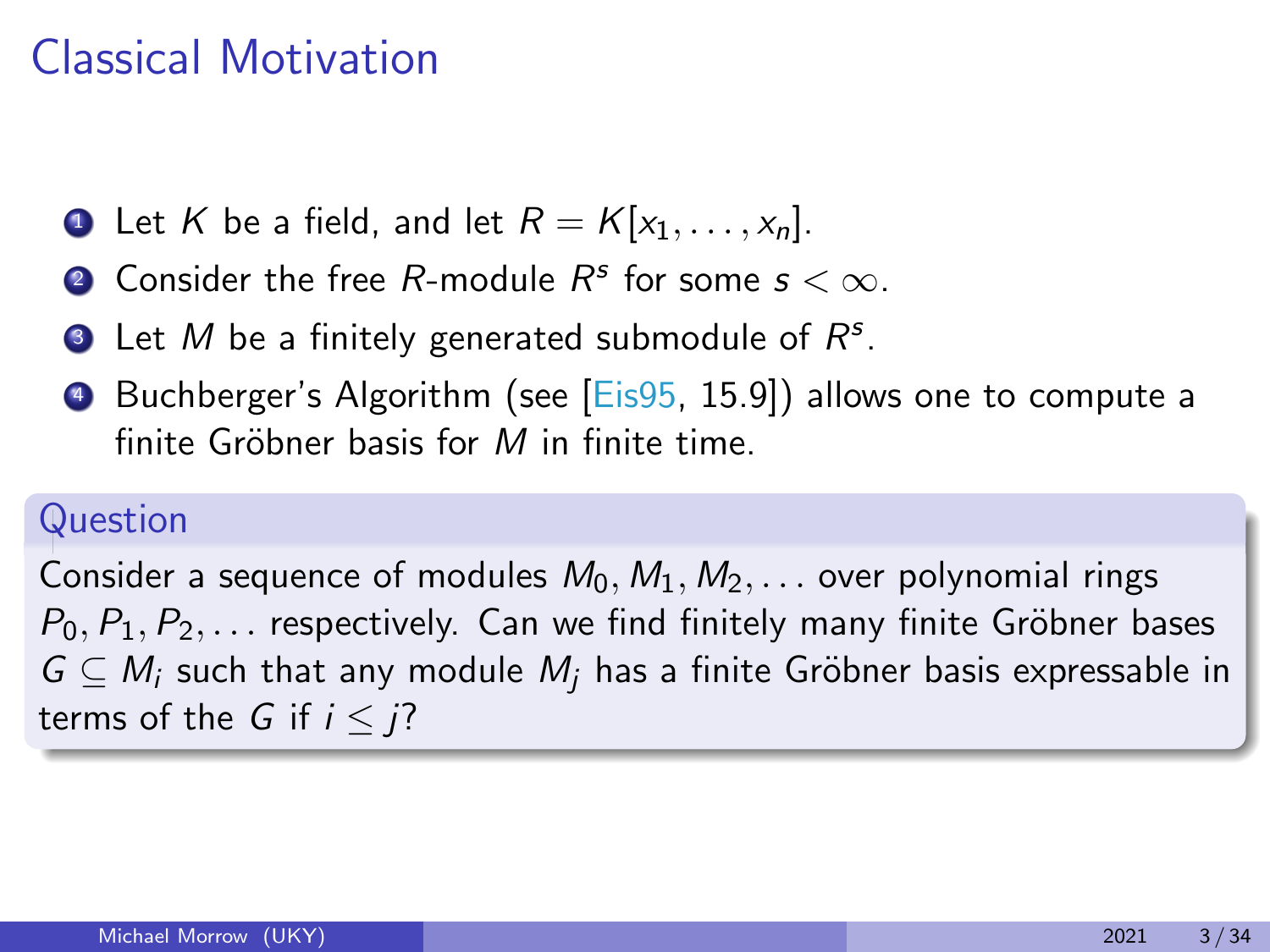# Classical Motivation

1. Let $K$ be a field, and let $R = K[x_1, \dots, x_n]$.
2. Consider the free $R$-module $R^s$ for some $s < \infty$.
3. Let $M$ be a finitely generated submodule of $R^s$.
4. Buchberger's Algorithm (see [Eis95, 15.9]) allows one to compute a finite Gröbner basis for $M$ in finite time.

**Question**

Consider a sequence of modules $M_0, M_1, M_2, \dots$ over polynomial rings $P_0, P_1, P_2, \dots$ respectively. Can we find finitely many finite Gröbner bases $G \subseteq M_i$ such that any module $M_j$ has a finite Gröbner basis expressable in terms of the $G$ if $i \leq j$?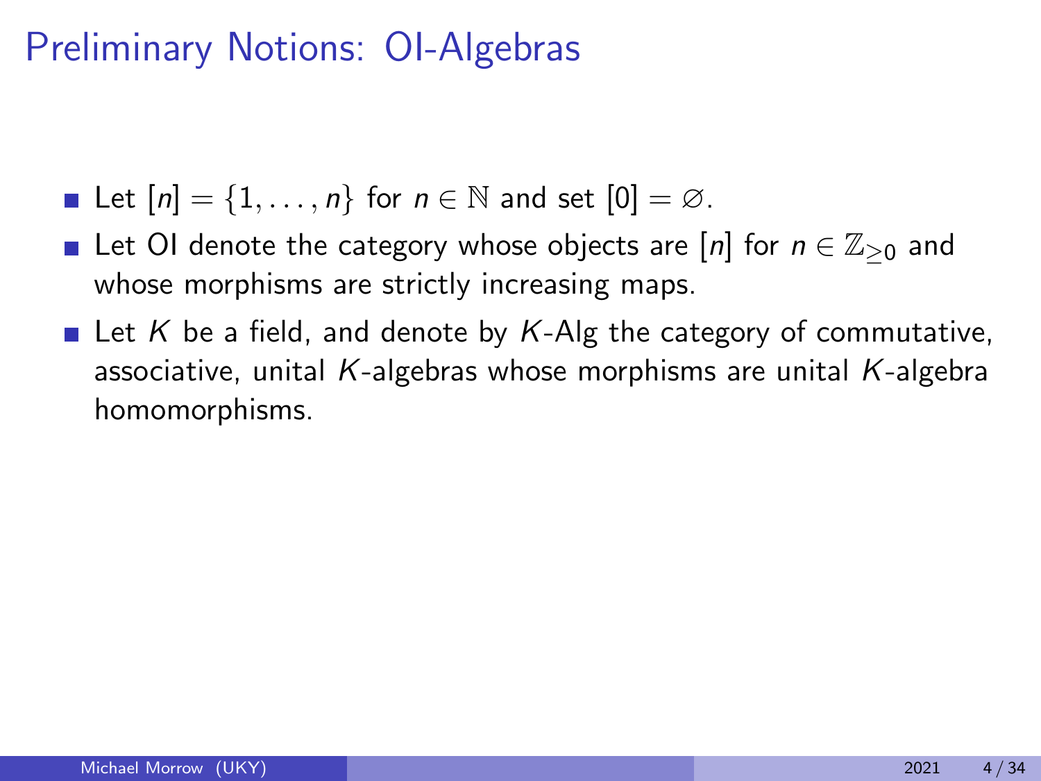# Preliminary Notions: OI-Algebras

- Let $[n] = \{1, \ldots, n\}$ for $n \in \mathbb{N}$ and set $[0] = \varnothing$.
- Let OI denote the category whose objects are $[n]$ for $n \in \mathbb{Z}_{\geq 0}$ and whose morphisms are strictly increasing maps.
- Let $K$ be a field, and denote by $K$-Alg the category of commutative, associative, unital $K$-algebras whose morphisms are unital $K$-algebra homomorphisms.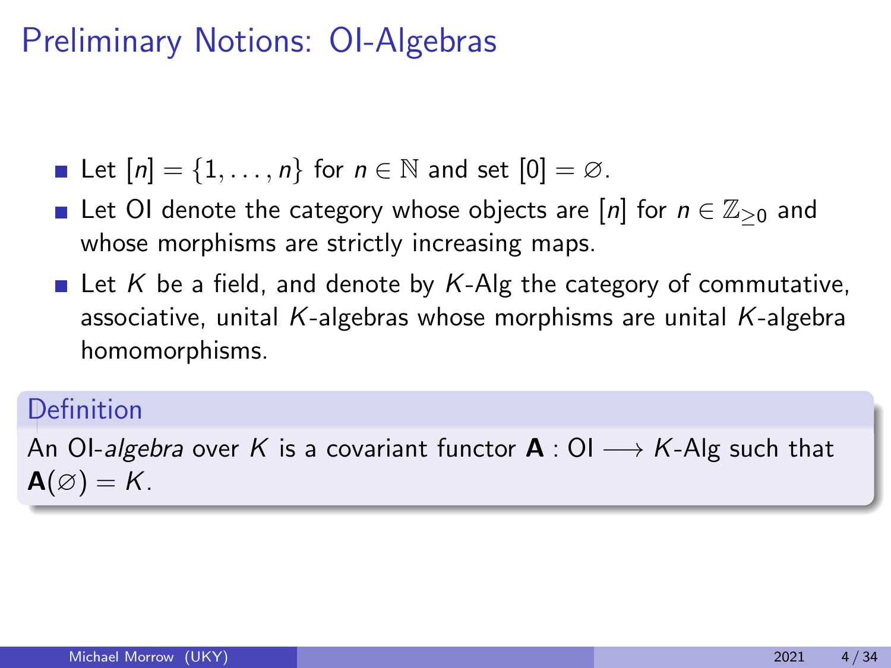# Preliminary Notions: OI-Algebras

- Let $[n] = \{1, \dots, n\}$ for $n \in \mathbb{N}$ and set $[0] = \varnothing$.
- Let OI denote the category whose objects are $[n]$ for $n \in \mathbb{Z}_{\geq 0}$ and whose morphisms are strictly increasing maps.
- Let $K$ be a field, and denote by $K$-Alg the category of commutative, associative, unital $K$-algebras whose morphisms are unital $K$-algebra homomorphisms.

**Definition**

An OI-*algebra* over $K$ is a covariant functor $\mathbf{A} : \text{OI} \longrightarrow K\text{-Alg}$ such that $\mathbf{A}(\varnothing) = K$.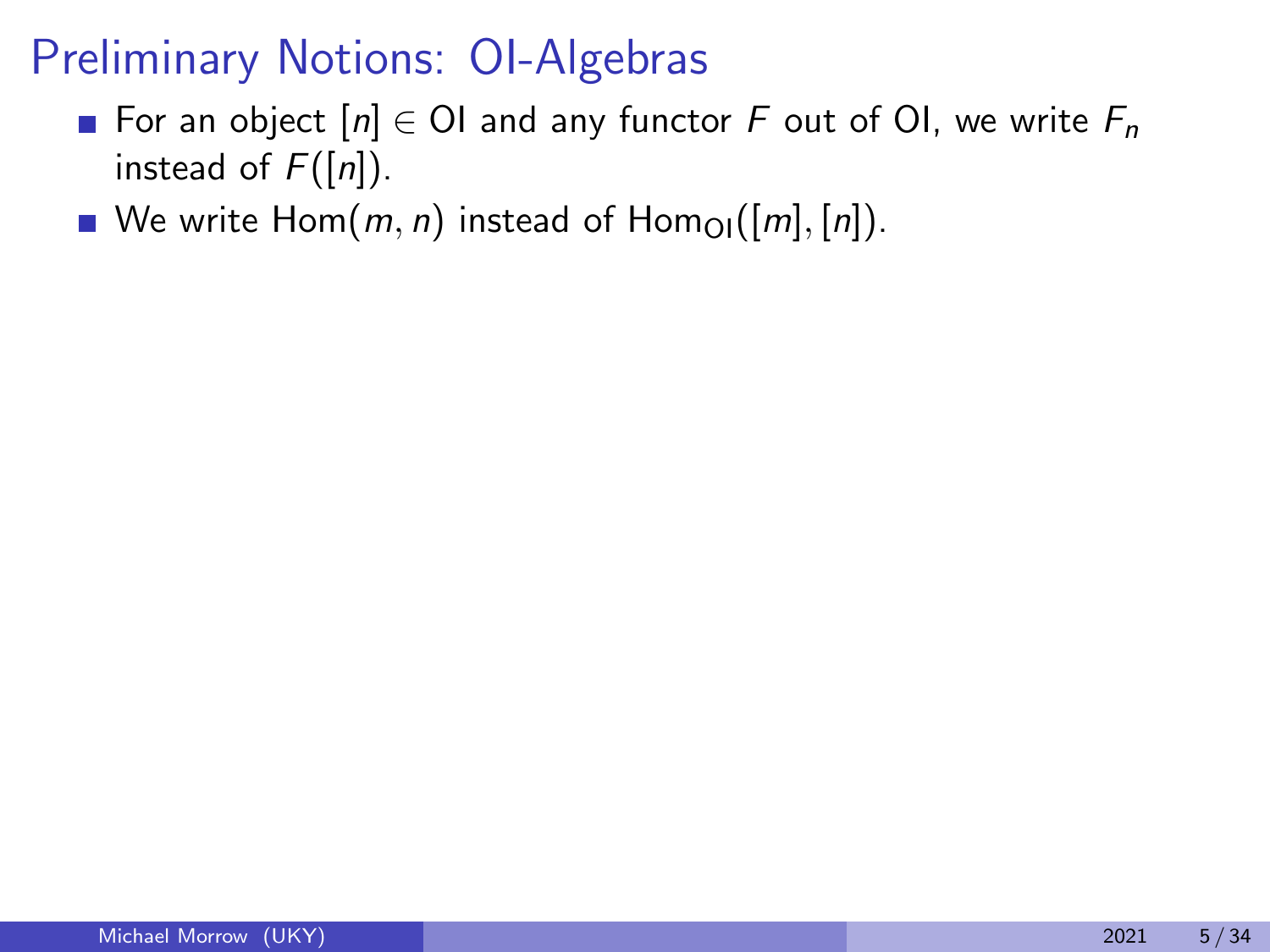# Preliminary Notions: OI-Algebras

- For an object $[n] \in \mathrm{OI}$ and any functor $F$ out of OI, we write $F_n$ instead of $F([n])$.
- We write $\mathrm{Hom}(m, n)$ instead of $\mathrm{Hom}_{\mathrm{OI}}([m], [n])$.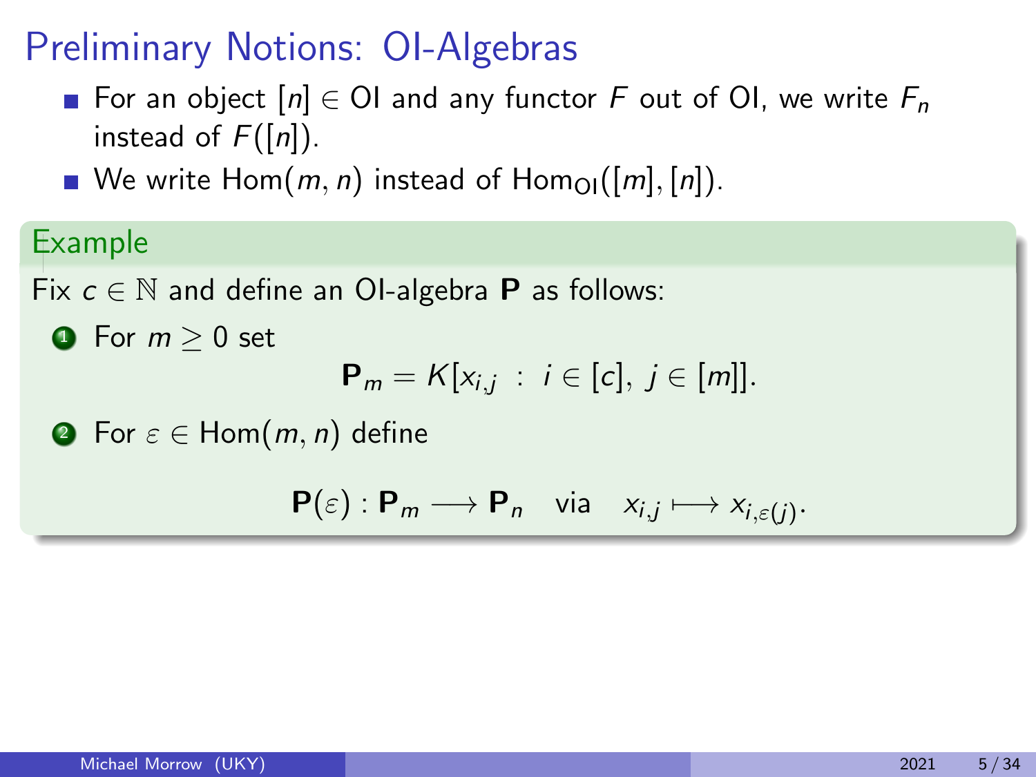# Preliminary Notions: OI-Algebras

- For an object $[n] \in \text{OI}$ and any functor $F$ out of OI, we write $F_n$ instead of $F([n])$.
- We write $\text{Hom}(m, n)$ instead of $\text{Hom}_{\text{OI}}([m], [n])$.

**Example**

Fix $c \in \mathbb{N}$ and define an OI-algebra $\mathbf{P}$ as follows:

1. For $m \geq 0$ set
$$\mathbf{P}_m = K[x_{i,j} \ : \ i \in [c], \ j \in [m]].$$
2. For $\varepsilon \in \text{Hom}(m, n)$ define
$$\mathbf{P}(\varepsilon) : \mathbf{P}_m \longrightarrow \mathbf{P}_n \quad \text{via} \quad x_{i,j} \longmapsto x_{i,\varepsilon(j)}.$$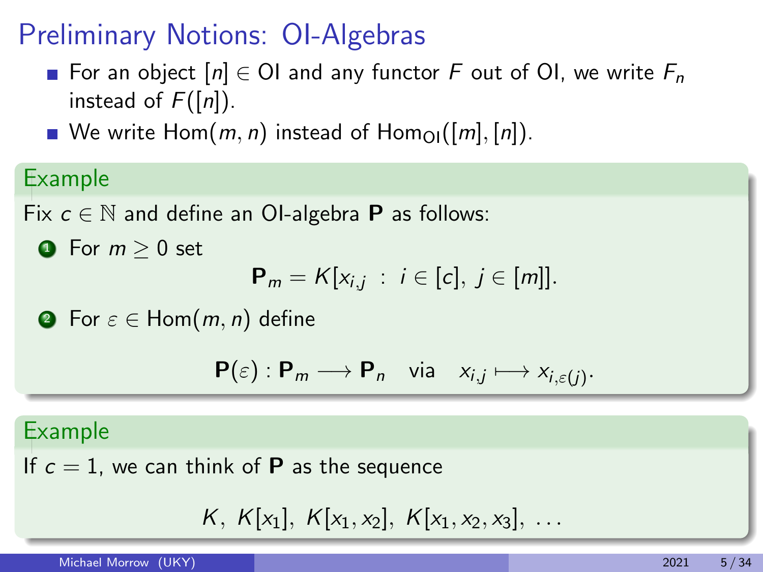# Preliminary Notions: OI-Algebras

- For an object $[n] \in \mathrm{OI}$ and any functor $F$ out of OI, we write $F_n$ instead of $F([n])$.
- We write $\mathrm{Hom}(m, n)$ instead of $\mathrm{Hom}_{\mathrm{OI}}([m], [n])$.

**Example**

Fix $c \in \mathbb{N}$ and define an OI-algebra $\mathbf{P}$ as follows:

1. For $m \geq 0$ set
$$\mathbf{P}_m = K[x_{i,j} \ : \ i \in [c], \ j \in [m]].$$
2. For $\varepsilon \in \mathrm{Hom}(m, n)$ define
$$\mathbf{P}(\varepsilon) : \mathbf{P}_m \longrightarrow \mathbf{P}_n \quad \text{via} \quad x_{i,j} \longmapsto x_{i,\varepsilon(j)}.$$

**Example**

If $c = 1$, we can think of $\mathbf{P}$ as the sequence
$$K, \ K[x_1], \ K[x_1, x_2], \ K[x_1, x_2, x_3], \ \ldots$$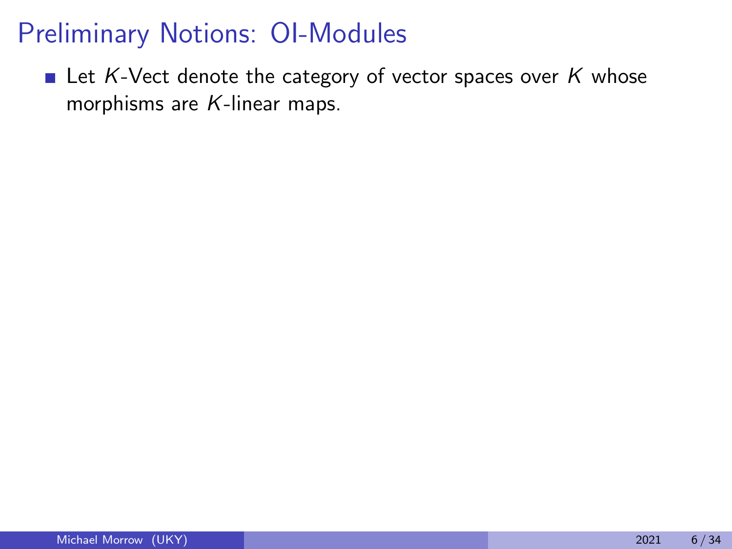# Preliminary Notions: OI-Modules

- Let $K$-Vect denote the category of vector spaces over $K$ whose morphisms are $K$-linear maps.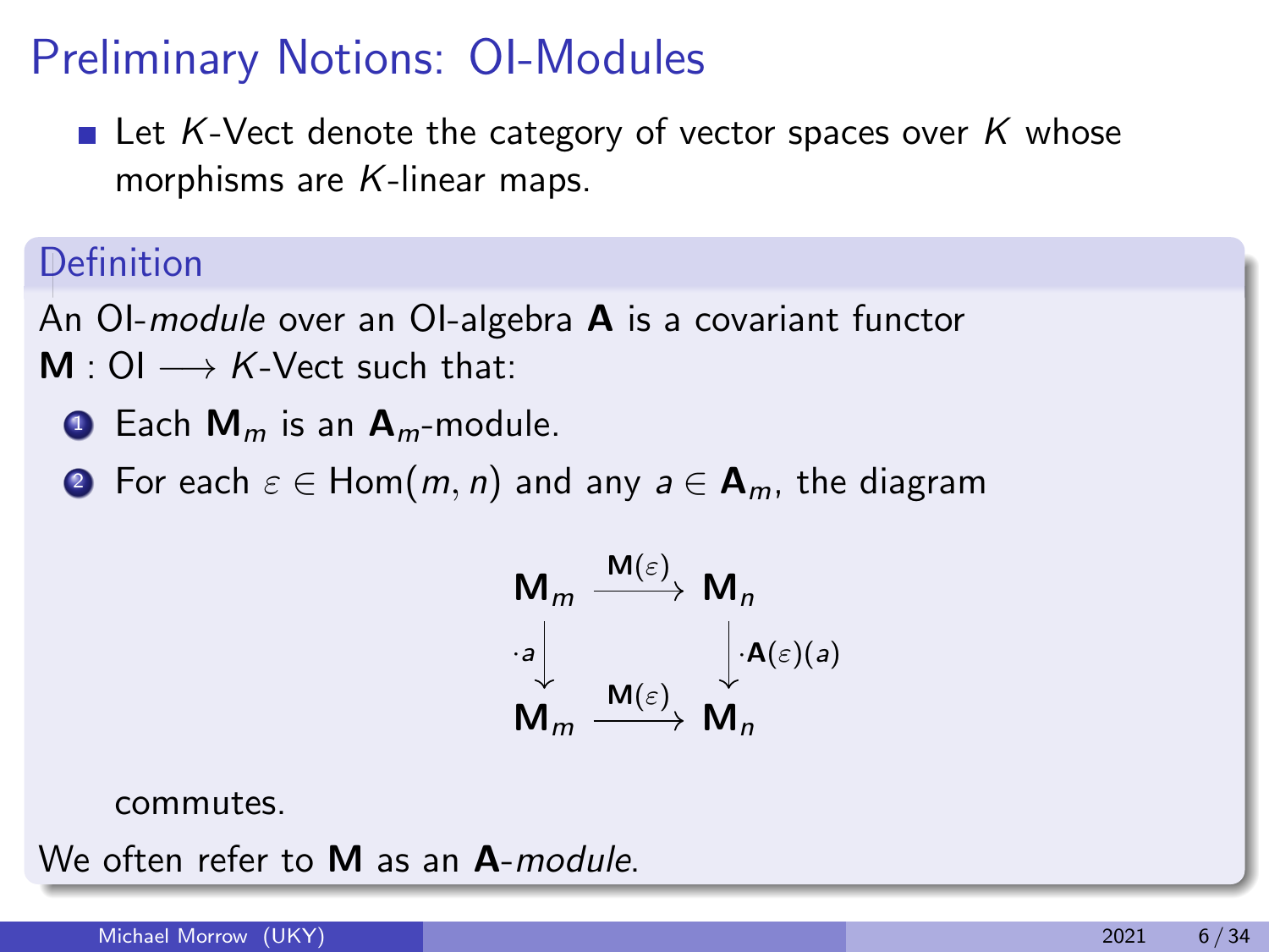# Preliminary Notions: OI-Modules

- Let $K$-Vect denote the category of vector spaces over $K$ whose morphisms are $K$-linear maps.

**Definition**

An OI-*module* over an OI-algebra $\mathbf{A}$ is a covariant functor $\mathbf{M} : \mathrm{OI} \longrightarrow K\text{-Vect}$ such that:

1. Each $\mathbf{M}_m$ is an $\mathbf{A}_m$-module.
2. For each $\varepsilon \in \mathrm{Hom}(m, n)$ and any $a \in \mathbf{A}_m$, the diagram

$$\begin{array}{ccc} \mathbf{M}_m & \xrightarrow{\mathbf{M}(\varepsilon)} & \mathbf{M}_n \\ {\scriptstyle \cdot a}\downarrow & & \downarrow{\scriptstyle \cdot \mathbf{A}(\varepsilon)(a)} \\ \mathbf{M}_m & \xrightarrow{\mathbf{M}(\varepsilon)} & \mathbf{M}_n \end{array}$$

   commutes.

We often refer to $\mathbf{M}$ as an $\mathbf{A}$-*module*.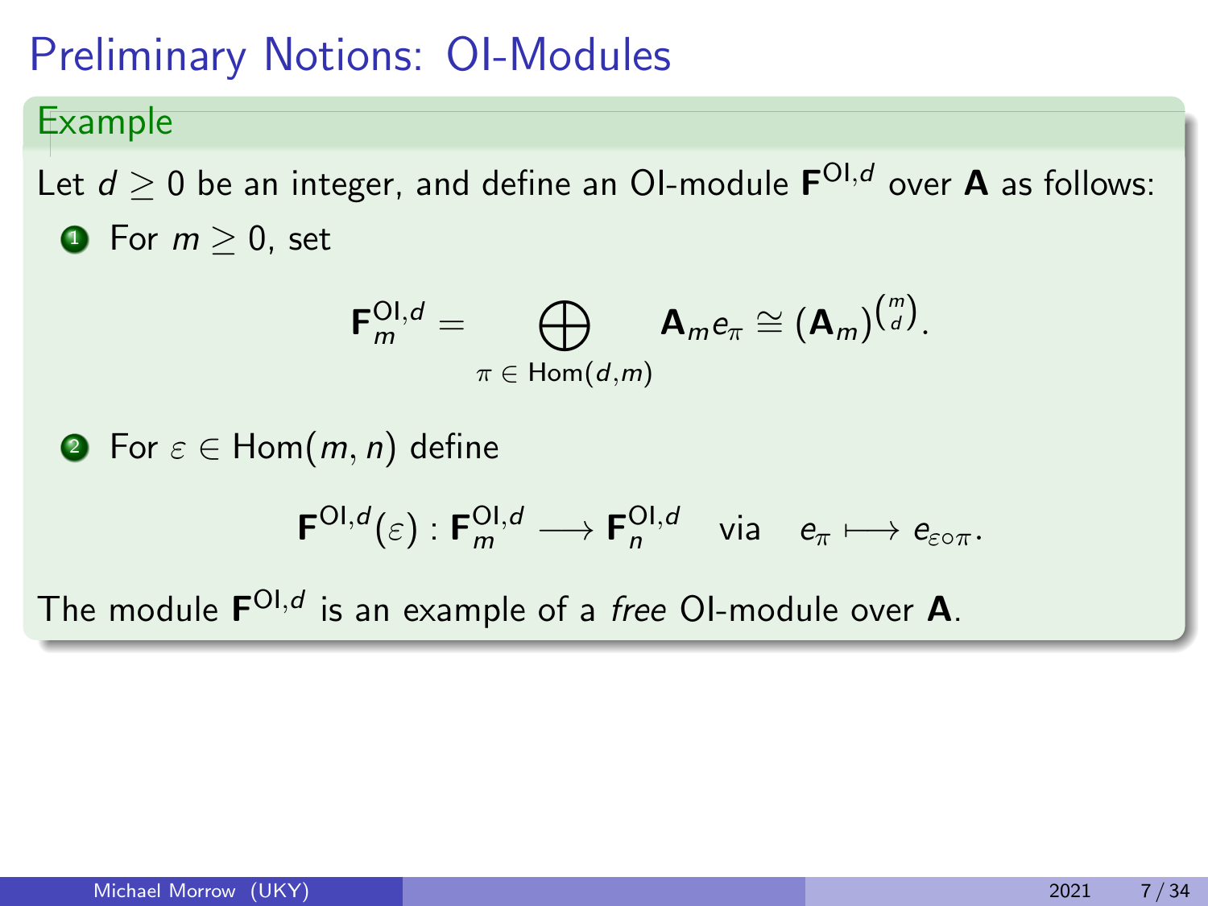# Preliminary Notions: OI-Modules

**Example**

Let $d \geq 0$ be an integer, and define an OI-module $\mathbf{F}^{\mathrm{OI},d}$ over $\mathbf{A}$ as follows:

1. For $m \geq 0$, set

$$\mathbf{F}^{\mathrm{OI},d}_m = \bigoplus_{\pi \,\in\, \mathrm{Hom}(d,m)} \mathbf{A}_m e_\pi \cong (\mathbf{A}_m)^{\binom{m}{d}}.$$

2. For $\varepsilon \in \mathrm{Hom}(m,n)$ define

$$\mathbf{F}^{\mathrm{OI},d}(\varepsilon) : \mathbf{F}^{\mathrm{OI},d}_m \longrightarrow \mathbf{F}^{\mathrm{OI},d}_n \quad \text{via} \quad e_\pi \longmapsto e_{\varepsilon \circ \pi}.$$

The module $\mathbf{F}^{\mathrm{OI},d}$ is an example of a *free* OI-module over $\mathbf{A}$.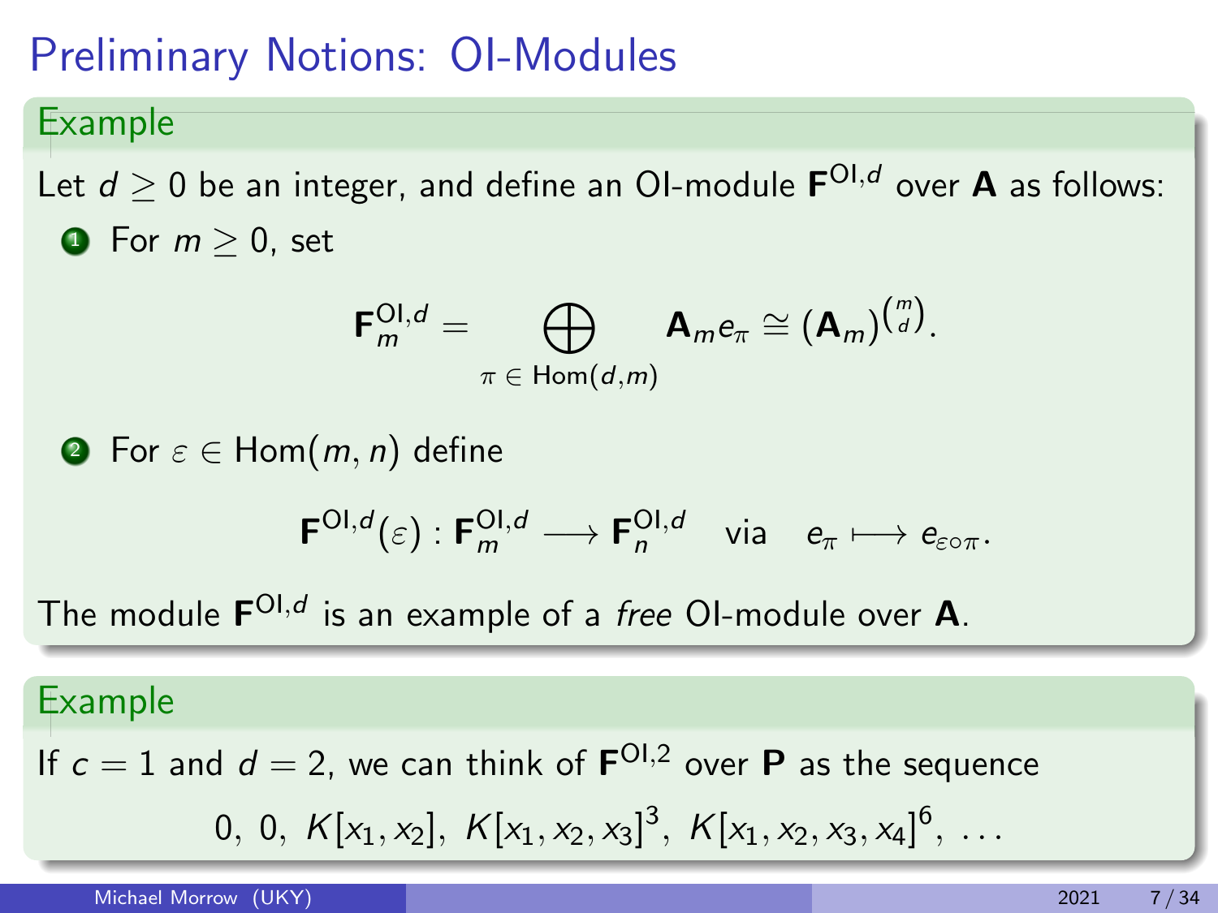# Preliminary Notions: OI-Modules

**Example**

Let $d \geq 0$ be an integer, and define an OI-module $\mathbf{F}^{\text{OI},d}$ over $\mathbf{A}$ as follows:

1. For $m \geq 0$, set

$$\mathbf{F}^{\text{OI},d}_m = \bigoplus_{\pi \in \text{Hom}(d,m)} \mathbf{A}_m e_\pi \cong (\mathbf{A}_m)^{\binom{m}{d}}.$$

2. For $\varepsilon \in \text{Hom}(m, n)$ define

$$\mathbf{F}^{\text{OI},d}(\varepsilon) : \mathbf{F}^{\text{OI},d}_m \longrightarrow \mathbf{F}^{\text{OI},d}_n \quad \text{via} \quad e_\pi \longmapsto e_{\varepsilon \circ \pi}.$$

The module $\mathbf{F}^{\text{OI},d}$ is an example of a *free* OI-module over $\mathbf{A}$.

**Example**

If $c = 1$ and $d = 2$, we can think of $\mathbf{F}^{\text{OI},2}$ over $\mathbf{P}$ as the sequence

$$0,\ 0,\ K[x_1, x_2],\ K[x_1, x_2, x_3]^3,\ K[x_1, x_2, x_3, x_4]^6,\ \ldots$$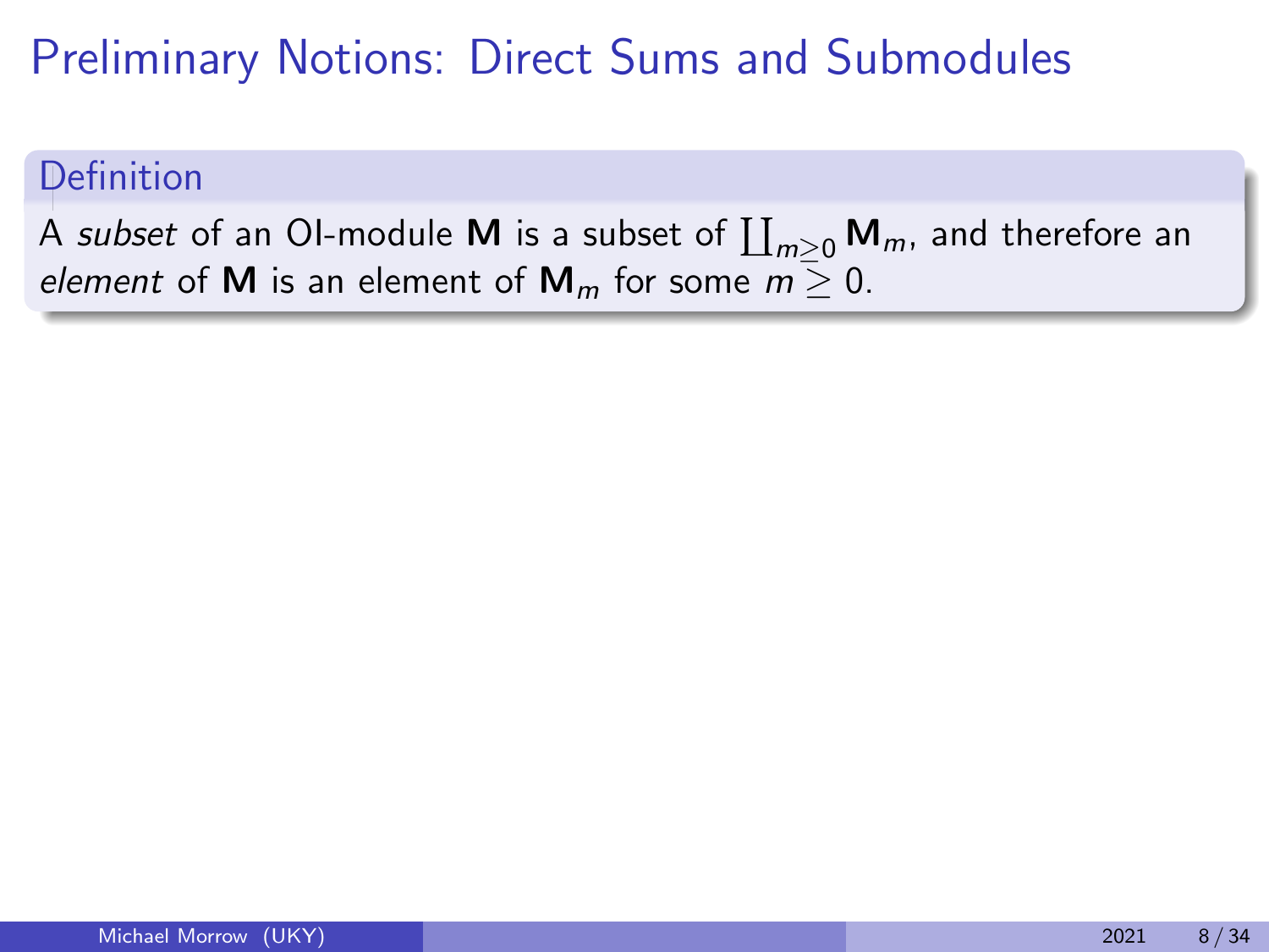# Preliminary Notions: Direct Sums and Submodules

**Definition**

A *subset* of an OI-module $\mathbf{M}$ is a subset of $\coprod_{m \geq 0} \mathbf{M}_m$, and therefore an *element* of $\mathbf{M}$ is an element of $\mathbf{M}_m$ for some $m \geq 0$.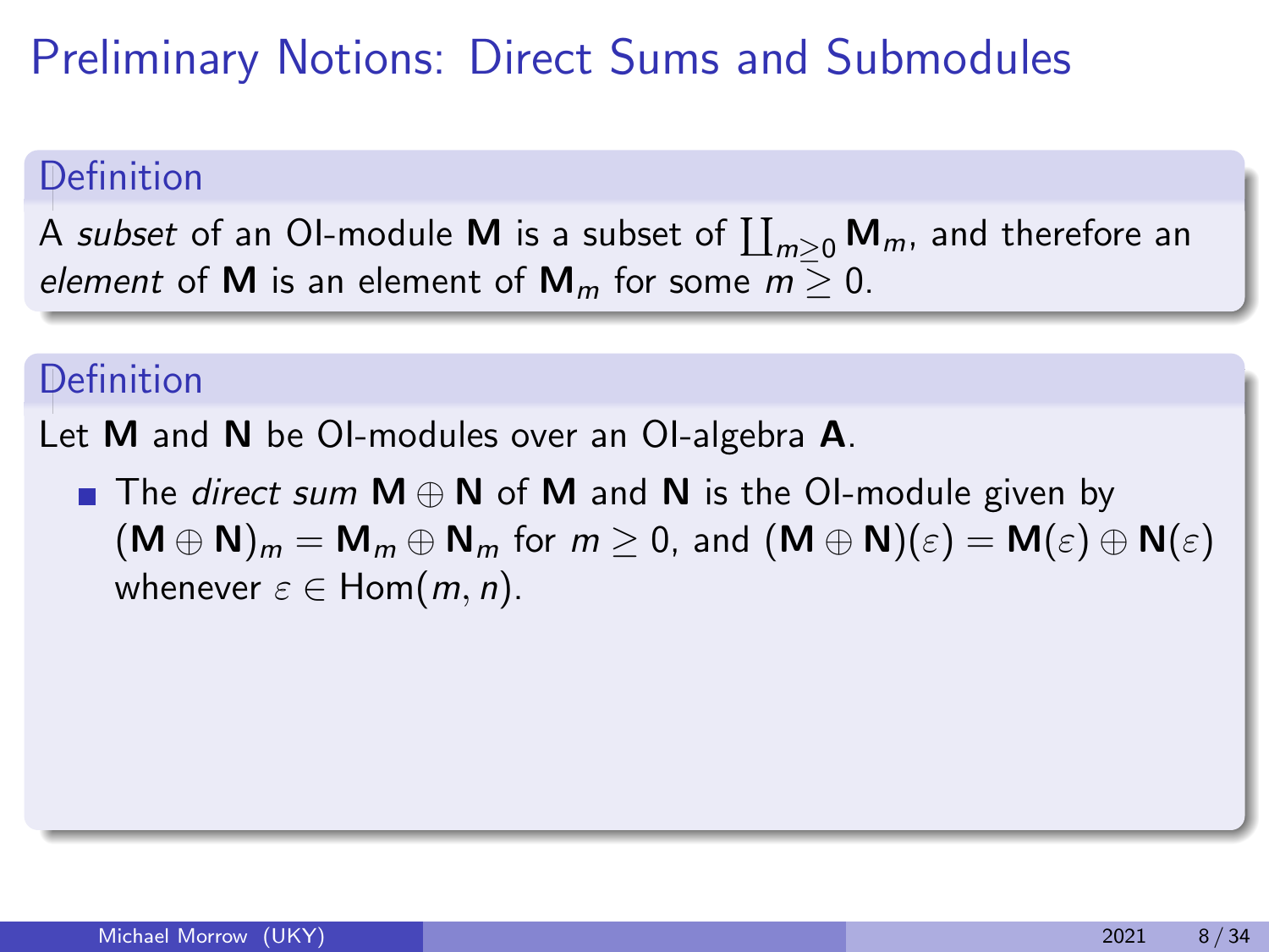# Preliminary Notions: Direct Sums and Submodules

**Definition**

A *subset* of an OI-module $\mathbf{M}$ is a subset of $\coprod_{m \geq 0} \mathbf{M}_m$, and therefore an *element* of $\mathbf{M}$ is an element of $\mathbf{M}_m$ for some $m \geq 0$.

**Definition**

Let $\mathbf{M}$ and $\mathbf{N}$ be OI-modules over an OI-algebra $\mathbf{A}$.

- The *direct sum* $\mathbf{M} \oplus \mathbf{N}$ of $\mathbf{M}$ and $\mathbf{N}$ is the OI-module given by $(\mathbf{M} \oplus \mathbf{N})_m = \mathbf{M}_m \oplus \mathbf{N}_m$ for $m \geq 0$, and $(\mathbf{M} \oplus \mathbf{N})(\varepsilon) = \mathbf{M}(\varepsilon) \oplus \mathbf{N}(\varepsilon)$ whenever $\varepsilon \in \operatorname{Hom}(m, n)$.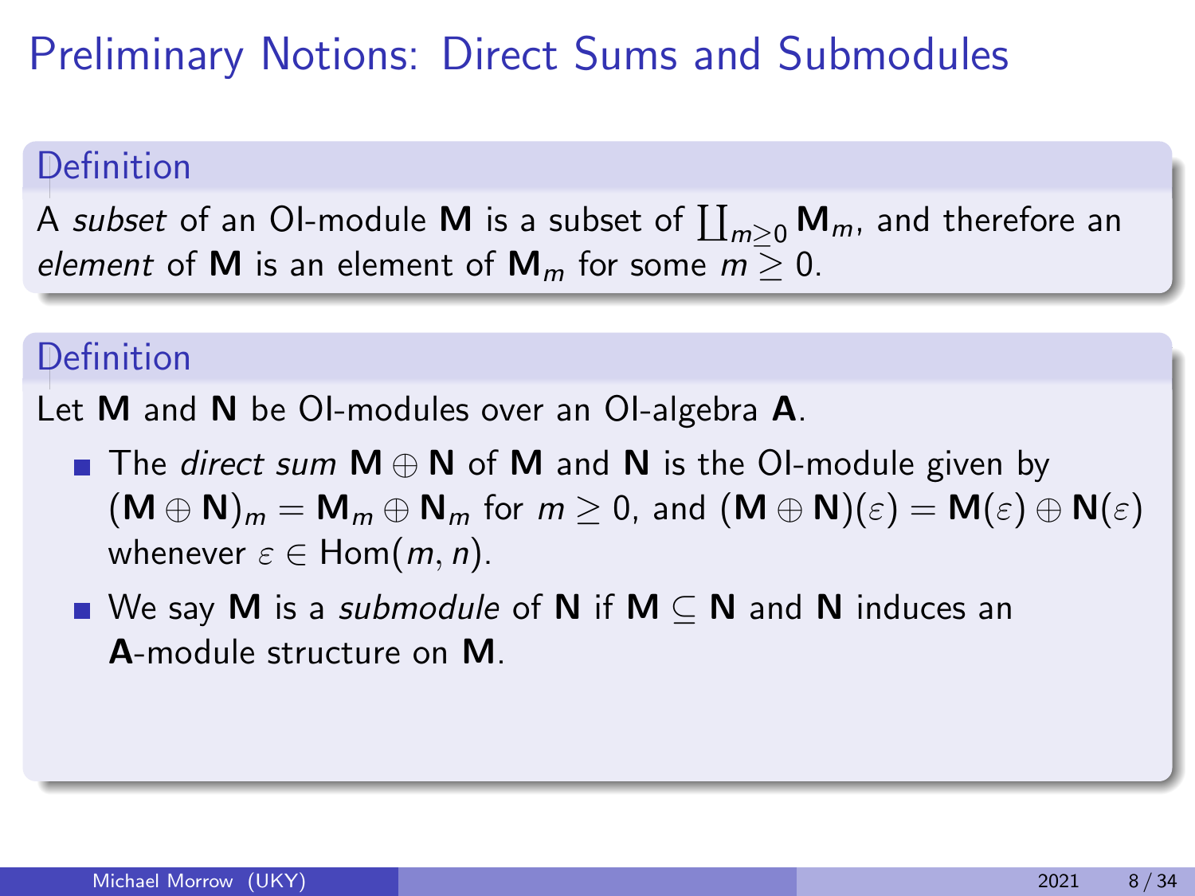# Preliminary Notions: Direct Sums and Submodules

**Definition**

A *subset* of an OI-module $\mathbf{M}$ is a subset of $\coprod_{m \geq 0} \mathbf{M}_m$, and therefore an *element* of $\mathbf{M}$ is an element of $\mathbf{M}_m$ for some $m \geq 0$.

**Definition**

Let $\mathbf{M}$ and $\mathbf{N}$ be OI-modules over an OI-algebra $\mathbf{A}$.

- The *direct sum* $\mathbf{M} \oplus \mathbf{N}$ of $\mathbf{M}$ and $\mathbf{N}$ is the OI-module given by $(\mathbf{M} \oplus \mathbf{N})_m = \mathbf{M}_m \oplus \mathbf{N}_m$ for $m \geq 0$, and $(\mathbf{M} \oplus \mathbf{N})(\varepsilon) = \mathbf{M}(\varepsilon) \oplus \mathbf{N}(\varepsilon)$ whenever $\varepsilon \in \operatorname{Hom}(m, n)$.
- We say $\mathbf{M}$ is a *submodule* of $\mathbf{N}$ if $\mathbf{M} \subseteq \mathbf{N}$ and $\mathbf{N}$ induces an $\mathbf{A}$-module structure on $\mathbf{M}$.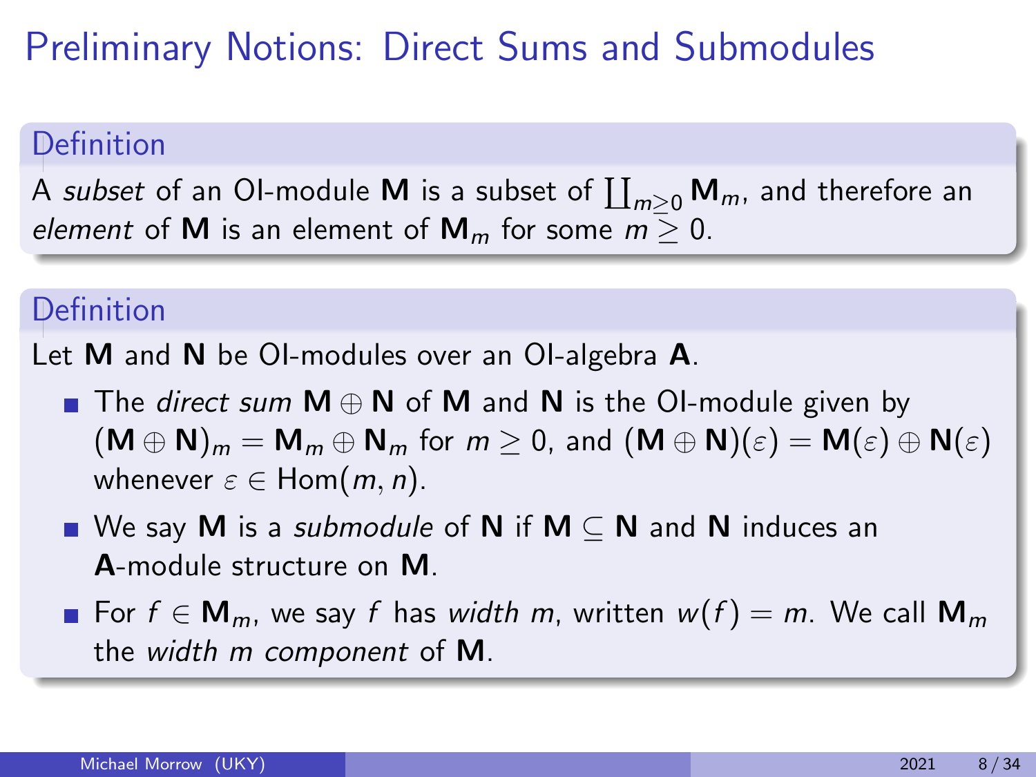# Preliminary Notions: Direct Sums and Submodules

**Definition**

A *subset* of an OI-module $\mathbf{M}$ is a subset of $\coprod_{m \geq 0} \mathbf{M}_m$, and therefore an *element* of $\mathbf{M}$ is an element of $\mathbf{M}_m$ for some $m \geq 0$.

**Definition**

Let $\mathbf{M}$ and $\mathbf{N}$ be OI-modules over an OI-algebra $\mathbf{A}$.

- The *direct sum* $\mathbf{M} \oplus \mathbf{N}$ of $\mathbf{M}$ and $\mathbf{N}$ is the OI-module given by $(\mathbf{M} \oplus \mathbf{N})_m = \mathbf{M}_m \oplus \mathbf{N}_m$ for $m \geq 0$, and $(\mathbf{M} \oplus \mathbf{N})(\varepsilon) = \mathbf{M}(\varepsilon) \oplus \mathbf{N}(\varepsilon)$ whenever $\varepsilon \in \text{Hom}(m, n)$.
- We say $\mathbf{M}$ is a *submodule* of $\mathbf{N}$ if $\mathbf{M} \subseteq \mathbf{N}$ and $\mathbf{N}$ induces an $\mathbf{A}$-module structure on $\mathbf{M}$.
- For $f \in \mathbf{M}_m$, we say $f$ has *width* $m$, written $w(f) = m$. We call $\mathbf{M}_m$ the *width* $m$ *component* of $\mathbf{M}$.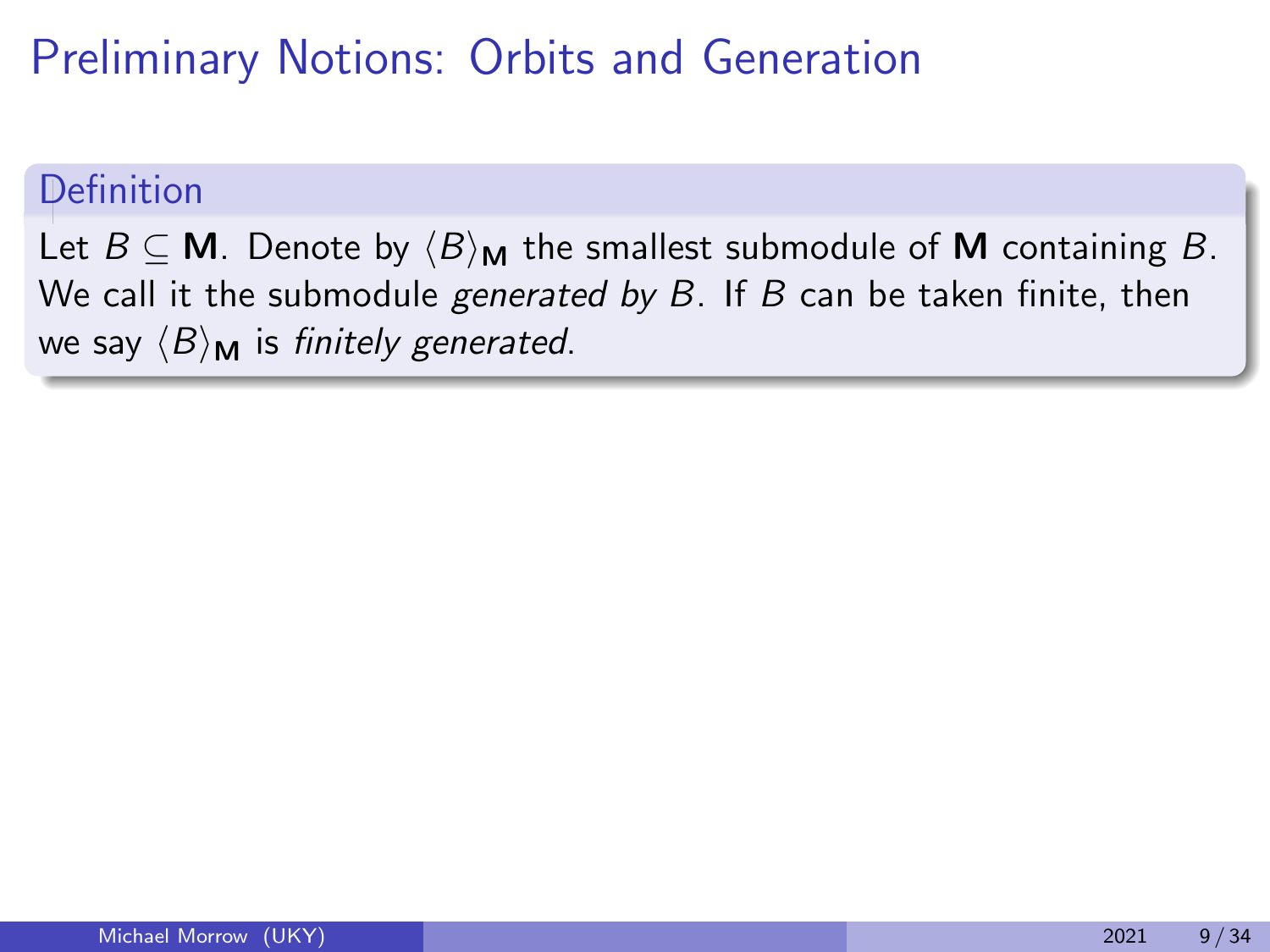# Preliminary Notions: Orbits and Generation

**Definition**

Let $B \subseteq \mathbf{M}$. Denote by $\langle B \rangle_{\mathbf{M}}$ the smallest submodule of $\mathbf{M}$ containing $B$. We call it the submodule *generated by* $B$. If $B$ can be taken finite, then we say $\langle B \rangle_{\mathbf{M}}$ is *finitely generated*.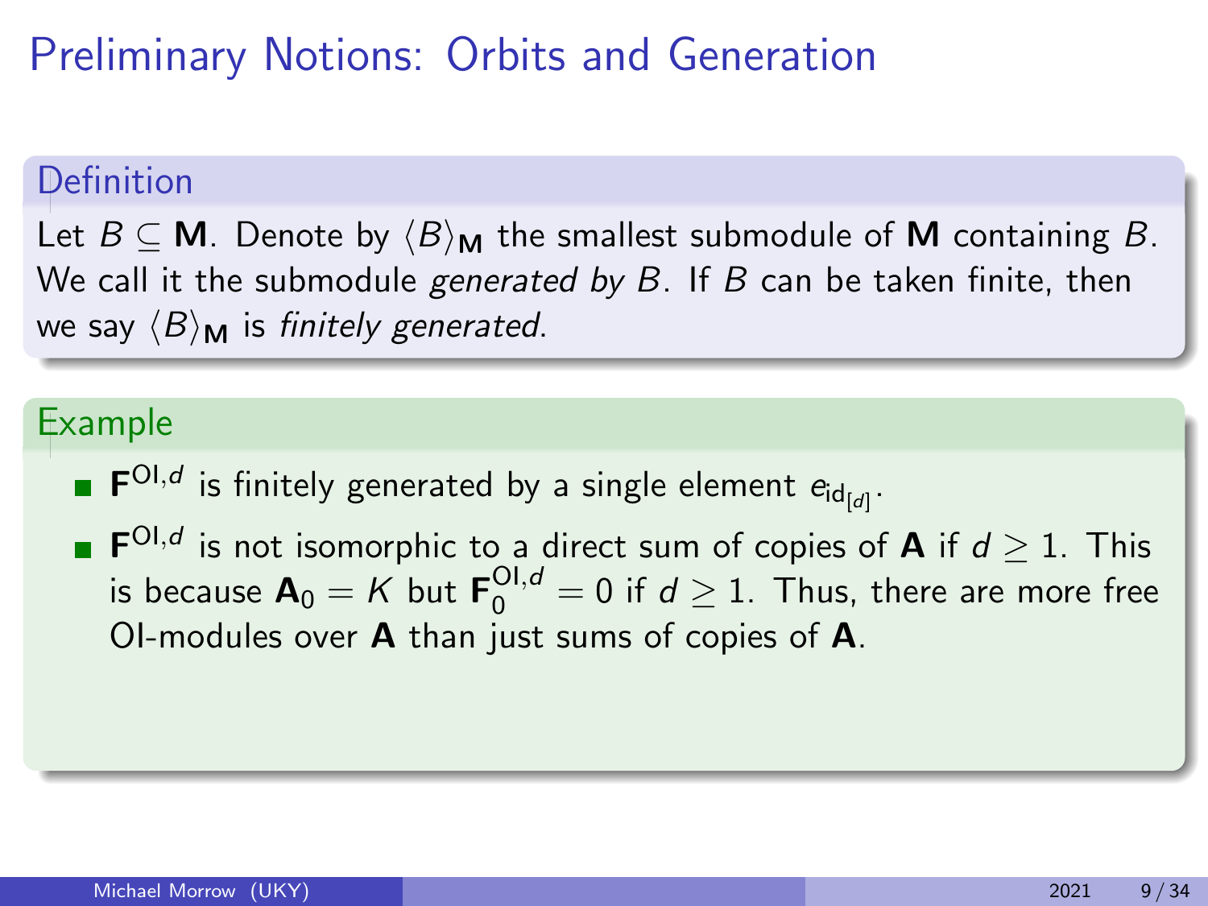# Preliminary Notions: Orbits and Generation

**Definition**

Let $B \subseteq \mathbf{M}$. Denote by $\langle B \rangle_{\mathbf{M}}$ the smallest submodule of $\mathbf{M}$ containing $B$. We call it the submodule *generated by* $B$. If $B$ can be taken finite, then we say $\langle B \rangle_{\mathbf{M}}$ is *finitely generated*.

**Example**

- $\mathbf{F}^{\mathrm{OI},d}$ is finitely generated by a single element $e_{\mathrm{id}_{[d]}}$.
- $\mathbf{F}^{\mathrm{OI},d}$ is not isomorphic to a direct sum of copies of $\mathbf{A}$ if $d \geq 1$. This is because $\mathbf{A}_0 = K$ but $\mathbf{F}_0^{\mathrm{OI},d} = 0$ if $d \geq 1$. Thus, there are more free OI-modules over $\mathbf{A}$ than just sums of copies of $\mathbf{A}$.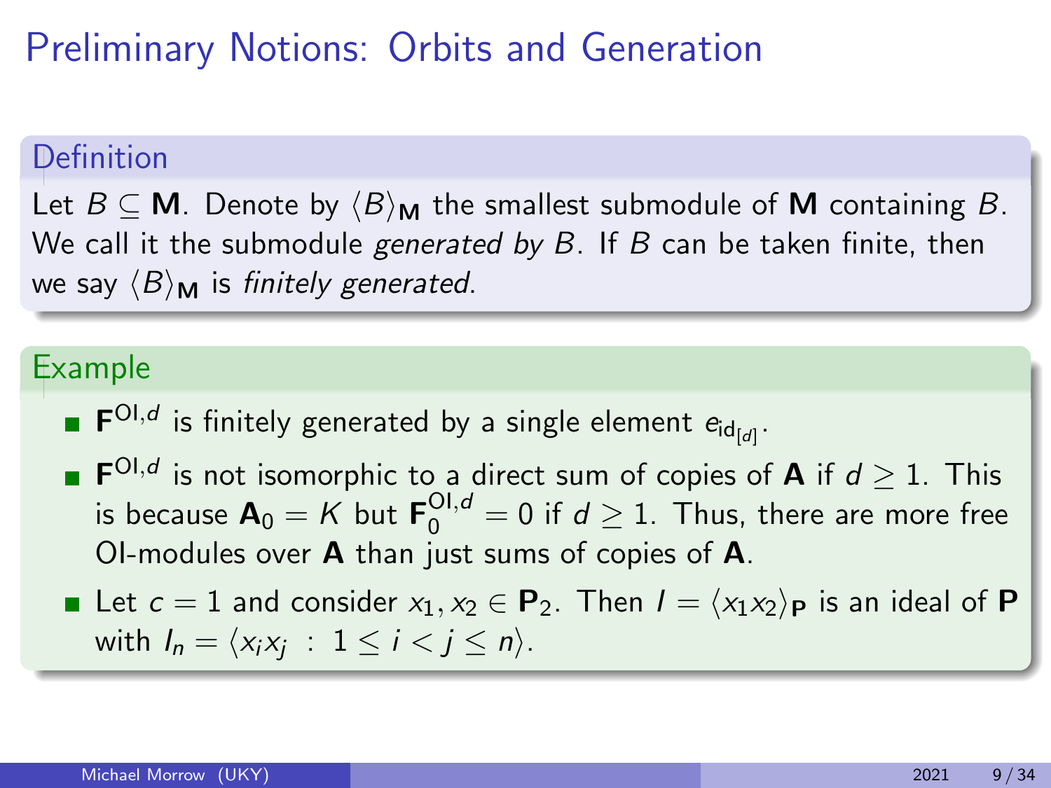# Preliminary Notions: Orbits and Generation

### Definition

Let $B \subseteq \mathbf{M}$. Denote by $\langle B \rangle_{\mathbf{M}}$ the smallest submodule of $\mathbf{M}$ containing $B$. We call it the submodule *generated by* $B$. If $B$ can be taken finite, then we say $\langle B \rangle_{\mathbf{M}}$ is *finitely generated*.

### Example

- $\mathbf{F}^{\mathrm{OI},d}$ is finitely generated by a single element $e_{\mathrm{id}_{[d]}}$.
- $\mathbf{F}^{\mathrm{OI},d}$ is not isomorphic to a direct sum of copies of $\mathbf{A}$ if $d \geq 1$. This is because $\mathbf{A}_0 = K$ but $\mathbf{F}_0^{\mathrm{OI},d} = 0$ if $d \geq 1$. Thus, there are more free OI-modules over $\mathbf{A}$ than just sums of copies of $\mathbf{A}$.
- Let $c = 1$ and consider $x_1, x_2 \in \mathbf{P}_2$. Then $I = \langle x_1 x_2 \rangle_{\mathbf{P}}$ is an ideal of $\mathbf{P}$ with $I_n = \langle x_i x_j \ : \ 1 \leq i < j \leq n \rangle$.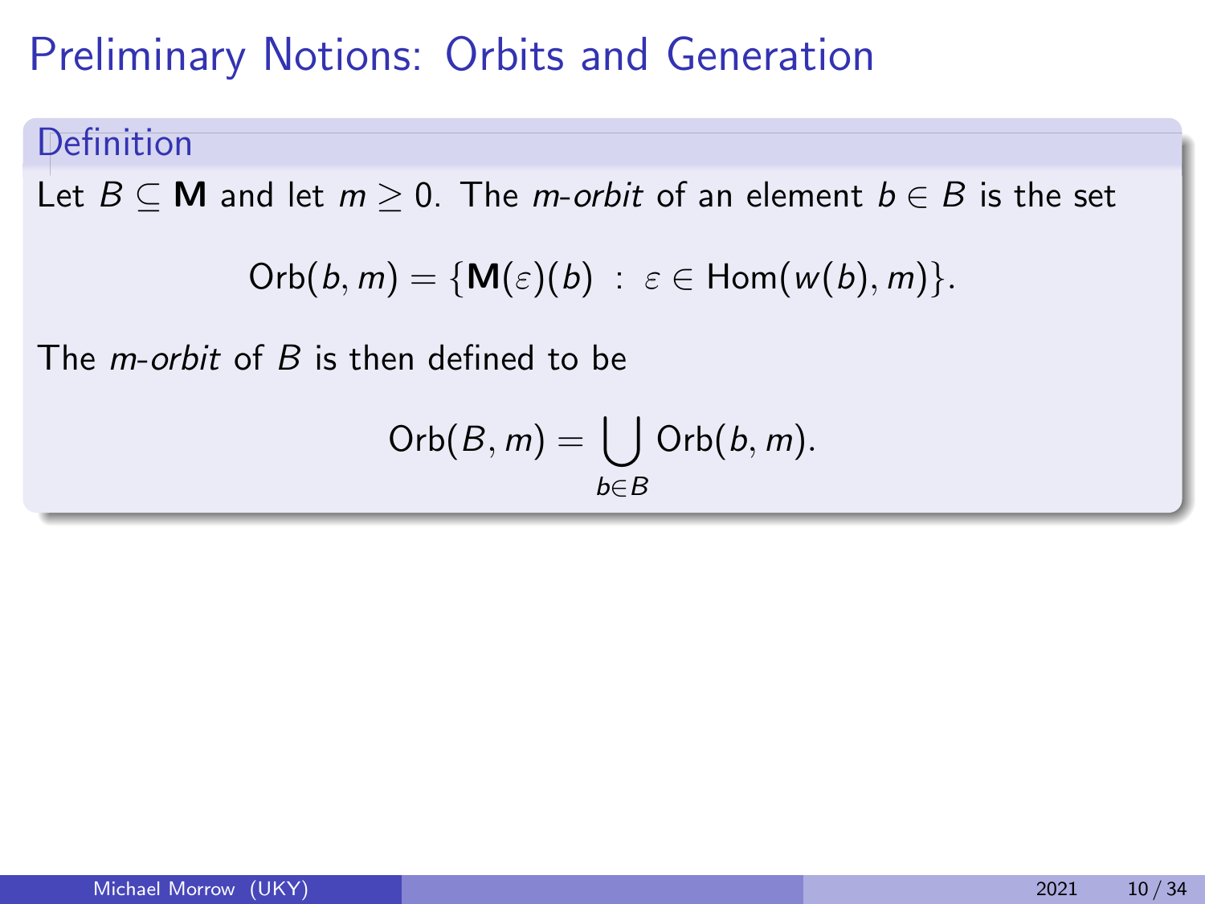# Preliminary Notions: Orbits and Generation

**Definition**

Let $B \subseteq \mathbf{M}$ and let $m \geq 0$. The *m-orbit* of an element $b \in B$ is the set

$$\mathrm{Orb}(b, m) = \{\mathbf{M}(\varepsilon)(b) \ : \ \varepsilon \in \mathrm{Hom}(w(b), m)\}.$$

The *m-orbit* of $B$ is then defined to be

$$\mathrm{Orb}(B, m) = \bigcup_{b \in B} \mathrm{Orb}(b, m).$$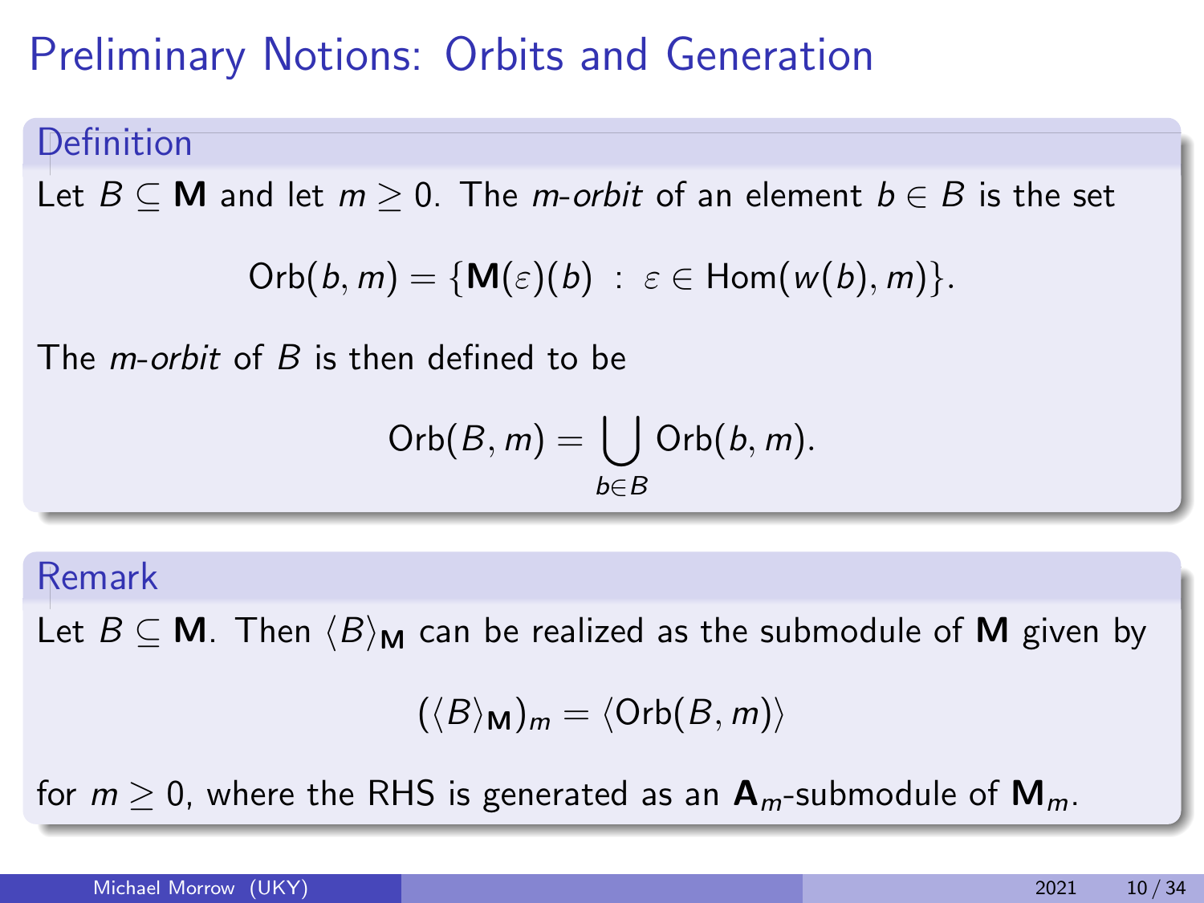# Preliminary Notions: Orbits and Generation

**Definition**

Let $B \subseteq \mathbf{M}$ and let $m \geq 0$. The *m-orbit* of an element $b \in B$ is the set

$$\mathrm{Orb}(b, m) = \{\mathbf{M}(\varepsilon)(b) \;:\; \varepsilon \in \mathrm{Hom}(w(b), m)\}.$$

The *m-orbit* of $B$ is then defined to be

$$\mathrm{Orb}(B, m) = \bigcup_{b \in B} \mathrm{Orb}(b, m).$$

**Remark**

Let $B \subseteq \mathbf{M}$. Then $\langle B \rangle_{\mathbf{M}}$ can be realized as the submodule of $\mathbf{M}$ given by

$$(\langle B \rangle_{\mathbf{M}})_m = \langle \mathrm{Orb}(B, m) \rangle$$

for $m \geq 0$, where the RHS is generated as an $\mathbf{A}_m$-submodule of $\mathbf{M}_m$.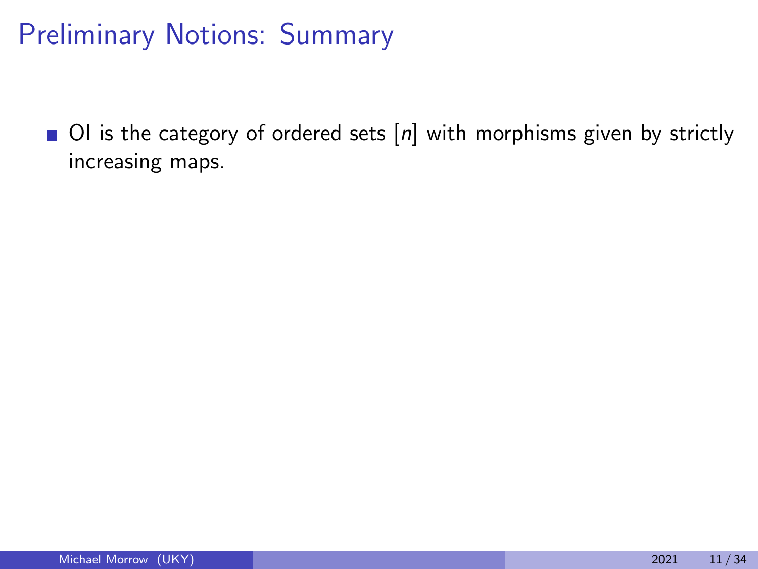# Preliminary Notions: Summary

- OI is the category of ordered sets $[n]$ with morphisms given by strictly increasing maps.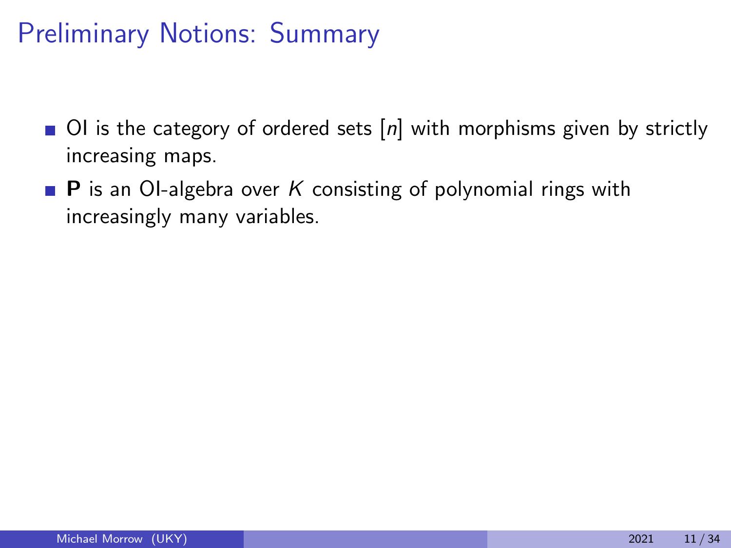# Preliminary Notions: Summary

- OI is the category of ordered sets $[n]$ with morphisms given by strictly increasing maps.
- **P** is an OI-algebra over $K$ consisting of polynomial rings with increasingly many variables.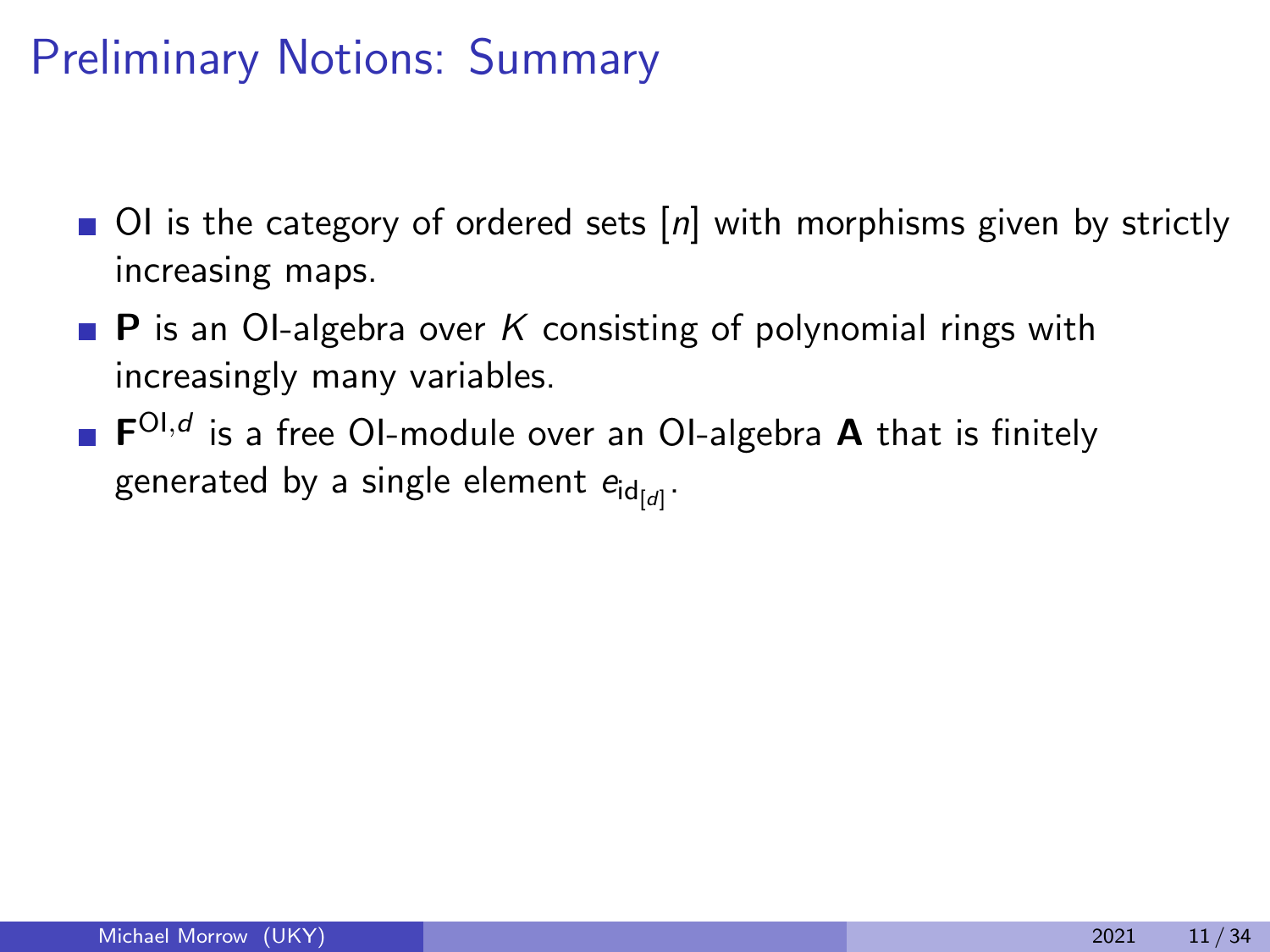# Preliminary Notions: Summary

- OI is the category of ordered sets $[n]$ with morphisms given by strictly increasing maps.
- $\mathbf{P}$ is an OI-algebra over $K$ consisting of polynomial rings with increasingly many variables.
- $\mathbf{F}^{\mathrm{OI},d}$ is a free OI-module over an OI-algebra $\mathbf{A}$ that is finitely generated by a single element $e_{\mathrm{id}_{[d]}}$.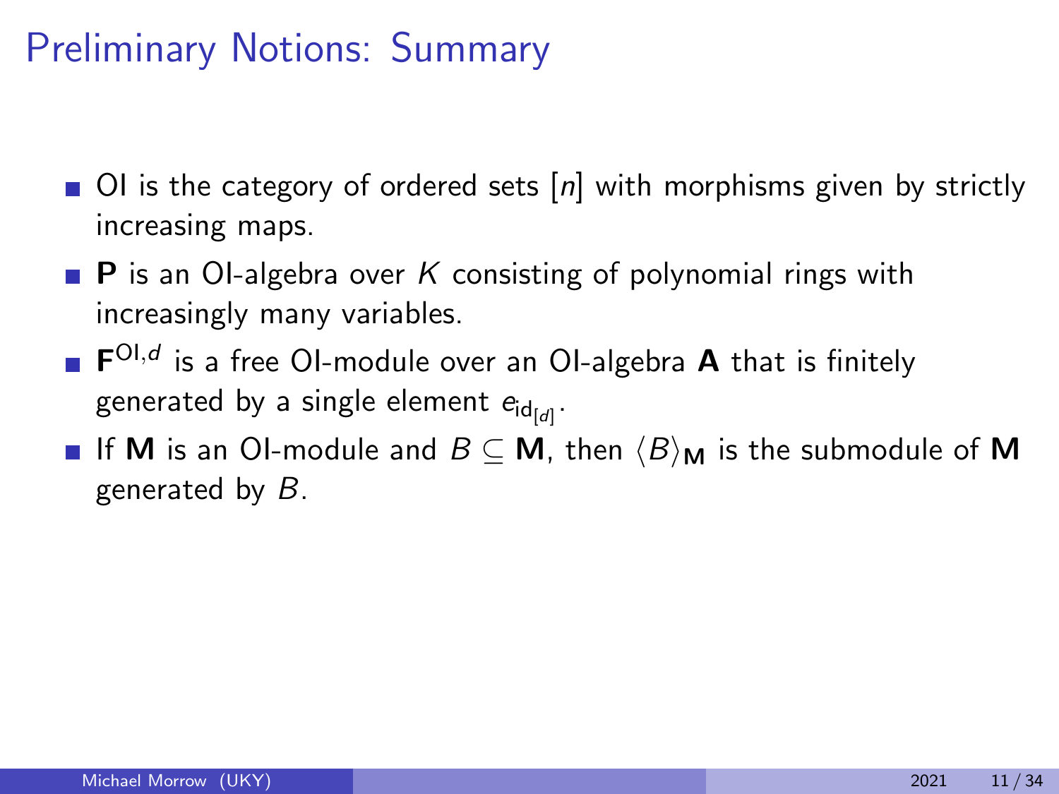# Preliminary Notions: Summary

- OI is the category of ordered sets $[n]$ with morphisms given by strictly increasing maps.
- $\mathbf{P}$ is an OI-algebra over $K$ consisting of polynomial rings with increasingly many variables.
- $\mathbf{F}^{\mathrm{OI},d}$ is a free OI-module over an OI-algebra $\mathbf{A}$ that is finitely generated by a single element $e_{\mathrm{id}_{[d]}}$.
- If $\mathbf{M}$ is an OI-module and $B \subseteq \mathbf{M}$, then $\langle B \rangle_{\mathbf{M}}$ is the submodule of $\mathbf{M}$ generated by $B$.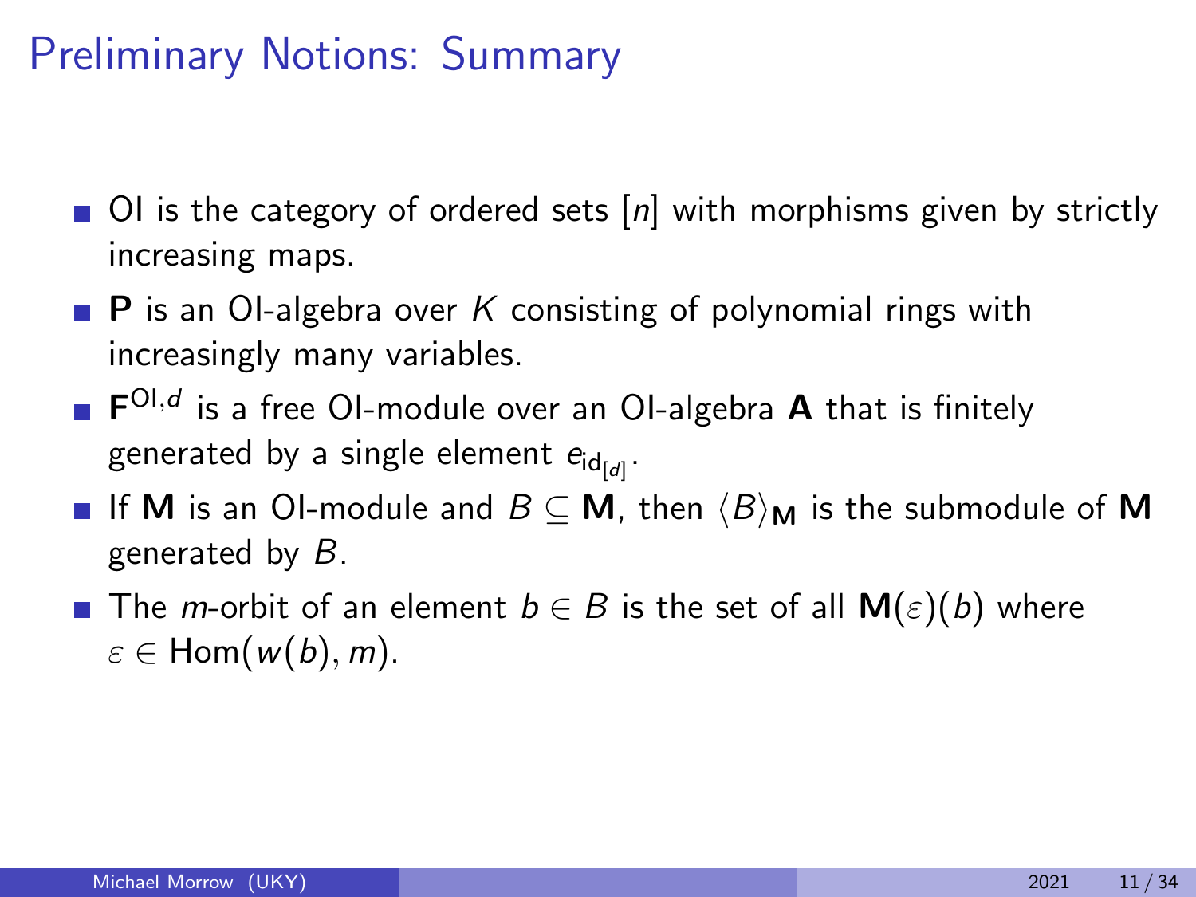# Preliminary Notions: Summary

- OI is the category of ordered sets $[n]$ with morphisms given by strictly increasing maps.
- $\mathbf{P}$ is an OI-algebra over $K$ consisting of polynomial rings with increasingly many variables.
- $\mathbf{F}^{\mathrm{OI},d}$ is a free OI-module over an OI-algebra $\mathbf{A}$ that is finitely generated by a single element $e_{\mathrm{id}_{[d]}}$.
- If $\mathbf{M}$ is an OI-module and $B \subseteq \mathbf{M}$, then $\langle B \rangle_{\mathbf{M}}$ is the submodule of $\mathbf{M}$ generated by $B$.
- The $m$-orbit of an element $b \in B$ is the set of all $\mathbf{M}(\varepsilon)(b)$ where $\varepsilon \in \mathrm{Hom}(w(b), m)$.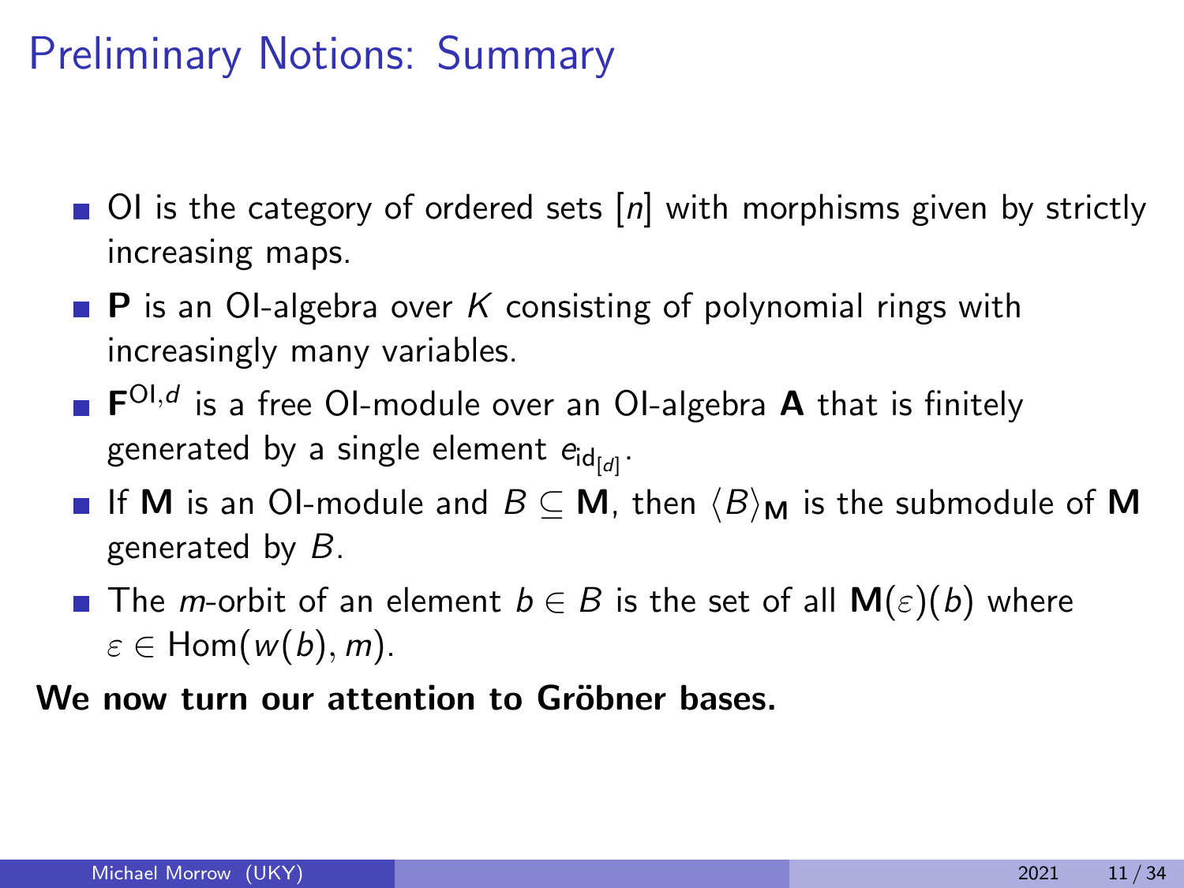# Preliminary Notions: Summary

- OI is the category of ordered sets $[n]$ with morphisms given by strictly increasing maps.
- $\mathbf{P}$ is an OI-algebra over $K$ consisting of polynomial rings with increasingly many variables.
- $\mathbf{F}^{\mathrm{OI},d}$ is a free OI-module over an OI-algebra $\mathbf{A}$ that is finitely generated by a single element $e_{\mathrm{id}_{[d]}}$.
- If $\mathbf{M}$ is an OI-module and $B \subseteq \mathbf{M}$, then $\langle B \rangle_{\mathbf{M}}$ is the submodule of $\mathbf{M}$ generated by $B$.
- The $m$-orbit of an element $b \in B$ is the set of all $\mathbf{M}(\varepsilon)(b)$ where $\varepsilon \in \mathrm{Hom}(w(b), m)$.

**We now turn our attention to Gröbner bases.**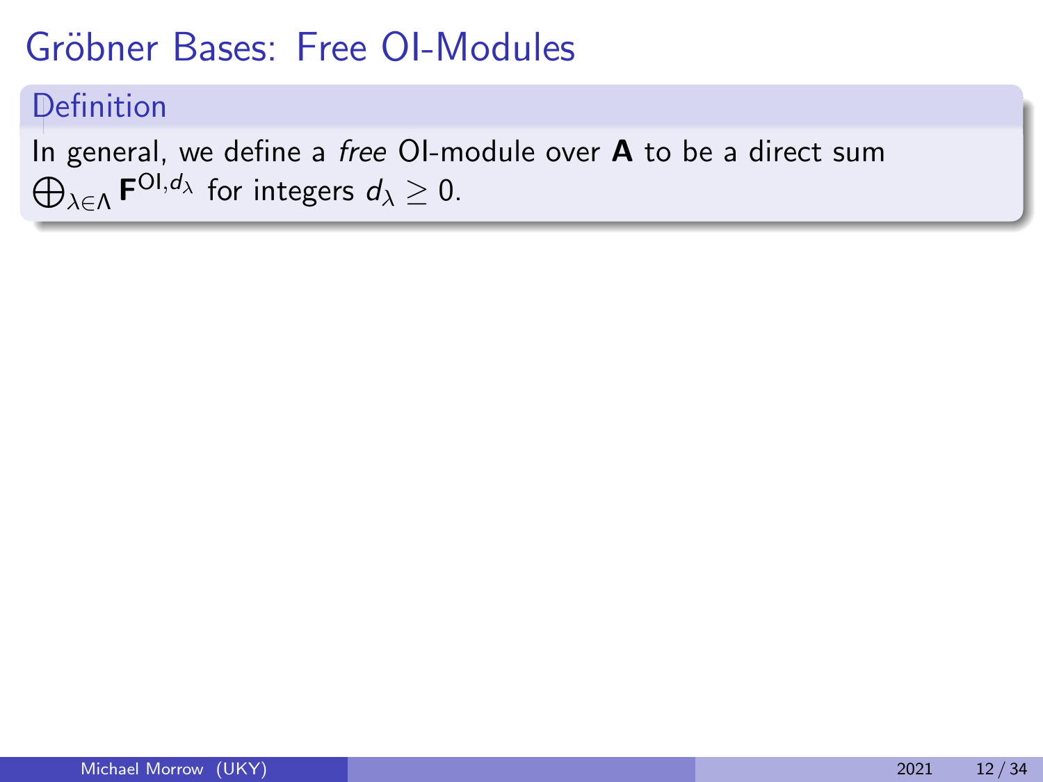# Gröbner Bases: Free OI-Modules

**Definition**

In general, we define a *free* OI-module over $\mathbf{A}$ to be a direct sum $\bigoplus_{\lambda \in \Lambda} \mathbf{F}^{\text{OI}, d_\lambda}$ for integers $d_\lambda \geq 0$.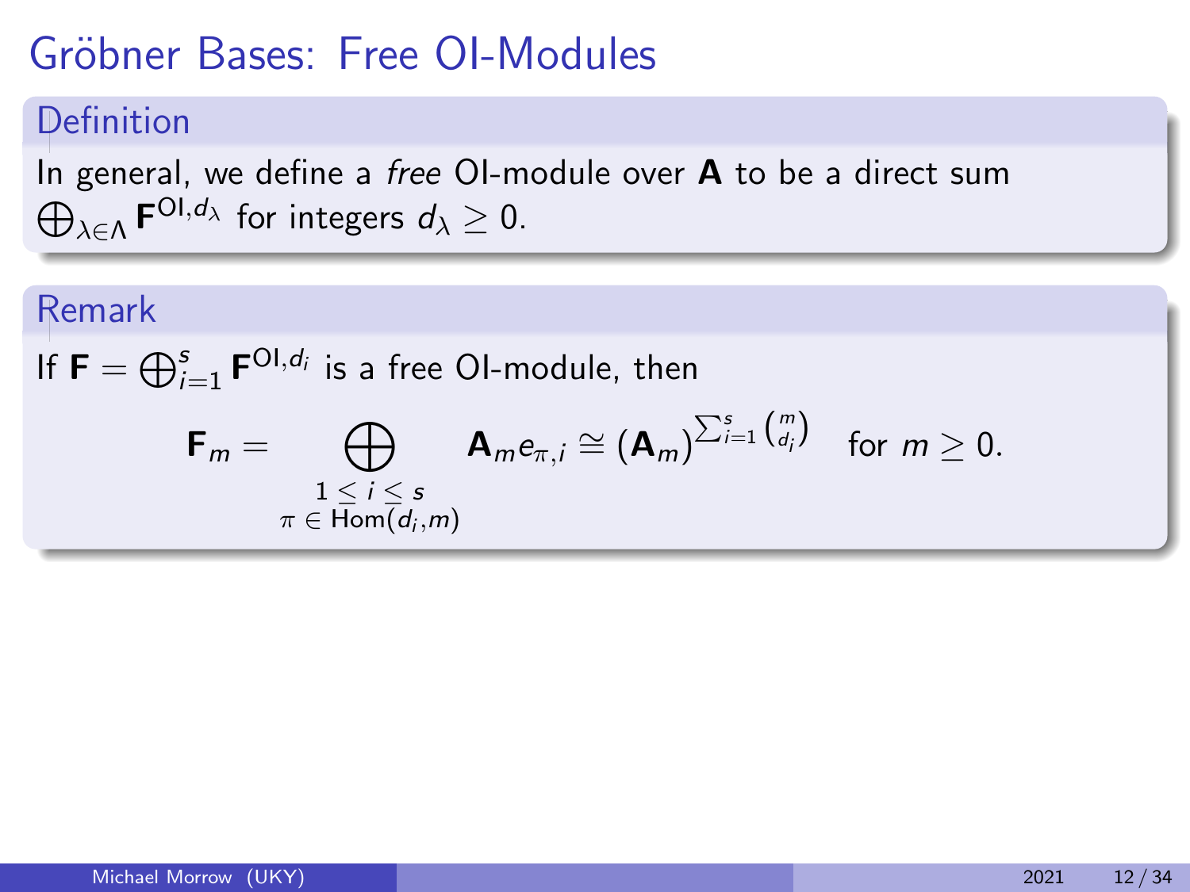# Gröbner Bases: Free OI-Modules

**Definition**

In general, we define a *free* OI-module over $\mathbf{A}$ to be a direct sum $\bigoplus_{\lambda \in \Lambda} \mathbf{F}^{\mathrm{OI},d_\lambda}$ for integers $d_\lambda \geq 0$.

**Remark**

If $\mathbf{F} = \bigoplus_{i=1}^{s} \mathbf{F}^{\mathrm{OI},d_i}$ is a free OI-module, then

$$\mathbf{F}_m = \bigoplus_{\substack{1 \leq i \leq s \\ \pi \in \mathrm{Hom}(d_i, m)}} \mathbf{A}_m e_{\pi,i} \cong (\mathbf{A}_m)^{\sum_{i=1}^{s} \binom{m}{d_i}} \quad \text{for } m \geq 0.$$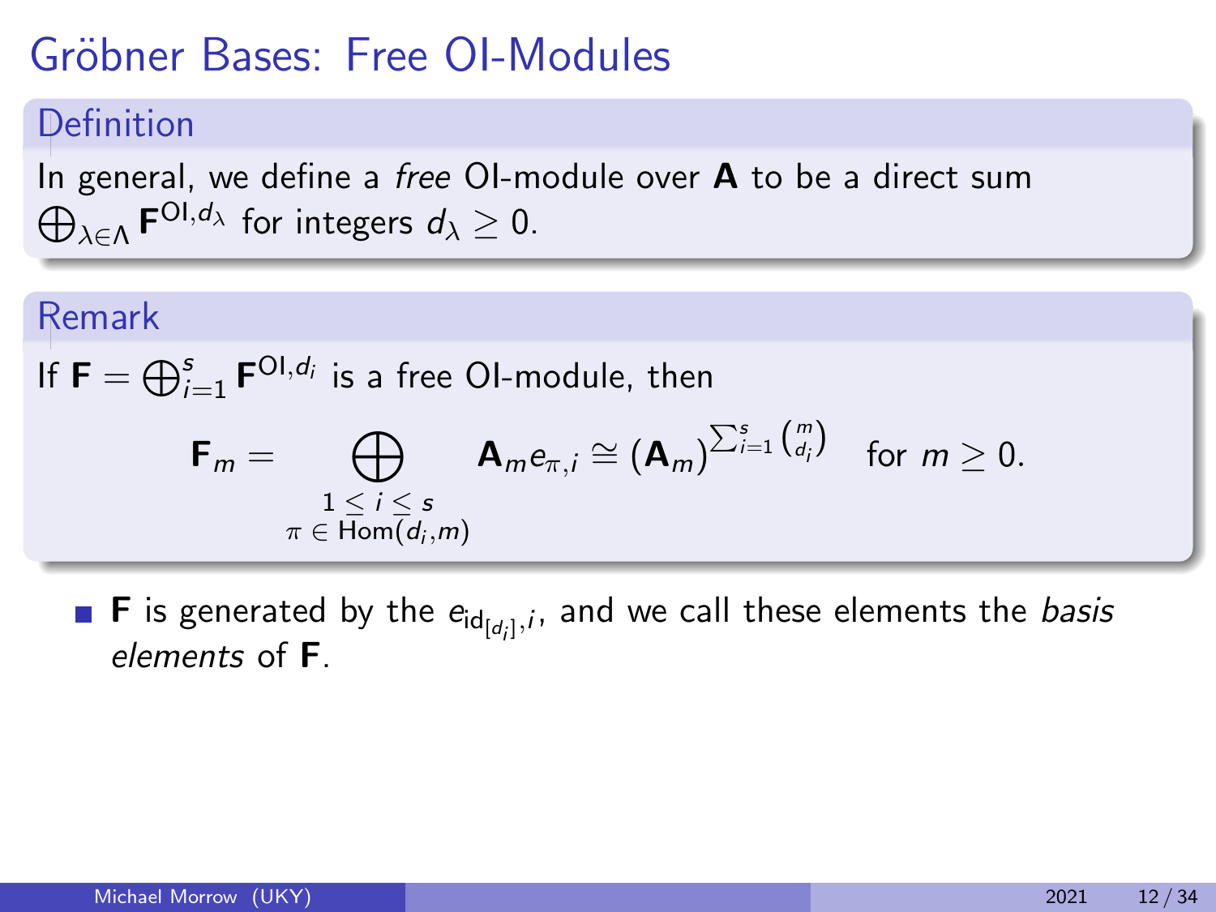# Gröbner Bases: Free OI-Modules

**Definition**

In general, we define a *free* OI-module over $\mathbf{A}$ to be a direct sum $\bigoplus_{\lambda \in \Lambda} \mathbf{F}^{\mathrm{OI}, d_\lambda}$ for integers $d_\lambda \geq 0$.

**Remark**

If $\mathbf{F} = \bigoplus_{i=1}^{s} \mathbf{F}^{\mathrm{OI}, d_i}$ is a free OI-module, then

$$\mathbf{F}_m = \bigoplus_{\substack{1 \leq i \leq s \\ \pi \in \mathrm{Hom}(d_i, m)}} \mathbf{A}_m e_{\pi, i} \cong (\mathbf{A}_m)^{\sum_{i=1}^{s} \binom{m}{d_i}} \quad \text{for } m \geq 0.$$

- $\mathbf{F}$ is generated by the $e_{\mathrm{id}_{[d_i]}, i}$, and we call these elements the *basis elements* of $\mathbf{F}$.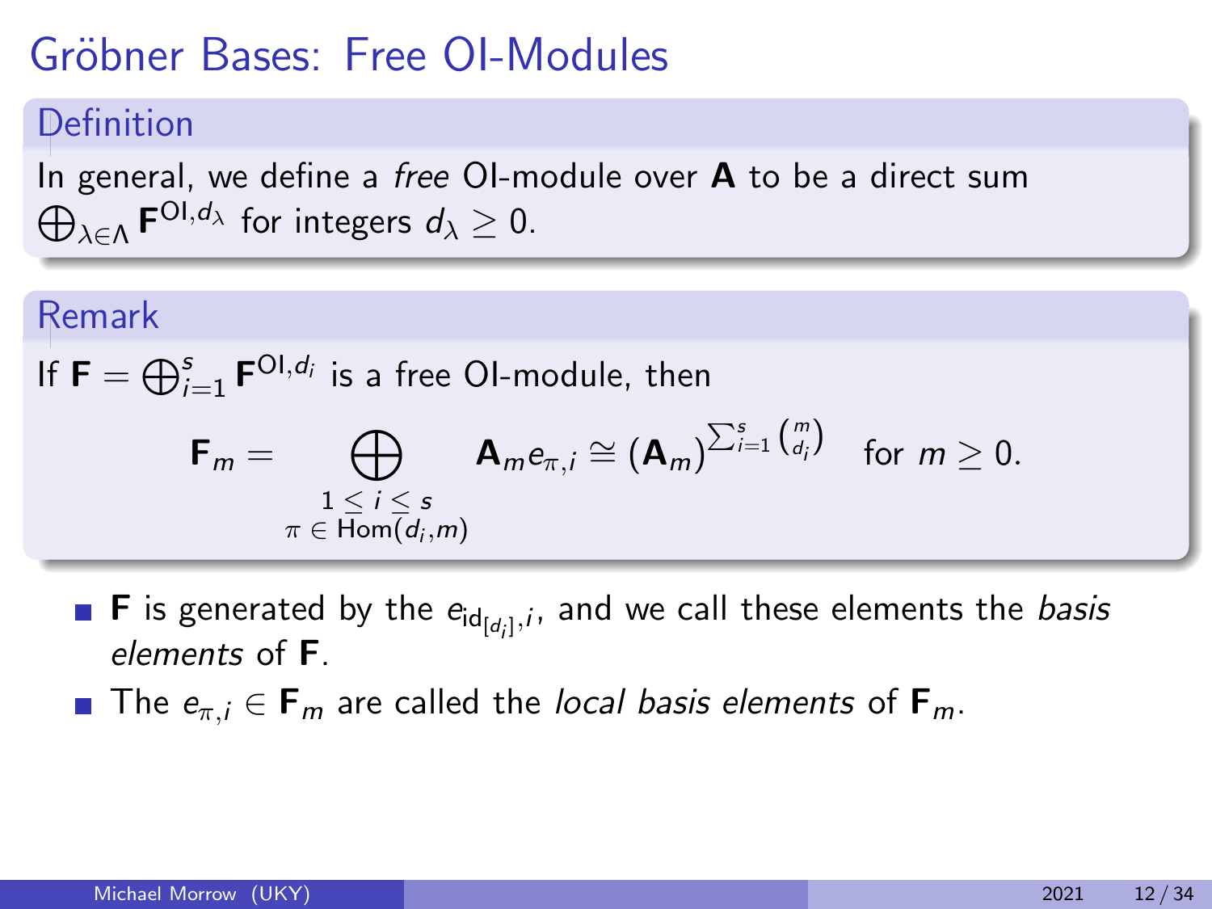# Gröbner Bases: Free OI-Modules

**Definition**

In general, we define a *free* OI-module over $\mathbf{A}$ to be a direct sum $\bigoplus_{\lambda \in \Lambda} \mathbf{F}^{\mathrm{OI}, d_\lambda}$ for integers $d_\lambda \geq 0$.

**Remark**

If $\mathbf{F} = \bigoplus_{i=1}^{s} \mathbf{F}^{\mathrm{OI}, d_i}$ is a free OI-module, then

$$\mathbf{F}_m = \bigoplus_{\substack{1 \leq i \leq s \\ \pi \in \mathrm{Hom}(d_i, m)}} \mathbf{A}_m e_{\pi, i} \cong (\mathbf{A}_m)^{\sum_{i=1}^{s} \binom{m}{d_i}} \quad \text{for } m \geq 0.$$

- $\mathbf{F}$ is generated by the $e_{\mathrm{id}_{[d_i]}, i}$, and we call these elements the *basis elements* of $\mathbf{F}$.
- The $e_{\pi, i} \in \mathbf{F}_m$ are called the *local basis elements* of $\mathbf{F}_m$.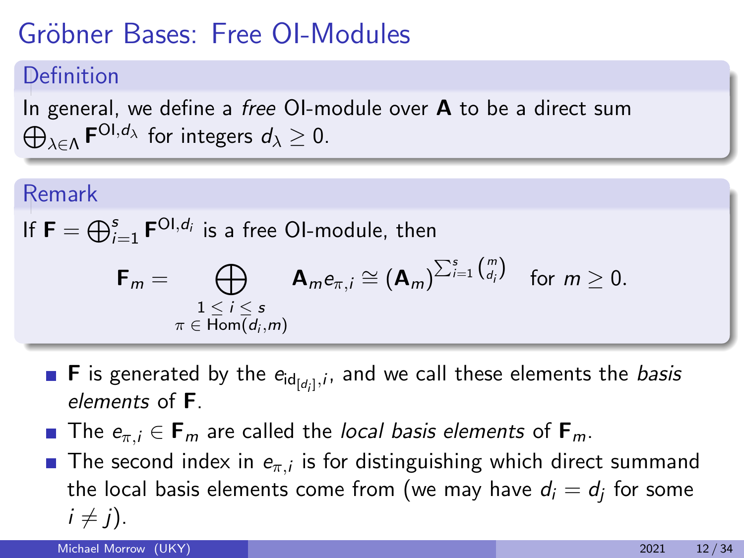# Gröbner Bases: Free OI-Modules

**Definition**

In general, we define a *free* OI-module over $\mathbf{A}$ to be a direct sum $\bigoplus_{\lambda \in \Lambda} \mathbf{F}^{\mathrm{OI}, d_\lambda}$ for integers $d_\lambda \geq 0$.

**Remark**

If $\mathbf{F} = \bigoplus_{i=1}^{s} \mathbf{F}^{\mathrm{OI}, d_i}$ is a free OI-module, then

$$\mathbf{F}_m = \bigoplus_{\substack{1 \leq i \leq s \\ \pi \in \mathrm{Hom}(d_i, m)}} \mathbf{A}_m e_{\pi, i} \cong (\mathbf{A}_m)^{\sum_{i=1}^{s} \binom{m}{d_i}} \quad \text{for } m \geq 0.$$

- $\mathbf{F}$ is generated by the $e_{\mathrm{id}_{[d_i]}, i}$, and we call these elements the *basis elements* of $\mathbf{F}$.
- The $e_{\pi, i} \in \mathbf{F}_m$ are called the *local basis elements* of $\mathbf{F}_m$.
- The second index in $e_{\pi, i}$ is for distinguishing which direct summand the local basis elements come from (we may have $d_i = d_j$ for some $i \neq j$).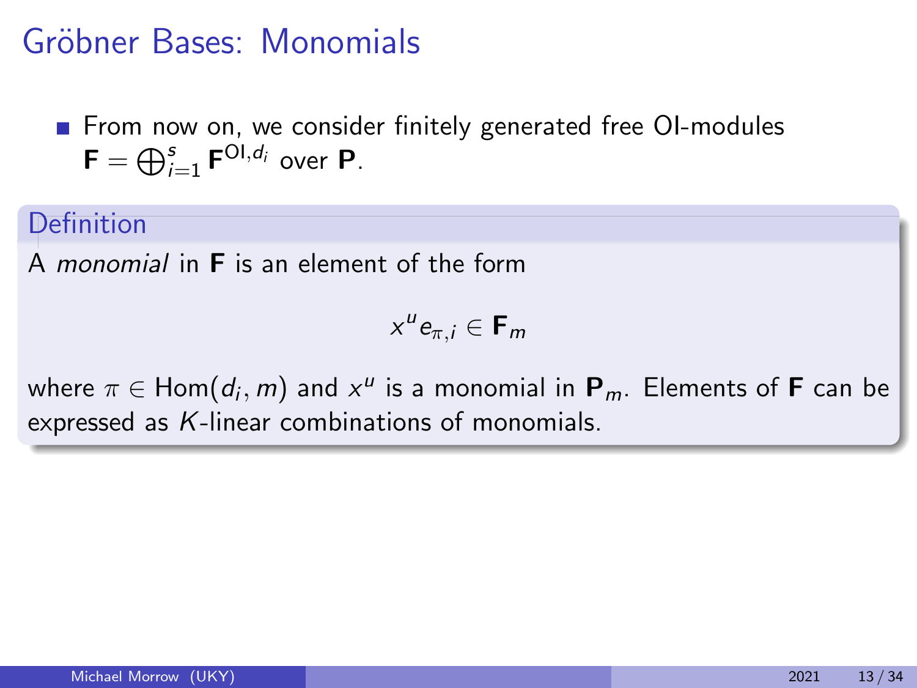# Gröbner Bases: Monomials

- From now on, we consider finitely generated free OI-modules $\mathbf{F} = \bigoplus_{i=1}^{s} \mathbf{F}^{\mathrm{OI},d_i}$ over $\mathbf{P}$.

**Definition**

A *monomial* in $\mathbf{F}$ is an element of the form

$$x^u e_{\pi,i} \in \mathbf{F}_m$$

where $\pi \in \mathrm{Hom}(d_i, m)$ and $x^u$ is a monomial in $\mathbf{P}_m$. Elements of $\mathbf{F}$ can be expressed as $K$-linear combinations of monomials.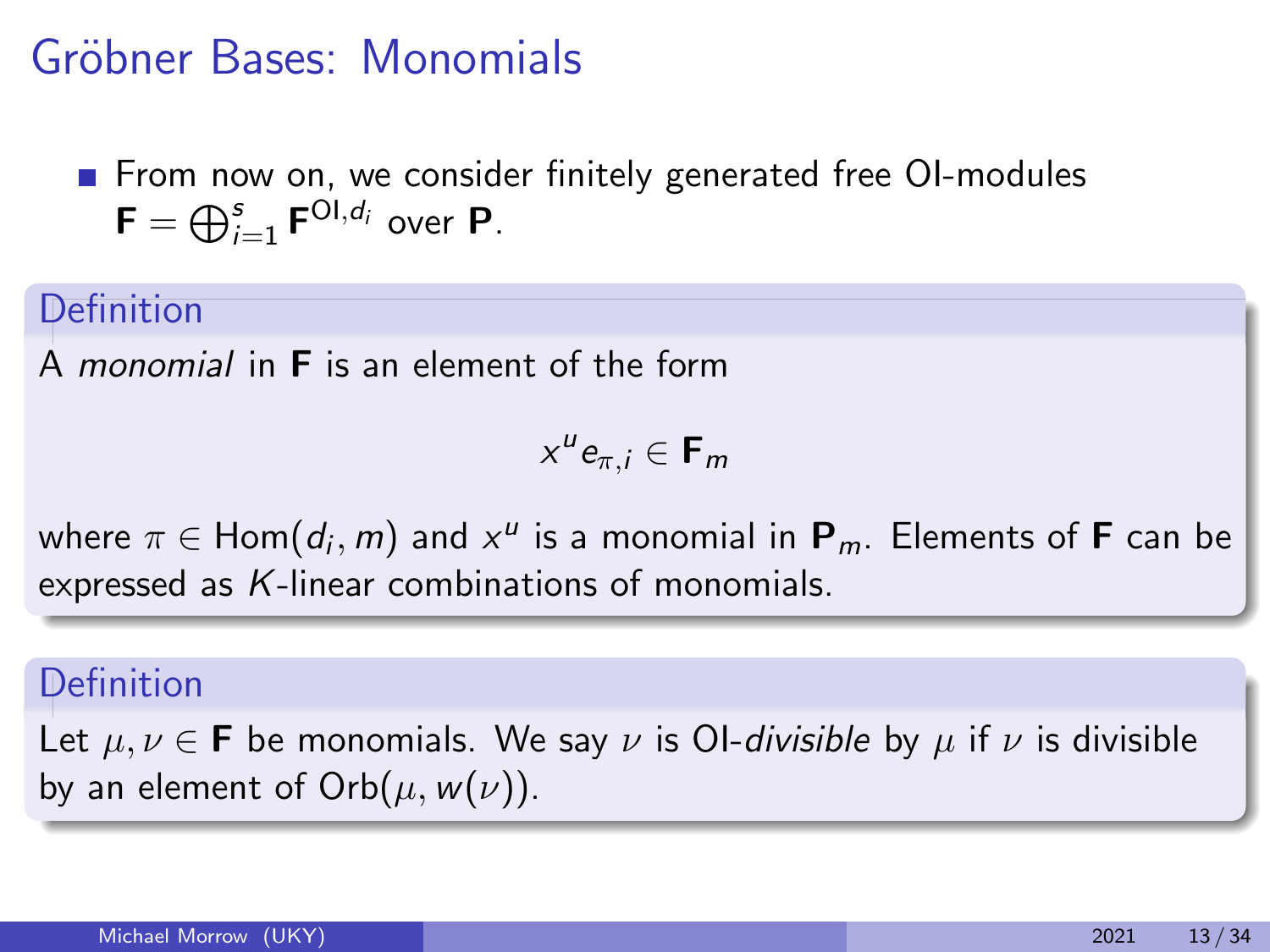# Gröbner Bases: Monomials

- From now on, we consider finitely generated free OI-modules $\mathbf{F} = \bigoplus_{i=1}^{s} \mathbf{F}^{\mathrm{OI},d_i}$ over $\mathbf{P}$.

**Definition**

A *monomial* in $\mathbf{F}$ is an element of the form

$$x^u e_{\pi,i} \in \mathbf{F}_m$$

where $\pi \in \mathrm{Hom}(d_i, m)$ and $x^u$ is a monomial in $\mathbf{P}_m$. Elements of $\mathbf{F}$ can be expressed as $K$-linear combinations of monomials.

**Definition**

Let $\mu, \nu \in \mathbf{F}$ be monomials. We say $\nu$ is OI-*divisible* by $\mu$ if $\nu$ is divisible by an element of $\mathrm{Orb}(\mu, w(\nu))$.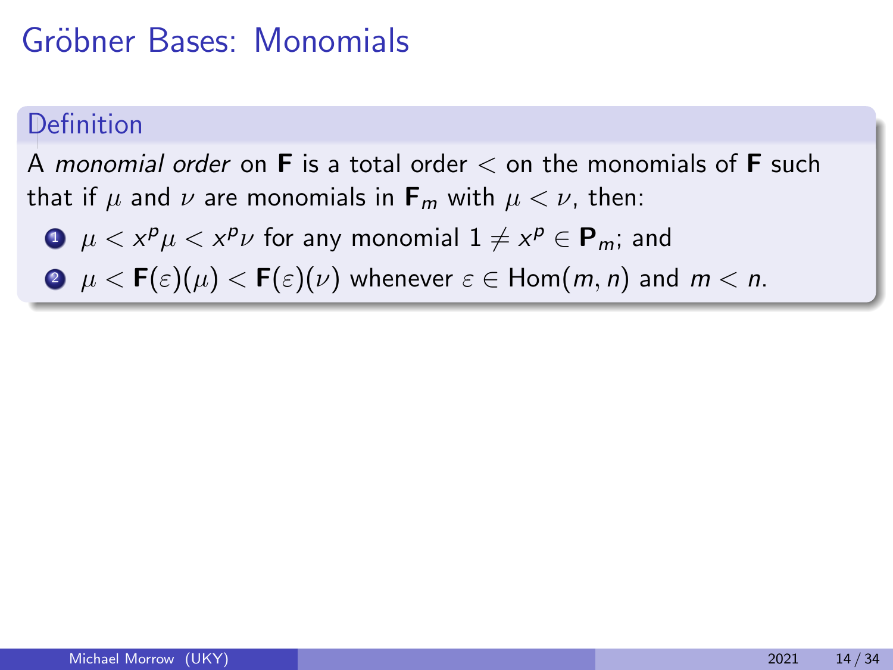# Gröbner Bases: Monomials

**Definition**

A *monomial order* on $\mathbf{F}$ is a total order $<$ on the monomials of $\mathbf{F}$ such that if $\mu$ and $\nu$ are monomials in $\mathbf{F}_m$ with $\mu < \nu$, then:

1. $\mu < x^p \mu < x^p \nu$ for any monomial $1 \neq x^p \in \mathbf{P}_m$; and
2. $\mu < \mathbf{F}(\varepsilon)(\mu) < \mathbf{F}(\varepsilon)(\nu)$ whenever $\varepsilon \in \mathrm{Hom}(m, n)$ and $m < n$.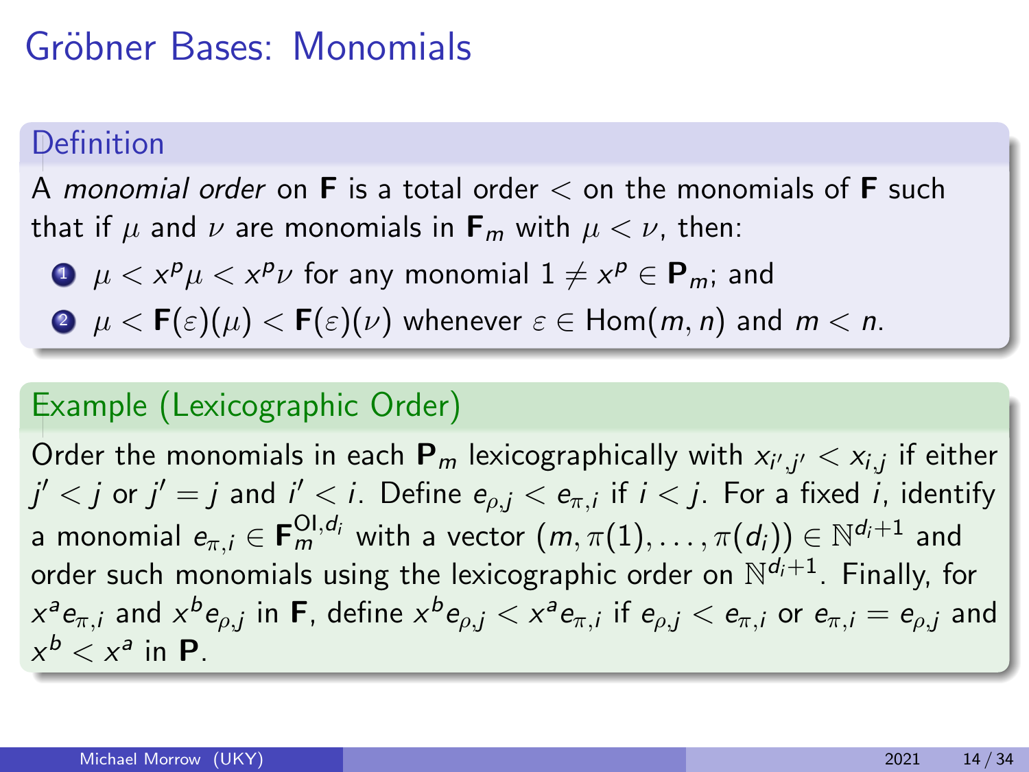# Gröbner Bases: Monomials

**Definition**

A *monomial order* on $\mathbf{F}$ is a total order $<$ on the monomials of $\mathbf{F}$ such that if $\mu$ and $\nu$ are monomials in $\mathbf{F}_m$ with $\mu < \nu$, then:

1. $\mu < x^p \mu < x^p \nu$ for any monomial $1 \neq x^p \in \mathbf{P}_m$; and
2. $\mu < \mathbf{F}(\varepsilon)(\mu) < \mathbf{F}(\varepsilon)(\nu)$ whenever $\varepsilon \in \operatorname{Hom}(m, n)$ and $m < n$.

**Example (Lexicographic Order)**

Order the monomials in each $\mathbf{P}_m$ lexicographically with $x_{i',j'} < x_{i,j}$ if either $j' < j$ or $j' = j$ and $i' < i$. Define $e_{\rho,j} < e_{\pi,i}$ if $i < j$. For a fixed $i$, identify a monomial $e_{\pi,i} \in \mathbf{F}_m^{\mathrm{OI},d_i}$ with a vector $(m, \pi(1), \ldots, \pi(d_i)) \in \mathbb{N}^{d_i+1}$ and order such monomials using the lexicographic order on $\mathbb{N}^{d_i+1}$. Finally, for $x^a e_{\pi,i}$ and $x^b e_{\rho,j}$ in $\mathbf{F}$, define $x^b e_{\rho,j} < x^a e_{\pi,i}$ if $e_{\rho,j} < e_{\pi,i}$ or $e_{\pi,i} = e_{\rho,j}$ and $x^b < x^a$ in $\mathbf{P}$.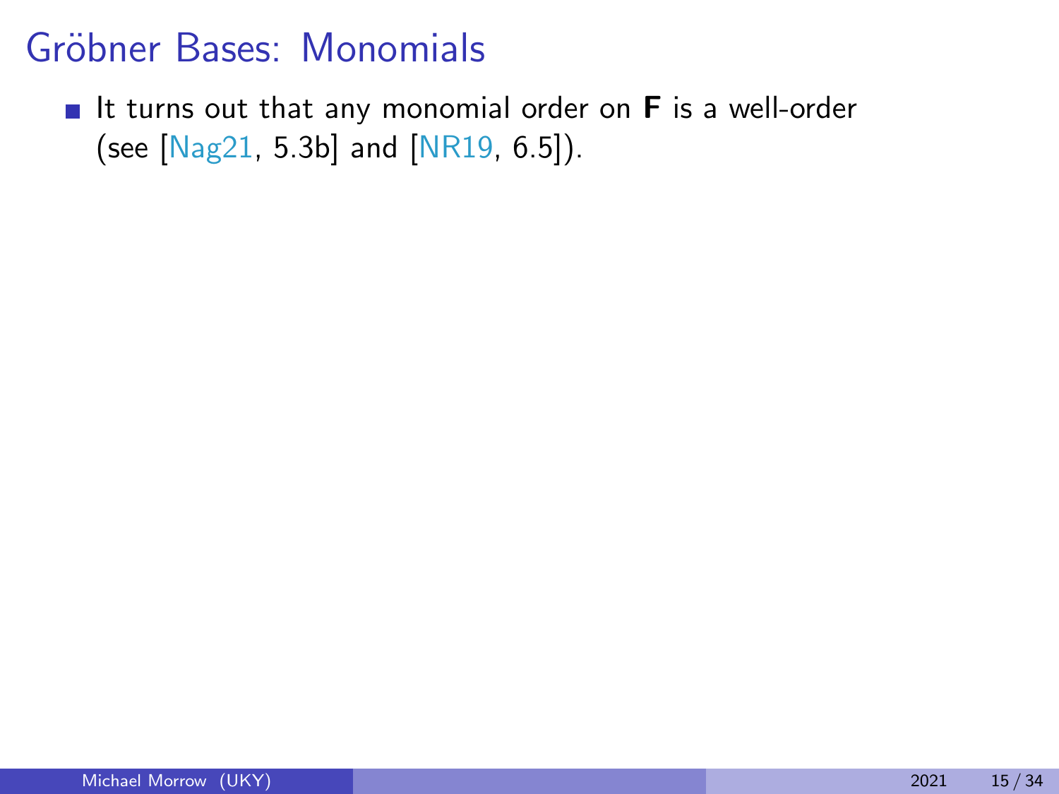# Gröbner Bases: Monomials

- It turns out that any monomial order on **F** is a well-order (see [Nag21, 5.3b] and [NR19, 6.5]).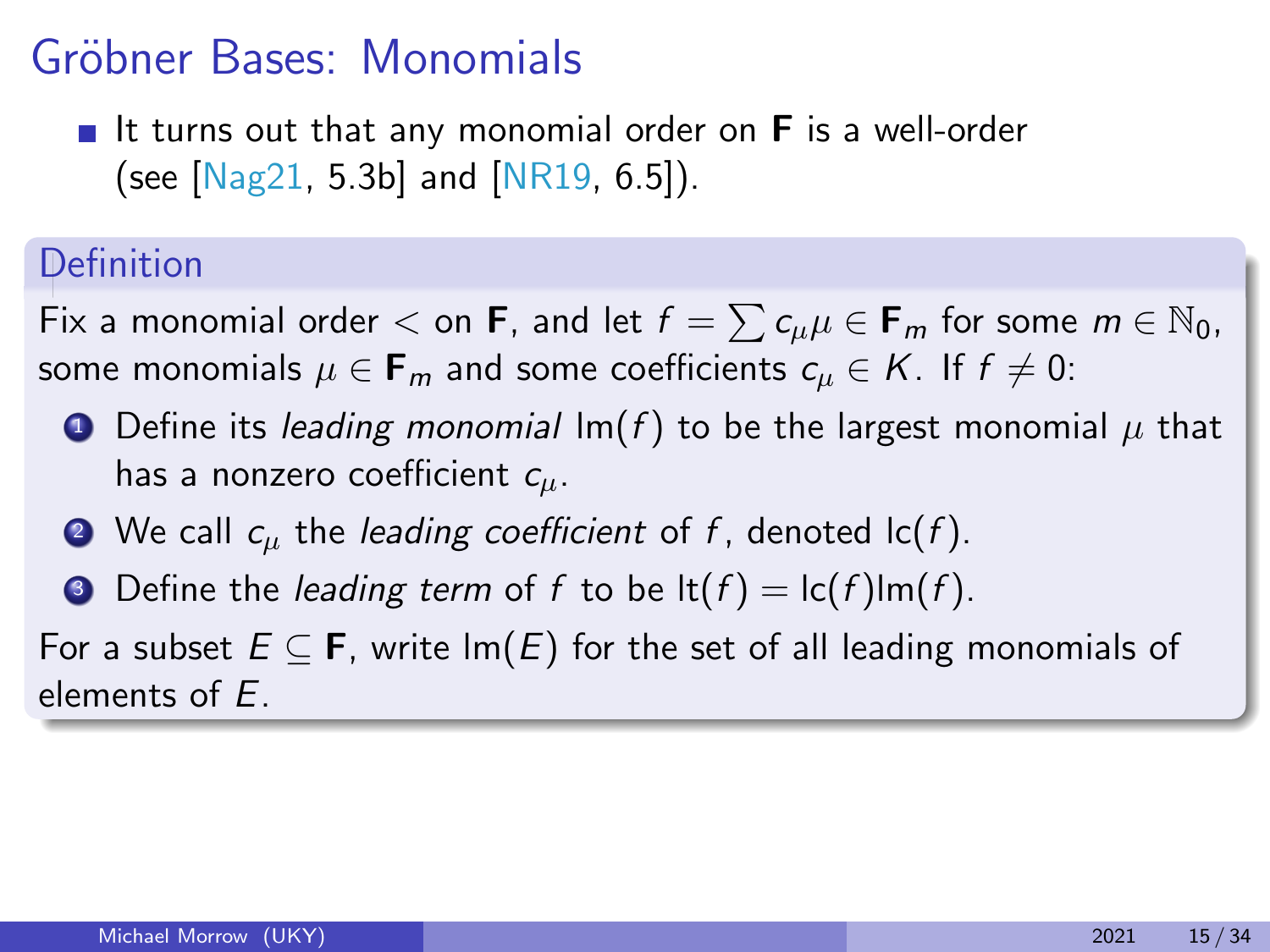# Gröbner Bases: Monomials

- It turns out that any monomial order on $\mathbf{F}$ is a well-order (see [Nag21, 5.3b] and [NR19, 6.5]).

### Definition

Fix a monomial order $<$ on $\mathbf{F}$, and let $f = \sum c_\mu \mu \in \mathbf{F}_m$ for some $m \in \mathbb{N}_0$, some monomials $\mu \in \mathbf{F}_m$ and some coefficients $c_\mu \in K$. If $f \neq 0$:

1. Define its *leading monomial* $\operatorname{lm}(f)$ to be the largest monomial $\mu$ that has a nonzero coefficient $c_\mu$.
2. We call $c_\mu$ the *leading coefficient* of $f$, denoted $\operatorname{lc}(f)$.
3. Define the *leading term* of $f$ to be $\operatorname{lt}(f) = \operatorname{lc}(f)\operatorname{lm}(f)$.

For a subset $E \subseteq \mathbf{F}$, write $\operatorname{lm}(E)$ for the set of all leading monomials of elements of $E$.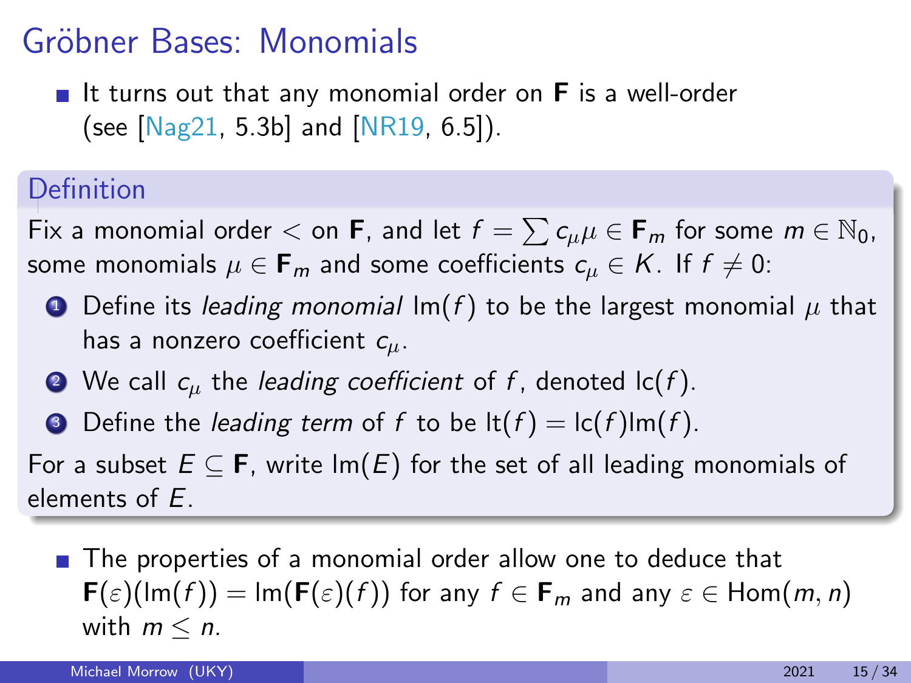# Gröbner Bases: Monomials

- It turns out that any monomial order on $\mathbf{F}$ is a well-order (see [Nag21, 5.3b] and [NR19, 6.5]).

**Definition**

Fix a monomial order $<$ on $\mathbf{F}$, and let $f = \sum c_\mu \mu \in \mathbf{F}_m$ for some $m \in \mathbb{N}_0$, some monomials $\mu \in \mathbf{F}_m$ and some coefficients $c_\mu \in K$. If $f \neq 0$:

1. Define its *leading monomial* $\text{lm}(f)$ to be the largest monomial $\mu$ that has a nonzero coefficient $c_\mu$.
2. We call $c_\mu$ the *leading coefficient* of $f$, denoted $\text{lc}(f)$.
3. Define the *leading term* of $f$ to be $\text{lt}(f) = \text{lc}(f)\text{lm}(f)$.

For a subset $E \subseteq \mathbf{F}$, write $\text{lm}(E)$ for the set of all leading monomials of elements of $E$.

- The properties of a monomial order allow one to deduce that $\mathbf{F}(\varepsilon)(\text{lm}(f)) = \text{lm}(\mathbf{F}(\varepsilon)(f))$ for any $f \in \mathbf{F}_m$ and any $\varepsilon \in \text{Hom}(m, n)$ with $m \leq n$.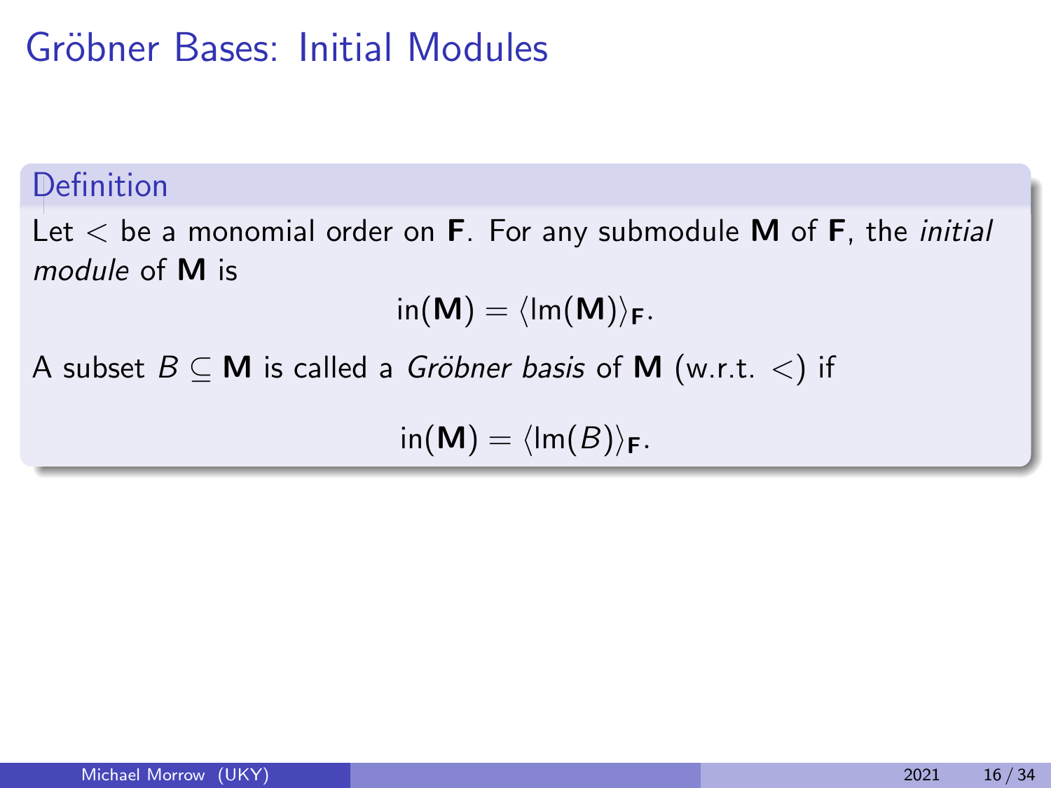# Gröbner Bases: Initial Modules

**Definition**

Let $<$ be a monomial order on $\mathbf{F}$. For any submodule $\mathbf{M}$ of $\mathbf{F}$, the *initial module* of $\mathbf{M}$ is

$$\text{in}(\mathbf{M}) = \langle \text{lm}(\mathbf{M}) \rangle_{\mathbf{F}}.$$

A subset $B \subseteq \mathbf{M}$ is called a *Gröbner basis* of $\mathbf{M}$ (w.r.t. $<$) if

$$\text{in}(\mathbf{M}) = \langle \text{lm}(B) \rangle_{\mathbf{F}}.$$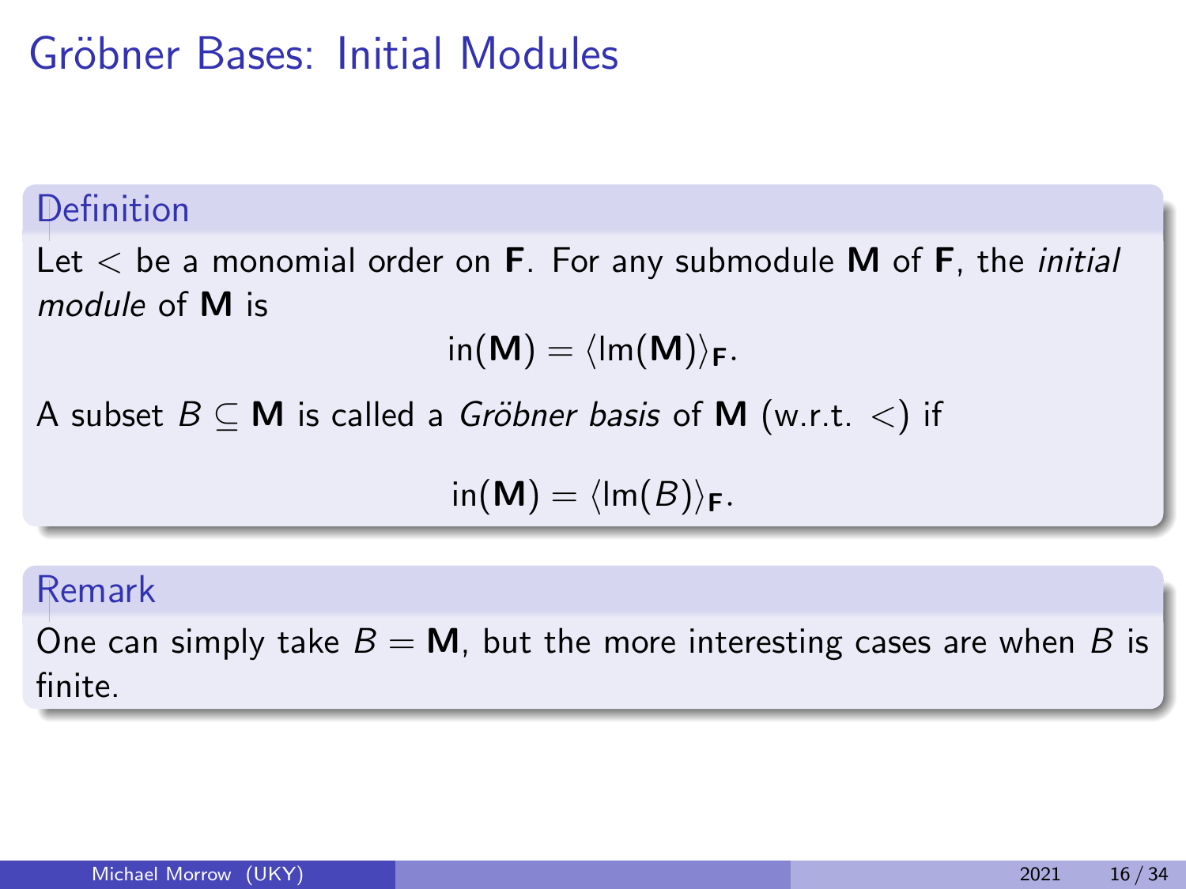# Gröbner Bases: Initial Modules

**Definition**

Let $<$ be a monomial order on $\mathbf{F}$. For any submodule $\mathbf{M}$ of $\mathbf{F}$, the *initial module* of $\mathbf{M}$ is

$$\text{in}(\mathbf{M}) = \langle \text{lm}(\mathbf{M}) \rangle_{\mathbf{F}}.$$

A subset $B \subseteq \mathbf{M}$ is called a *Gröbner basis* of $\mathbf{M}$ (w.r.t. $<$) if

$$\text{in}(\mathbf{M}) = \langle \text{lm}(B) \rangle_{\mathbf{F}}.$$

**Remark**

One can simply take $B = \mathbf{M}$, but the more interesting cases are when $B$ is finite.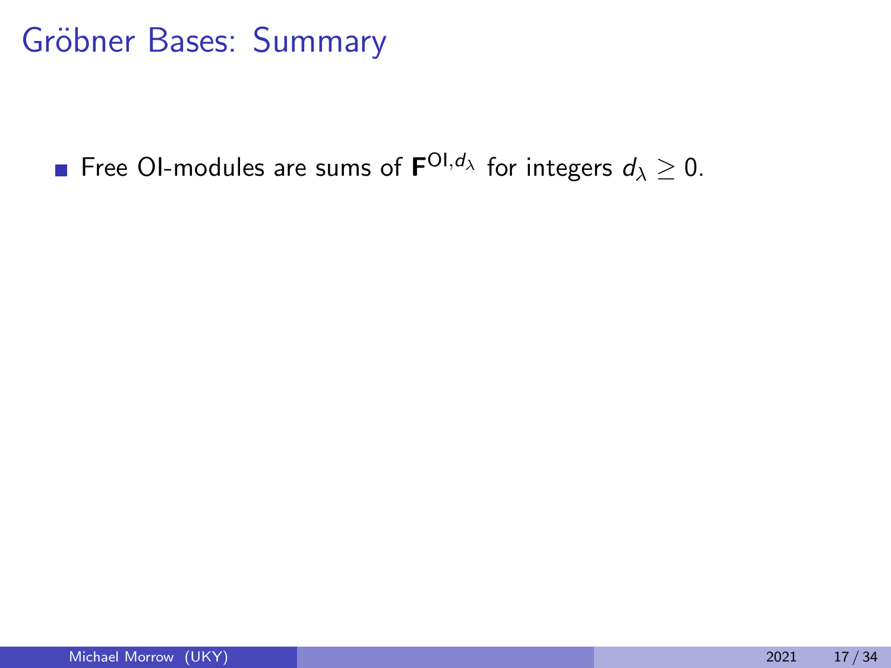# Gröbner Bases: Summary

- Free OI-modules are sums of $\mathbf{F}^{\mathrm{OI},d_\lambda}$ for integers $d_\lambda \geq 0$.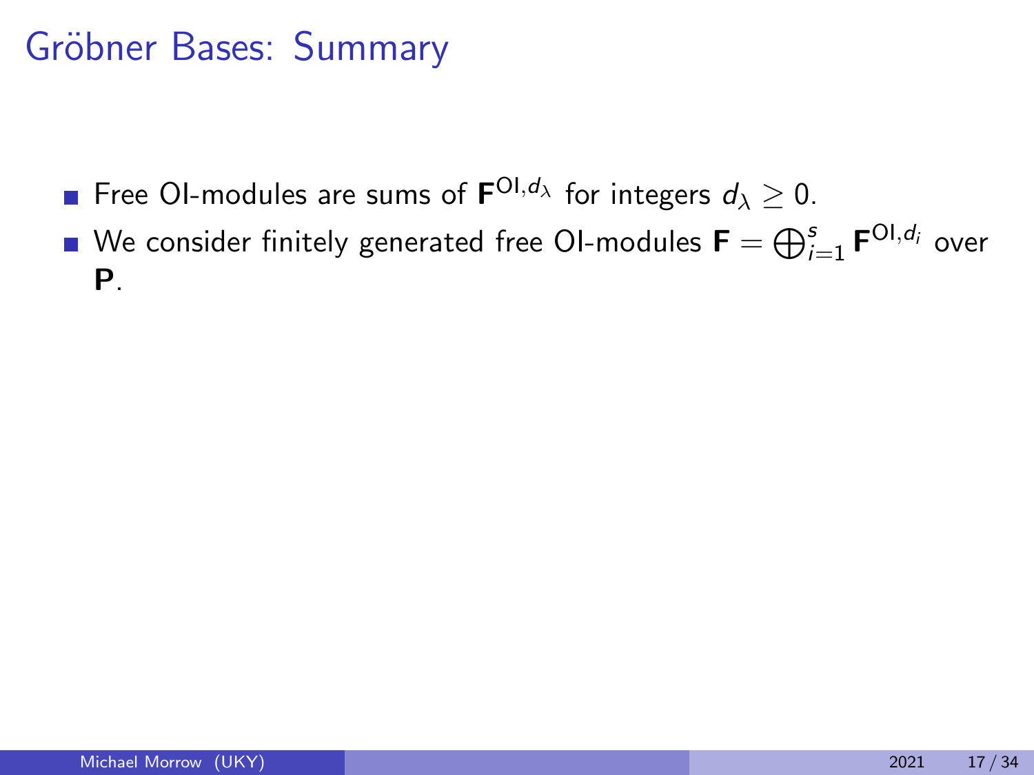# Gröbner Bases: Summary

- Free OI-modules are sums of $\mathbf{F}^{\mathrm{OI},d_\lambda}$ for integers $d_\lambda \geq 0$.
- We consider finitely generated free OI-modules $\mathbf{F} = \bigoplus_{i=1}^{s} \mathbf{F}^{\mathrm{OI},d_i}$ over $\mathbf{P}$.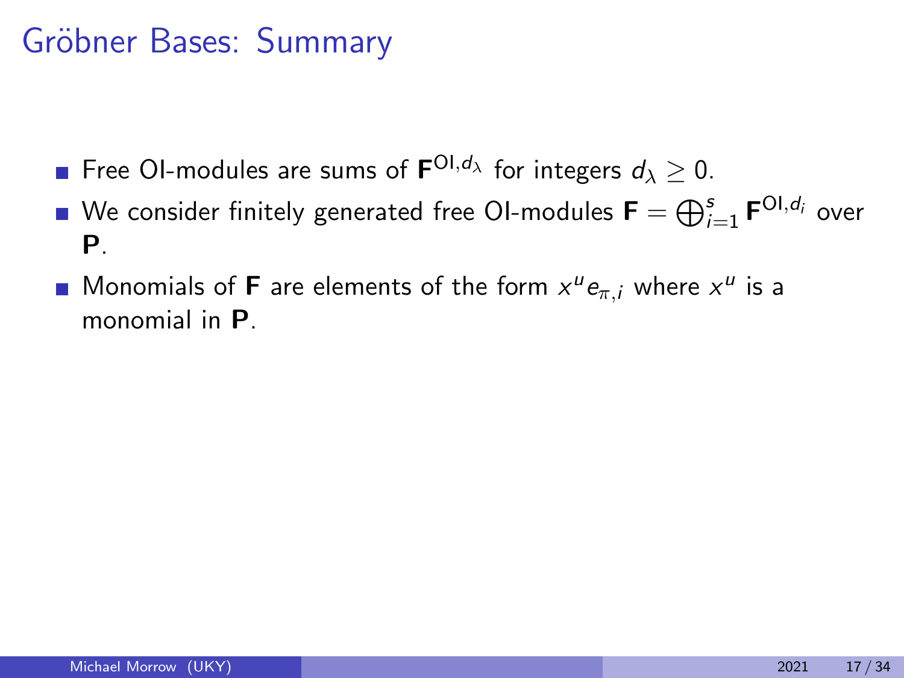# Gröbner Bases: Summary

- Free OI-modules are sums of $\mathbf{F}^{\mathrm{OI},d_\lambda}$ for integers $d_\lambda \geq 0$.
- We consider finitely generated free OI-modules $\mathbf{F} = \bigoplus_{i=1}^{s} \mathbf{F}^{\mathrm{OI},d_i}$ over $\mathbf{P}$.
- Monomials of $\mathbf{F}$ are elements of the form $x^u e_{\pi,i}$ where $x^u$ is a monomial in $\mathbf{P}$.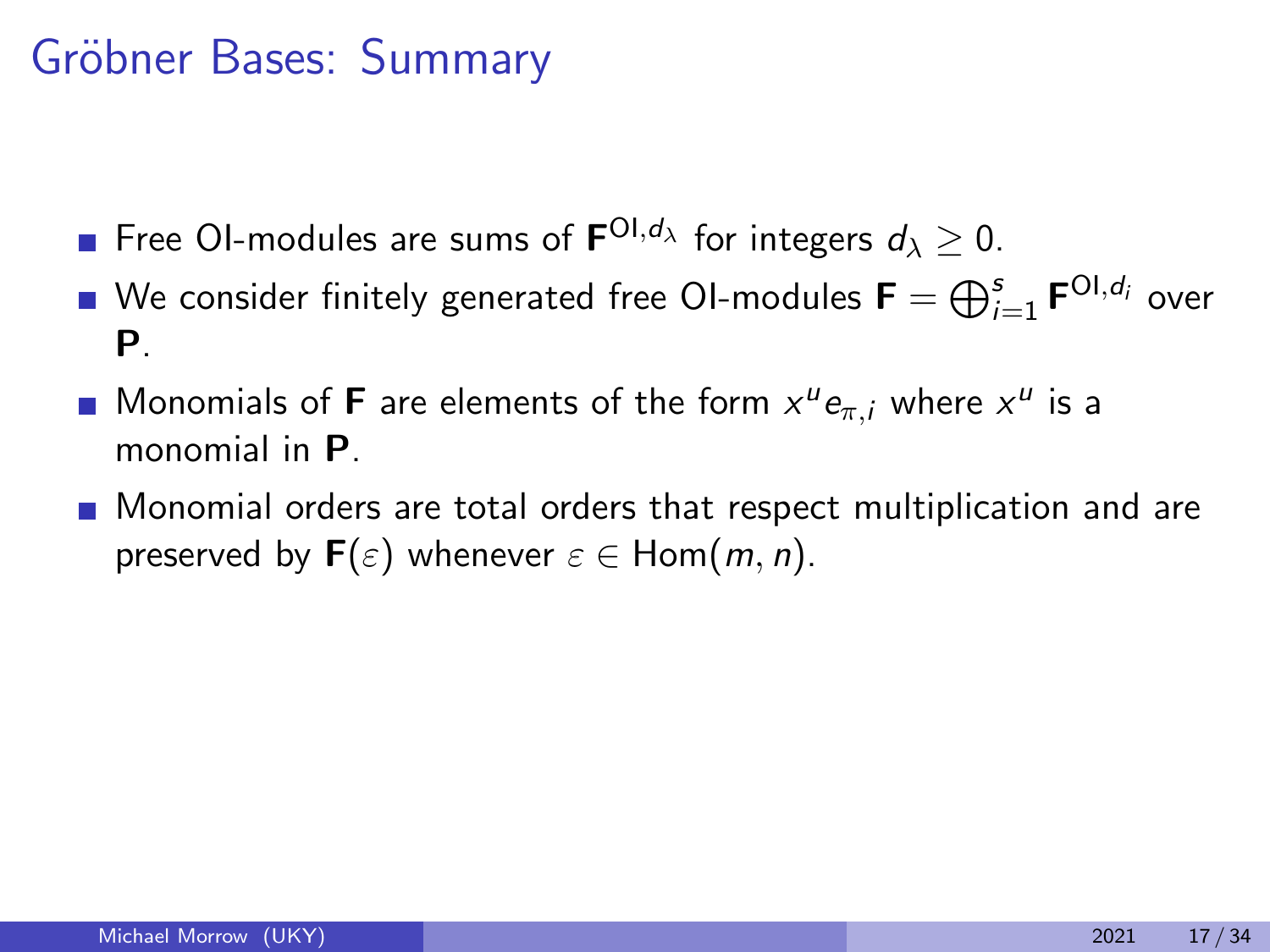# Gröbner Bases: Summary

- Free OI-modules are sums of $\mathbf{F}^{\mathrm{OI},d_\lambda}$ for integers $d_\lambda \geq 0$.
- We consider finitely generated free OI-modules $\mathbf{F} = \bigoplus_{i=1}^{s} \mathbf{F}^{\mathrm{OI},d_i}$ over $\mathbf{P}$.
- Monomials of $\mathbf{F}$ are elements of the form $x^u e_{\pi,i}$ where $x^u$ is a monomial in $\mathbf{P}$.
- Monomial orders are total orders that respect multiplication and are preserved by $\mathbf{F}(\varepsilon)$ whenever $\varepsilon \in \mathrm{Hom}(m, n)$.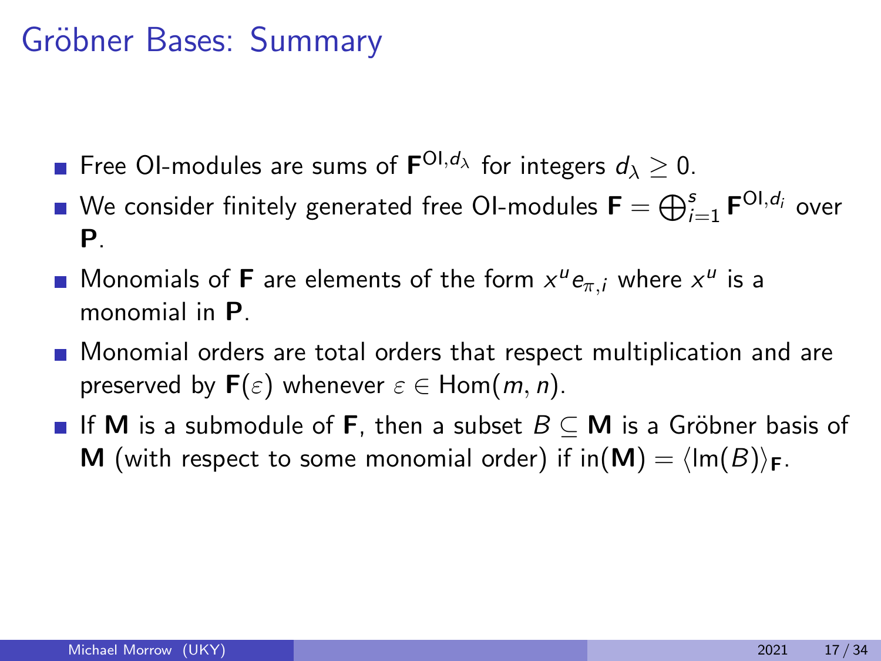# Gröbner Bases: Summary

- Free OI-modules are sums of $\mathbf{F}^{\mathrm{OI},d_\lambda}$ for integers $d_\lambda \geq 0$.
- We consider finitely generated free OI-modules $\mathbf{F} = \bigoplus_{i=1}^{s} \mathbf{F}^{\mathrm{OI},d_i}$ over $\mathbf{P}$.
- Monomials of $\mathbf{F}$ are elements of the form $x^u e_{\pi,i}$ where $x^u$ is a monomial in $\mathbf{P}$.
- Monomial orders are total orders that respect multiplication and are preserved by $\mathbf{F}(\varepsilon)$ whenever $\varepsilon \in \mathrm{Hom}(m,n)$.
- If $\mathbf{M}$ is a submodule of $\mathbf{F}$, then a subset $B \subseteq \mathbf{M}$ is a Gröbner basis of $\mathbf{M}$ (with respect to some monomial order) if $\mathrm{in}(\mathbf{M}) = \langle \mathrm{lm}(B) \rangle_{\mathbf{F}}$.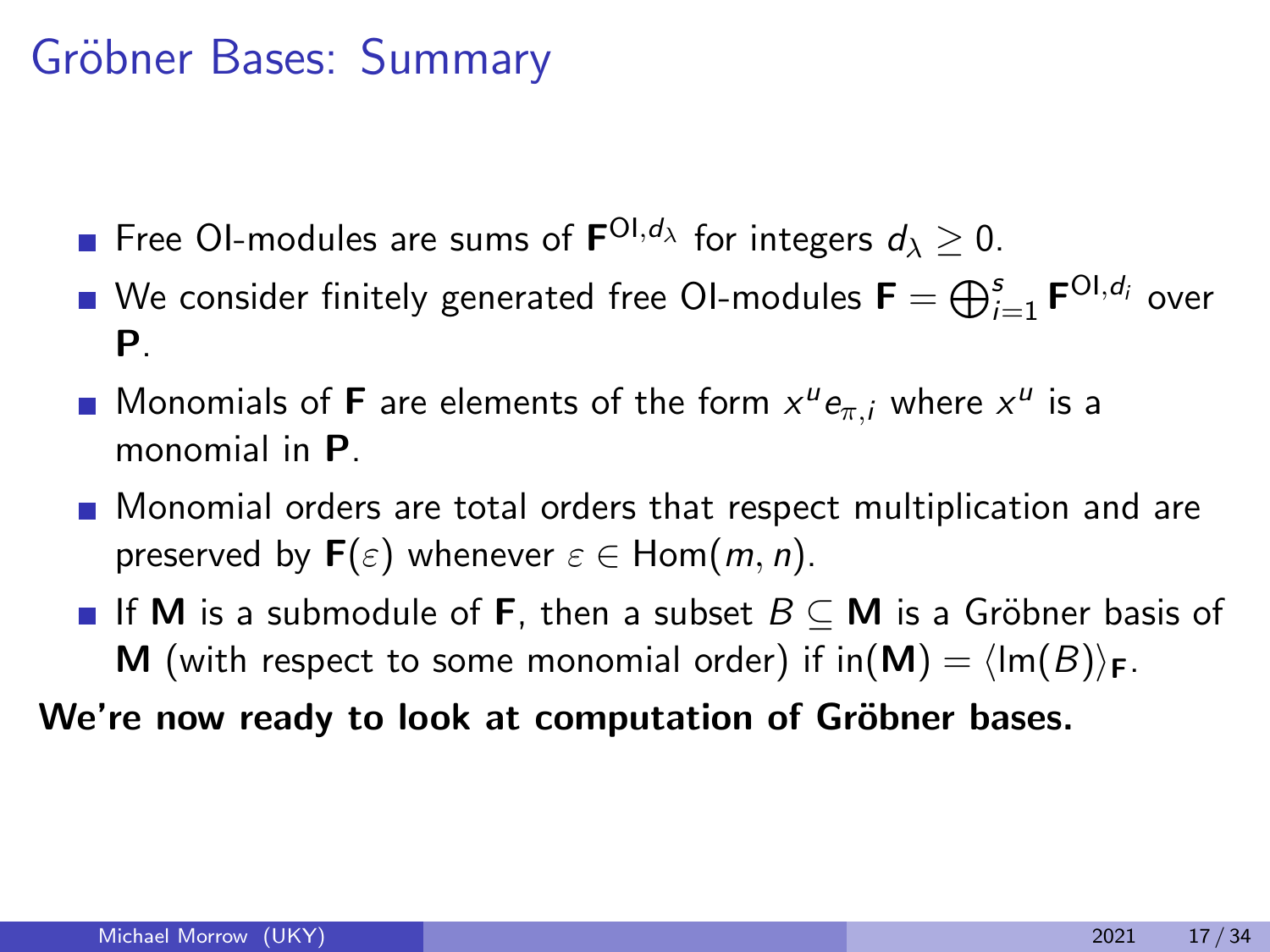# Gröbner Bases: Summary

- Free OI-modules are sums of $\mathbf{F}^{\mathrm{OI},d_\lambda}$ for integers $d_\lambda \geq 0$.
- We consider finitely generated free OI-modules $\mathbf{F} = \bigoplus_{i=1}^{s} \mathbf{F}^{\mathrm{OI},d_i}$ over $\mathbf{P}$.
- Monomials of $\mathbf{F}$ are elements of the form $x^u e_{\pi,i}$ where $x^u$ is a monomial in $\mathbf{P}$.
- Monomial orders are total orders that respect multiplication and are preserved by $\mathbf{F}(\varepsilon)$ whenever $\varepsilon \in \mathrm{Hom}(m, n)$.
- If $\mathbf{M}$ is a submodule of $\mathbf{F}$, then a subset $B \subseteq \mathbf{M}$ is a Gröbner basis of $\mathbf{M}$ (with respect to some monomial order) if $\mathrm{in}(\mathbf{M}) = \langle \mathrm{lm}(B) \rangle_{\mathbf{F}}$.

**We're now ready to look at computation of Gröbner bases.**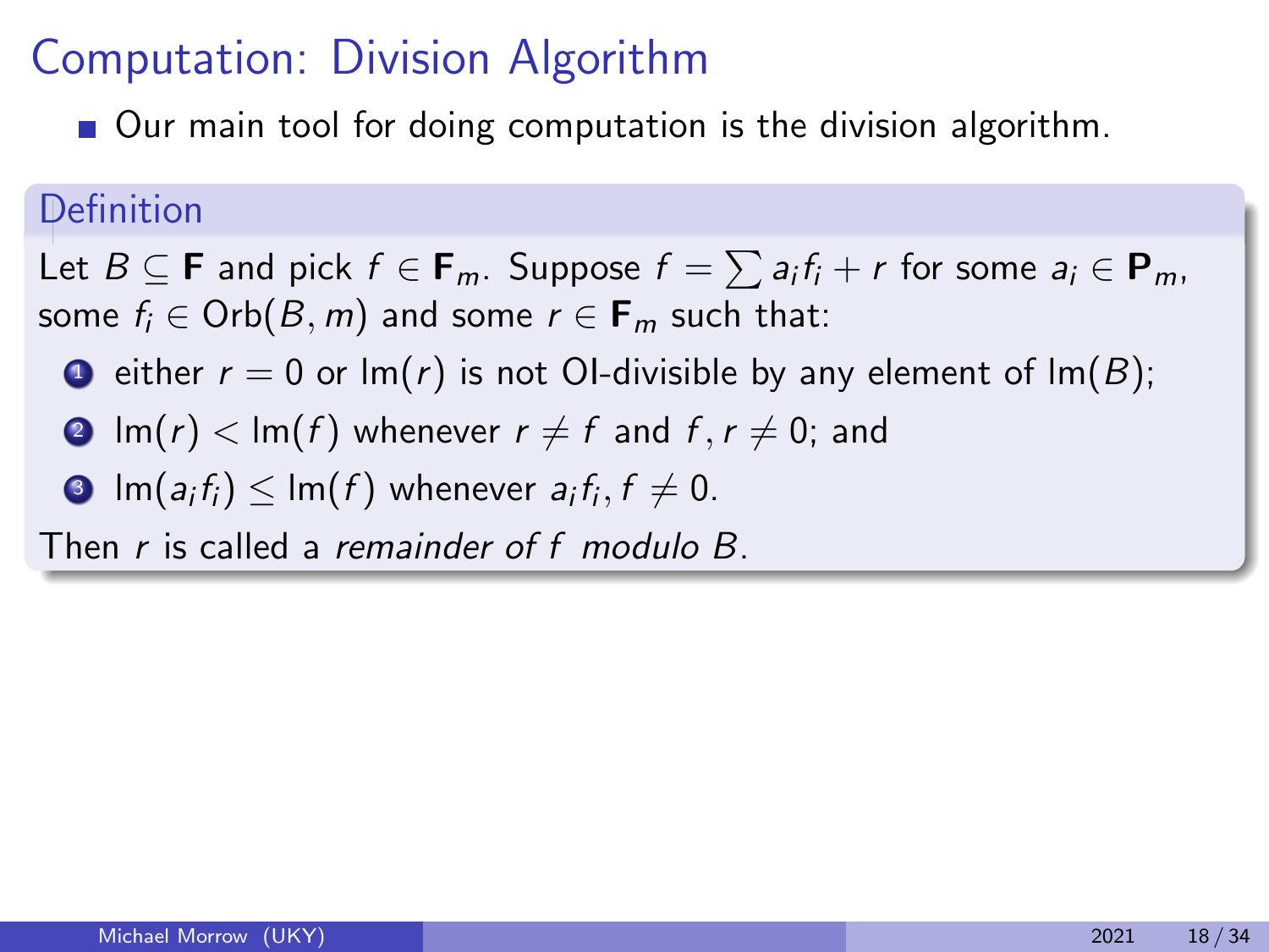# Computation: Division Algorithm

- Our main tool for doing computation is the division algorithm.

**Definition**

Let $B \subseteq \mathbf{F}$ and pick $f \in \mathbf{F}_m$. Suppose $f = \sum a_i f_i + r$ for some $a_i \in \mathbf{P}_m$, some $f_i \in \operatorname{Orb}(B, m)$ and some $r \in \mathbf{F}_m$ such that:

1. either $r = 0$ or $\operatorname{lm}(r)$ is not OI-divisible by any element of $\operatorname{lm}(B)$;
2. $\operatorname{lm}(r) < \operatorname{lm}(f)$ whenever $r \neq f$ and $f, r \neq 0$; and
3. $\operatorname{lm}(a_i f_i) \leq \operatorname{lm}(f)$ whenever $a_i f_i, f \neq 0$.

Then $r$ is called a *remainder of $f$ modulo $B$*.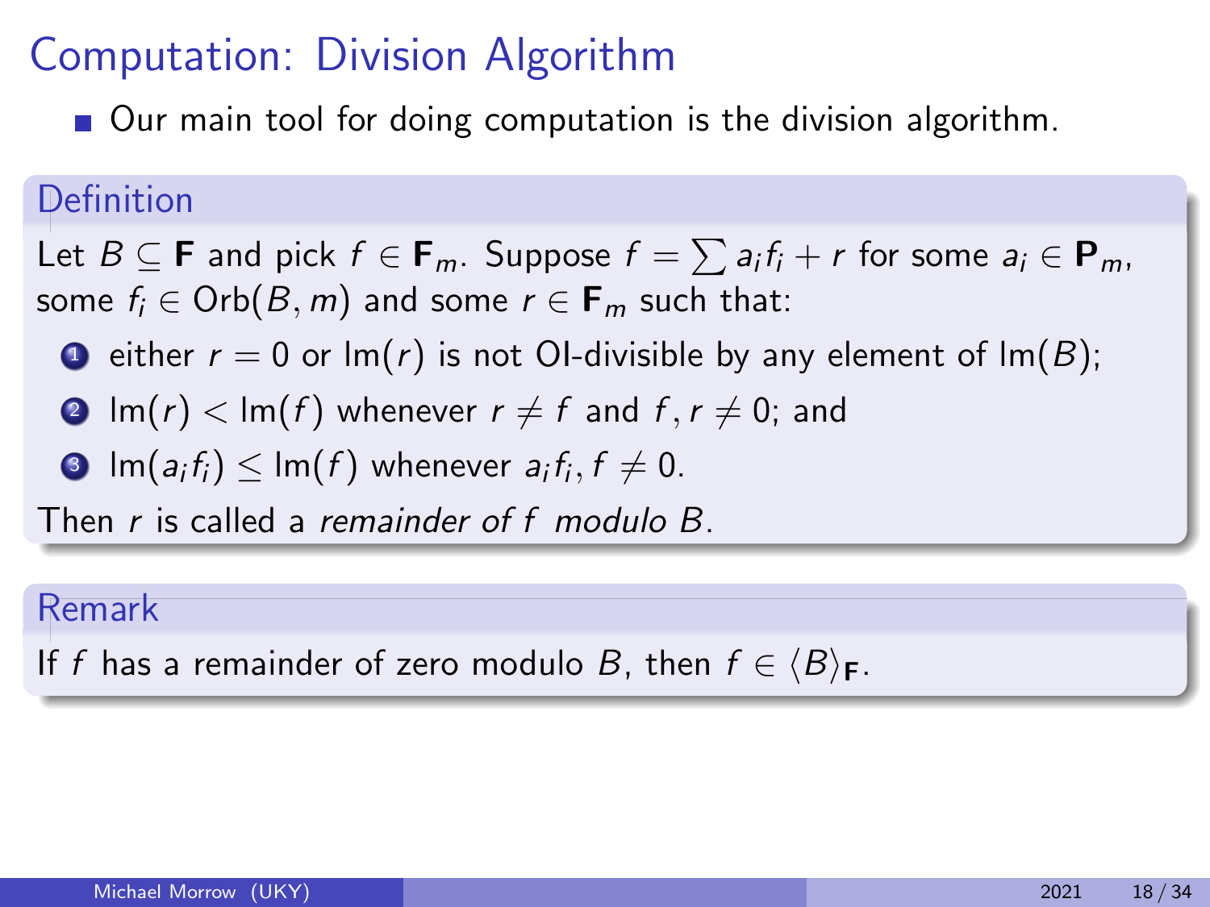# Computation: Division Algorithm

- Our main tool for doing computation is the division algorithm.

**Definition**

Let $B \subseteq \mathbf{F}$ and pick $f \in \mathbf{F}_m$. Suppose $f = \sum a_i f_i + r$ for some $a_i \in \mathbf{P}_m$, some $f_i \in \mathrm{Orb}(B, m)$ and some $r \in \mathbf{F}_m$ such that:

1. either $r = 0$ or $\mathrm{lm}(r)$ is not OI-divisible by any element of $\mathrm{lm}(B)$;
2. $\mathrm{lm}(r) < \mathrm{lm}(f)$ whenever $r \neq f$ and $f, r \neq 0$; and
3. $\mathrm{lm}(a_i f_i) \leq \mathrm{lm}(f)$ whenever $a_i f_i, f \neq 0$.

Then $r$ is called a *remainder of $f$ modulo $B$*.

**Remark**

If $f$ has a remainder of zero modulo $B$, then $f \in \langle B \rangle_{\mathbf{F}}$.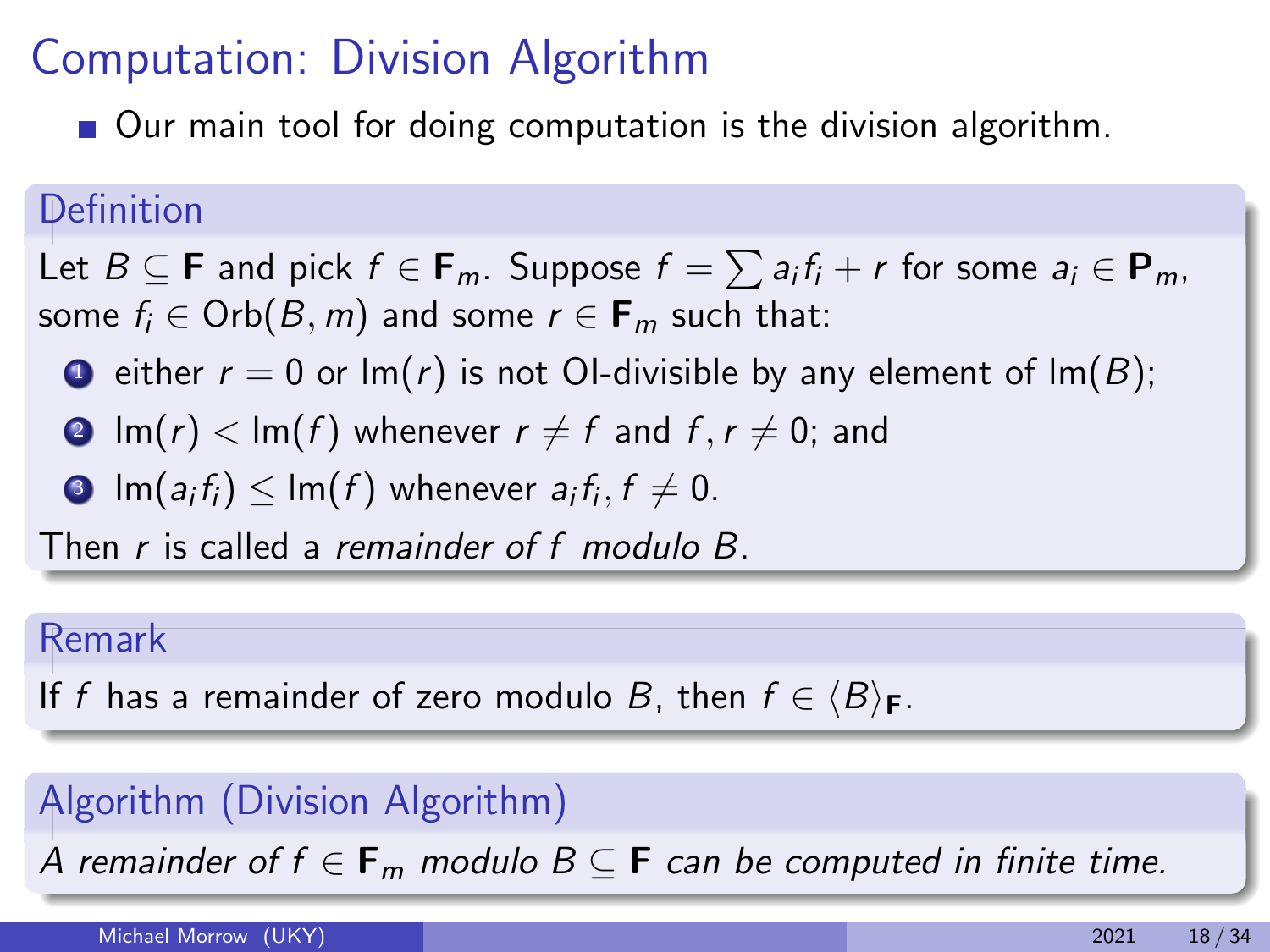# Computation: Division Algorithm

- Our main tool for doing computation is the division algorithm.

**Definition**

Let $B \subseteq \mathbf{F}$ and pick $f \in \mathbf{F}_m$. Suppose $f = \sum a_i f_i + r$ for some $a_i \in \mathbf{P}_m$, some $f_i \in \operatorname{Orb}(B, m)$ and some $r \in \mathbf{F}_m$ such that:

1. either $r = 0$ or $\operatorname{lm}(r)$ is not OI-divisible by any element of $\operatorname{lm}(B)$;
2. $\operatorname{lm}(r) < \operatorname{lm}(f)$ whenever $r \neq f$ and $f, r \neq 0$; and
3. $\operatorname{lm}(a_i f_i) \leq \operatorname{lm}(f)$ whenever $a_i f_i, f \neq 0$.

Then $r$ is called a *remainder of $f$ modulo $B$*.

**Remark**

If $f$ has a remainder of zero modulo $B$, then $f \in \langle B \rangle_{\mathbf{F}}$.

**Algorithm (Division Algorithm)**

*A remainder of $f \in \mathbf{F}_m$ modulo $B \subseteq \mathbf{F}$ can be computed in finite time.*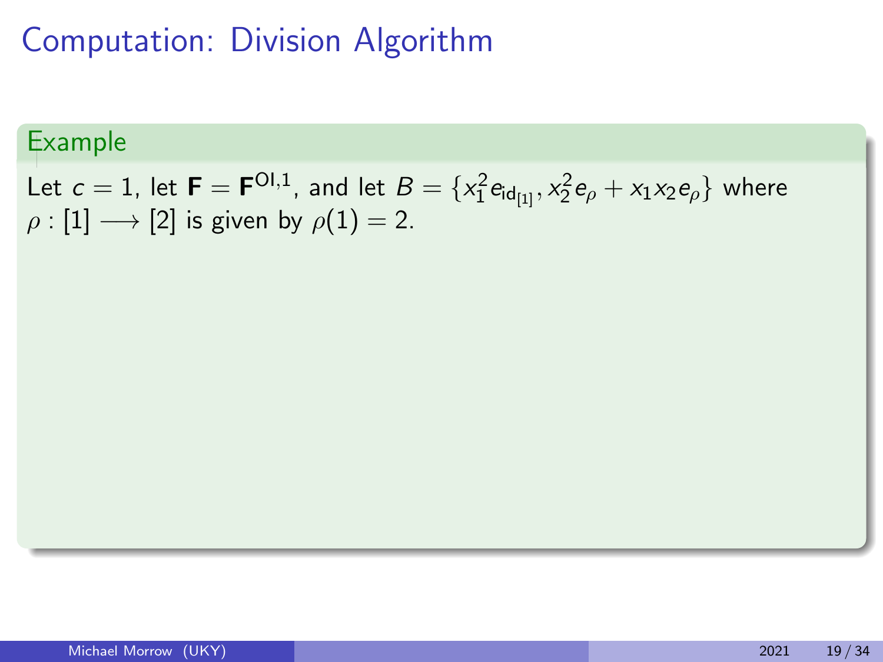# Computation: Division Algorithm

**Example**

Let $c = 1$, let $\mathbf{F} = \mathbf{F}^{\mathrm{OI},1}$, and let $B = \{x_1^2 e_{\mathrm{id}_{[1]}}, x_2^2 e_\rho + x_1 x_2 e_\rho\}$ where $\rho : [1] \longrightarrow [2]$ is given by $\rho(1) = 2$.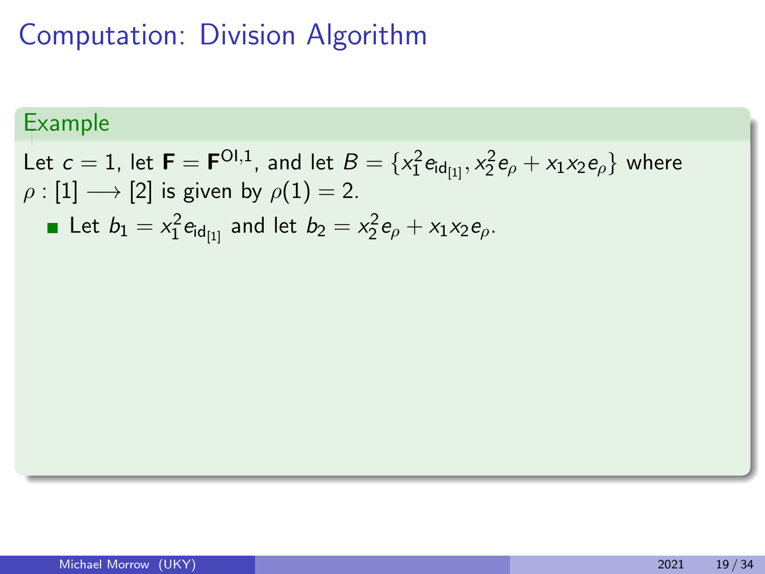# Computation: Division Algorithm

## Example

Let $c = 1$, let $\mathbf{F} = \mathbf{F}^{\mathrm{OI},1}$, and let $B = \{x_1^2 e_{\mathrm{id}_{[1]}}, x_2^2 e_\rho + x_1 x_2 e_\rho\}$ where $\rho : [1] \longrightarrow [2]$ is given by $\rho(1) = 2$.

- Let $b_1 = x_1^2 e_{\mathrm{id}_{[1]}}$ and let $b_2 = x_2^2 e_\rho + x_1 x_2 e_\rho$.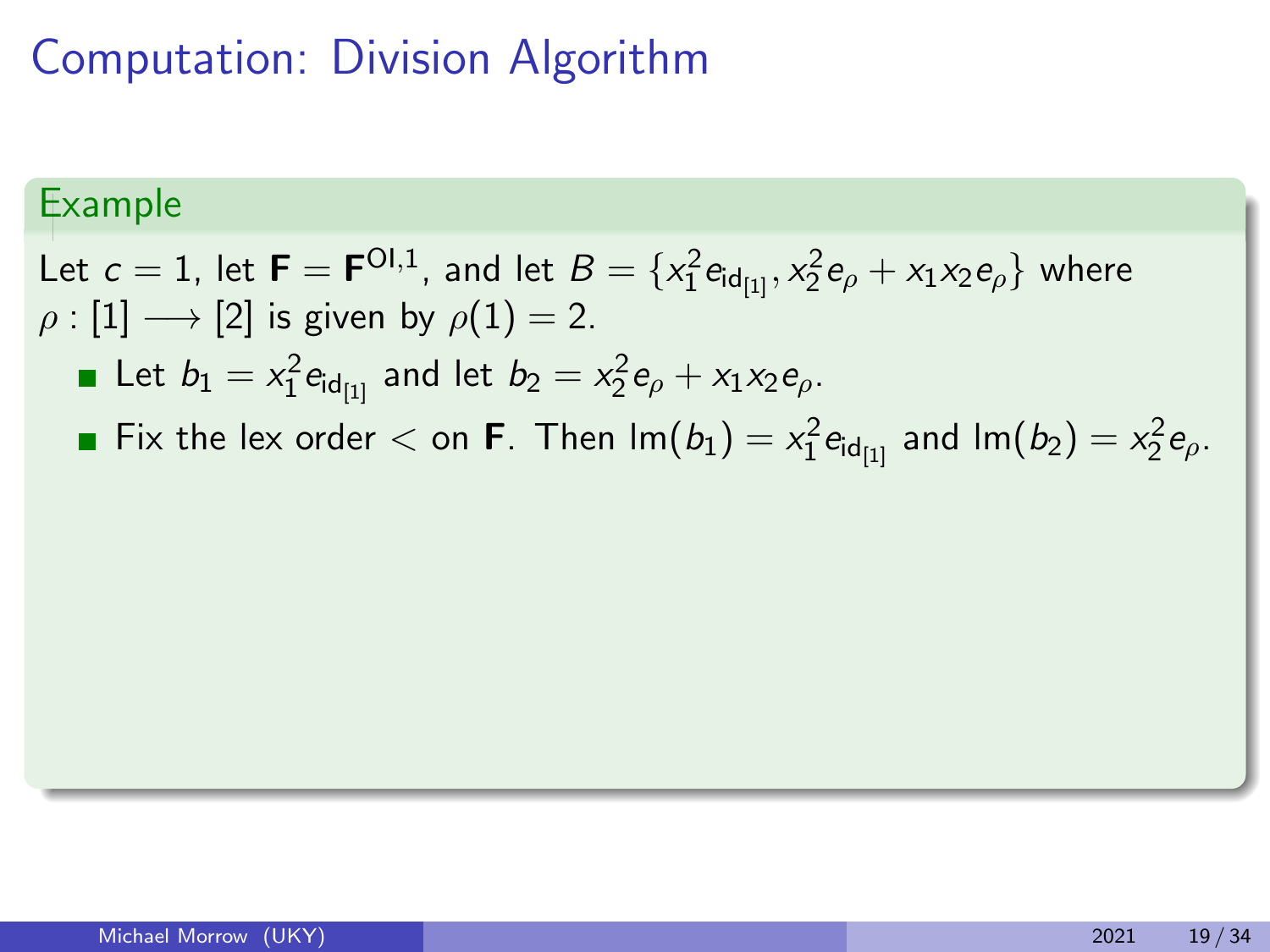# Computation: Division Algorithm

**Example**

Let $c = 1$, let $\mathbf{F} = \mathbf{F}^{\mathrm{OI},1}$, and let $B = \{x_1^2 e_{\mathrm{id}_{[1]}}, x_2^2 e_\rho + x_1 x_2 e_\rho\}$ where $\rho : [1] \longrightarrow [2]$ is given by $\rho(1) = 2$.

- Let $b_1 = x_1^2 e_{\mathrm{id}_{[1]}}$ and let $b_2 = x_2^2 e_\rho + x_1 x_2 e_\rho$.
- Fix the lex order $<$ on $\mathbf{F}$. Then $\mathrm{lm}(b_1) = x_1^2 e_{\mathrm{id}_{[1]}}$ and $\mathrm{lm}(b_2) = x_2^2 e_\rho$.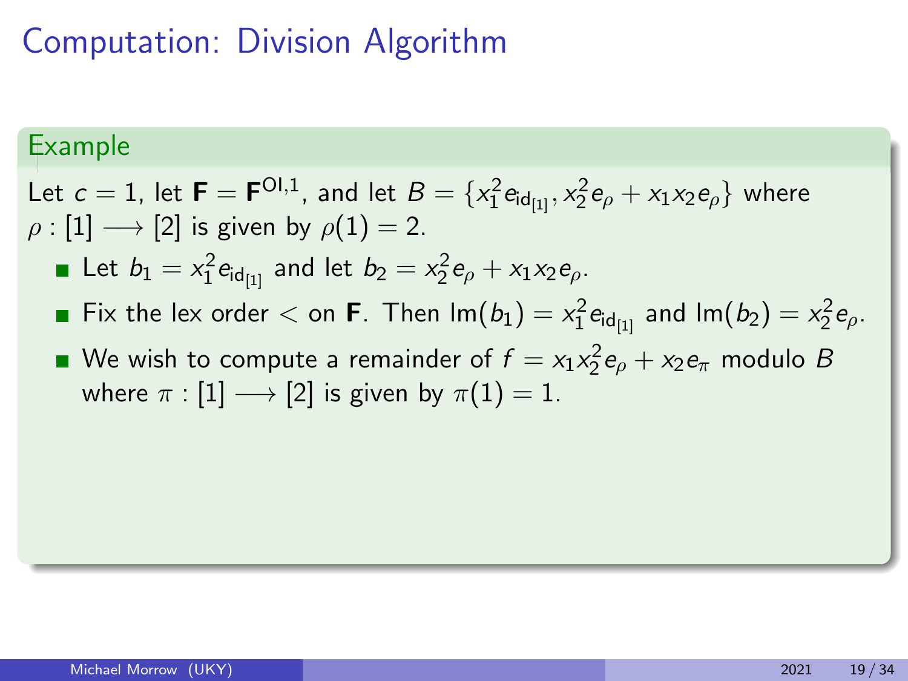# Computation: Division Algorithm

**Example**

Let $c = 1$, let $\mathbf{F} = \mathbf{F}^{\mathrm{OI},1}$, and let $B = \{x_1^2 e_{\mathrm{id}_{[1]}}, x_2^2 e_\rho + x_1 x_2 e_\rho\}$ where $\rho : [1] \longrightarrow [2]$ is given by $\rho(1) = 2$.

- Let $b_1 = x_1^2 e_{\mathrm{id}_{[1]}}$ and let $b_2 = x_2^2 e_\rho + x_1 x_2 e_\rho$.
- Fix the lex order $<$ on $\mathbf{F}$. Then $\mathrm{lm}(b_1) = x_1^2 e_{\mathrm{id}_{[1]}}$ and $\mathrm{lm}(b_2) = x_2^2 e_\rho$.
- We wish to compute a remainder of $f = x_1 x_2^2 e_\rho + x_2 e_\pi$ modulo $B$ where $\pi : [1] \longrightarrow [2]$ is given by $\pi(1) = 1$.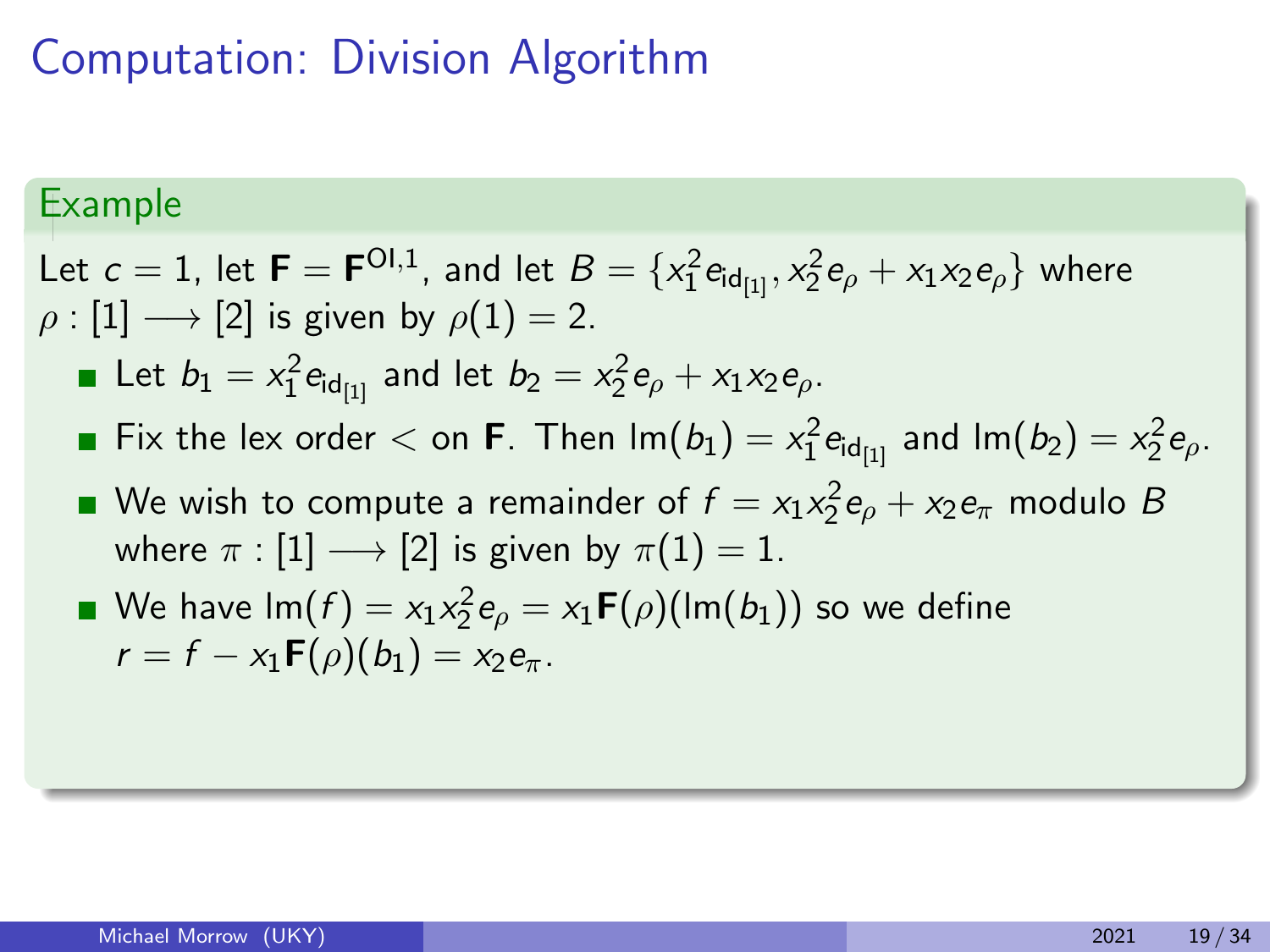# Computation: Division Algorithm

**Example**

Let $c = 1$, let $\mathbf{F} = \mathbf{F}^{\mathrm{OI},1}$, and let $B = \{x_1^2 e_{\mathrm{id}_{[1]}}, x_2^2 e_\rho + x_1 x_2 e_\rho\}$ where $\rho : [1] \longrightarrow [2]$ is given by $\rho(1) = 2$.

- Let $b_1 = x_1^2 e_{\mathrm{id}_{[1]}}$ and let $b_2 = x_2^2 e_\rho + x_1 x_2 e_\rho$.
- Fix the lex order $<$ on $\mathbf{F}$. Then $\mathrm{lm}(b_1) = x_1^2 e_{\mathrm{id}_{[1]}}$ and $\mathrm{lm}(b_2) = x_2^2 e_\rho$.
- We wish to compute a remainder of $f = x_1 x_2^2 e_\rho + x_2 e_\pi$ modulo $B$ where $\pi : [1] \longrightarrow [2]$ is given by $\pi(1) = 1$.
- We have $\mathrm{lm}(f) = x_1 x_2^2 e_\rho = x_1 \mathbf{F}(\rho)(\mathrm{lm}(b_1))$ so we define $r = f - x_1 \mathbf{F}(\rho)(b_1) = x_2 e_\pi$.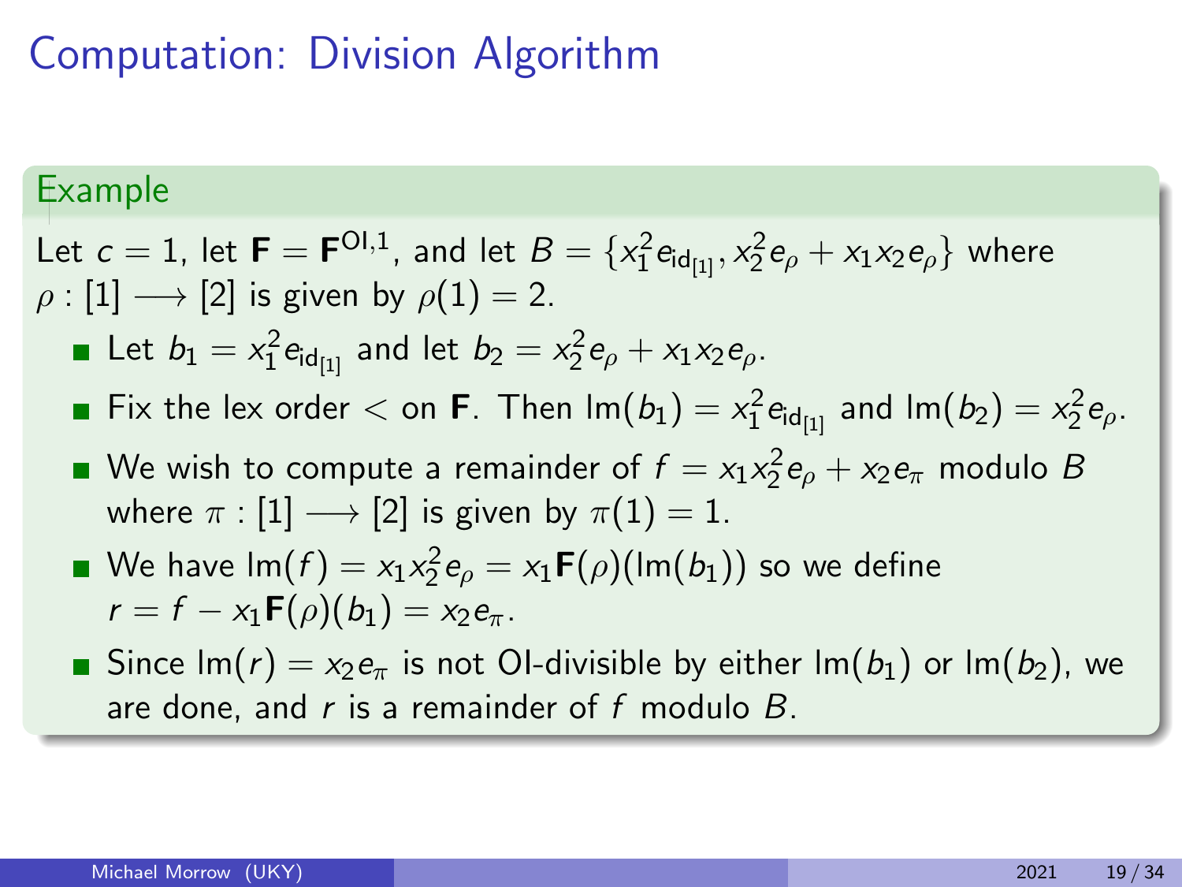# Computation: Division Algorithm

**Example**

Let $c = 1$, let $\mathbf{F} = \mathbf{F}^{\mathrm{OI},1}$, and let $B = \{x_1^2 e_{\mathrm{id}_{[1]}}, x_2^2 e_\rho + x_1 x_2 e_\rho\}$ where $\rho : [1] \longrightarrow [2]$ is given by $\rho(1) = 2$.

- Let $b_1 = x_1^2 e_{\mathrm{id}_{[1]}}$ and let $b_2 = x_2^2 e_\rho + x_1 x_2 e_\rho$.
- Fix the lex order $<$ on $\mathbf{F}$. Then $\mathrm{lm}(b_1) = x_1^2 e_{\mathrm{id}_{[1]}}$ and $\mathrm{lm}(b_2) = x_2^2 e_\rho$.
- We wish to compute a remainder of $f = x_1 x_2^2 e_\rho + x_2 e_\pi$ modulo $B$ where $\pi : [1] \longrightarrow [2]$ is given by $\pi(1) = 1$.
- We have $\mathrm{lm}(f) = x_1 x_2^2 e_\rho = x_1 \mathbf{F}(\rho)(\mathrm{lm}(b_1))$ so we define $r = f - x_1 \mathbf{F}(\rho)(b_1) = x_2 e_\pi$.
- Since $\mathrm{lm}(r) = x_2 e_\pi$ is not OI-divisible by either $\mathrm{lm}(b_1)$ or $\mathrm{lm}(b_2)$, we are done, and $r$ is a remainder of $f$ modulo $B$.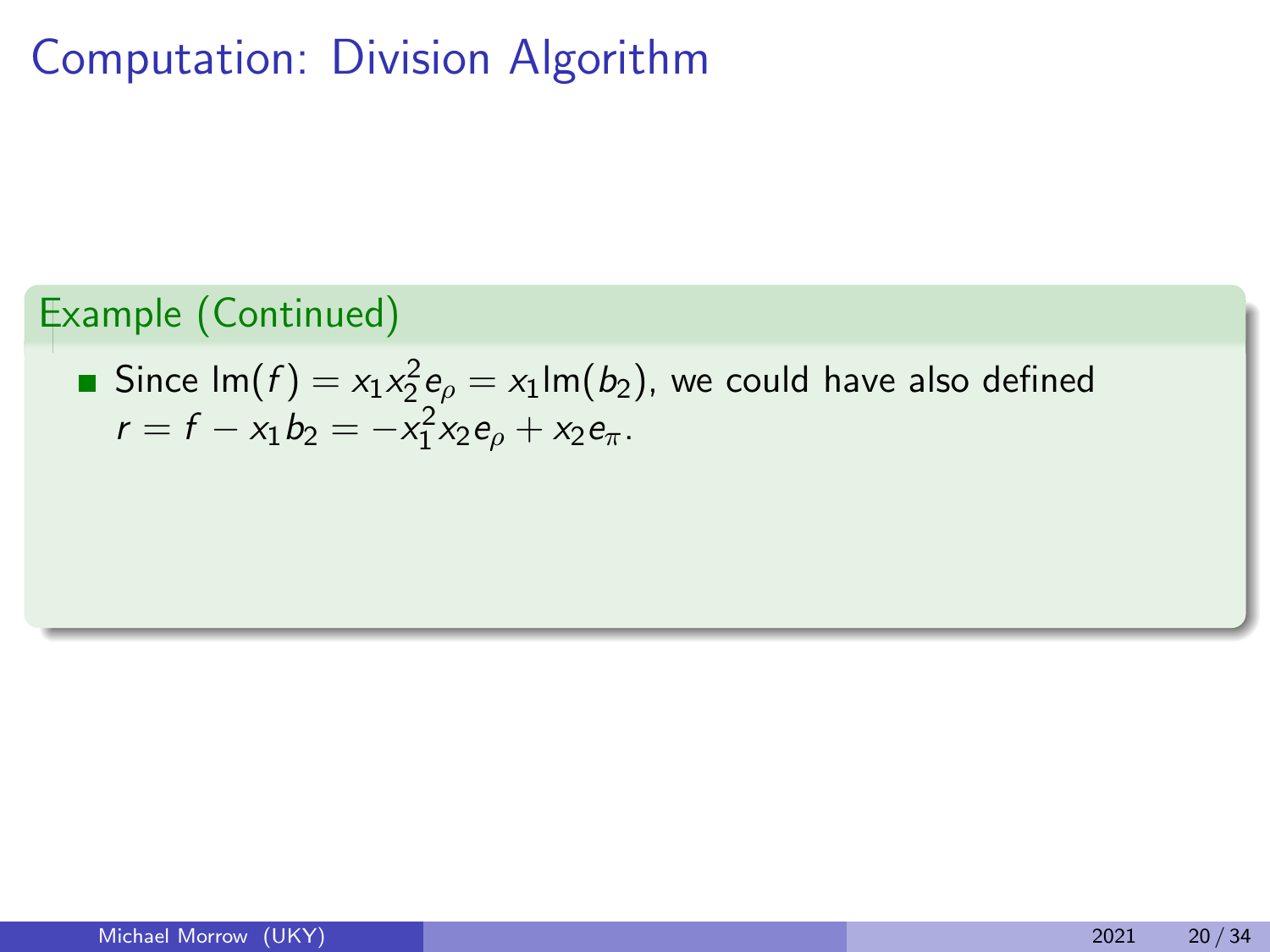# Computation: Division Algorithm

**Example (Continued)**

- Since $\mathrm{lm}(f) = x_1 x_2^2 e_\rho = x_1 \mathrm{lm}(b_2)$, we could have also defined $r = f - x_1 b_2 = -x_1^2 x_2 e_\rho + x_2 e_\pi$.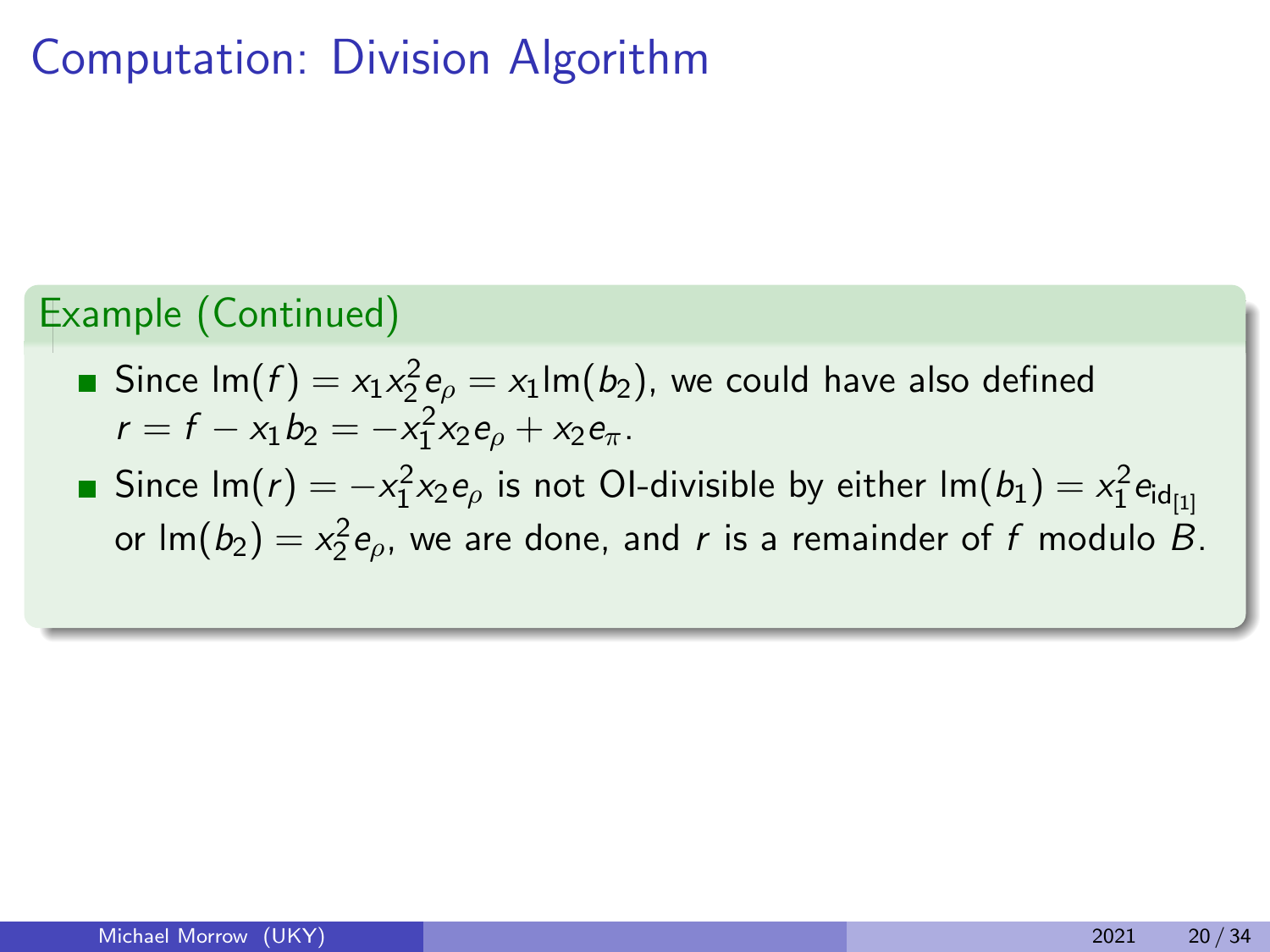# Computation: Division Algorithm

**Example (Continued)**

- Since $\text{lm}(f) = x_1x_2^2e_\rho = x_1\text{lm}(b_2)$, we could have also defined $r = f - x_1b_2 = -x_1^2x_2e_\rho + x_2e_\pi$.
- Since $\text{lm}(r) = -x_1^2x_2e_\rho$ is not OI-divisible by either $\text{lm}(b_1) = x_1^2e_{\text{id}_{[1]}}$ or $\text{lm}(b_2) = x_2^2e_\rho$, we are done, and $r$ is a remainder of $f$ modulo $B$.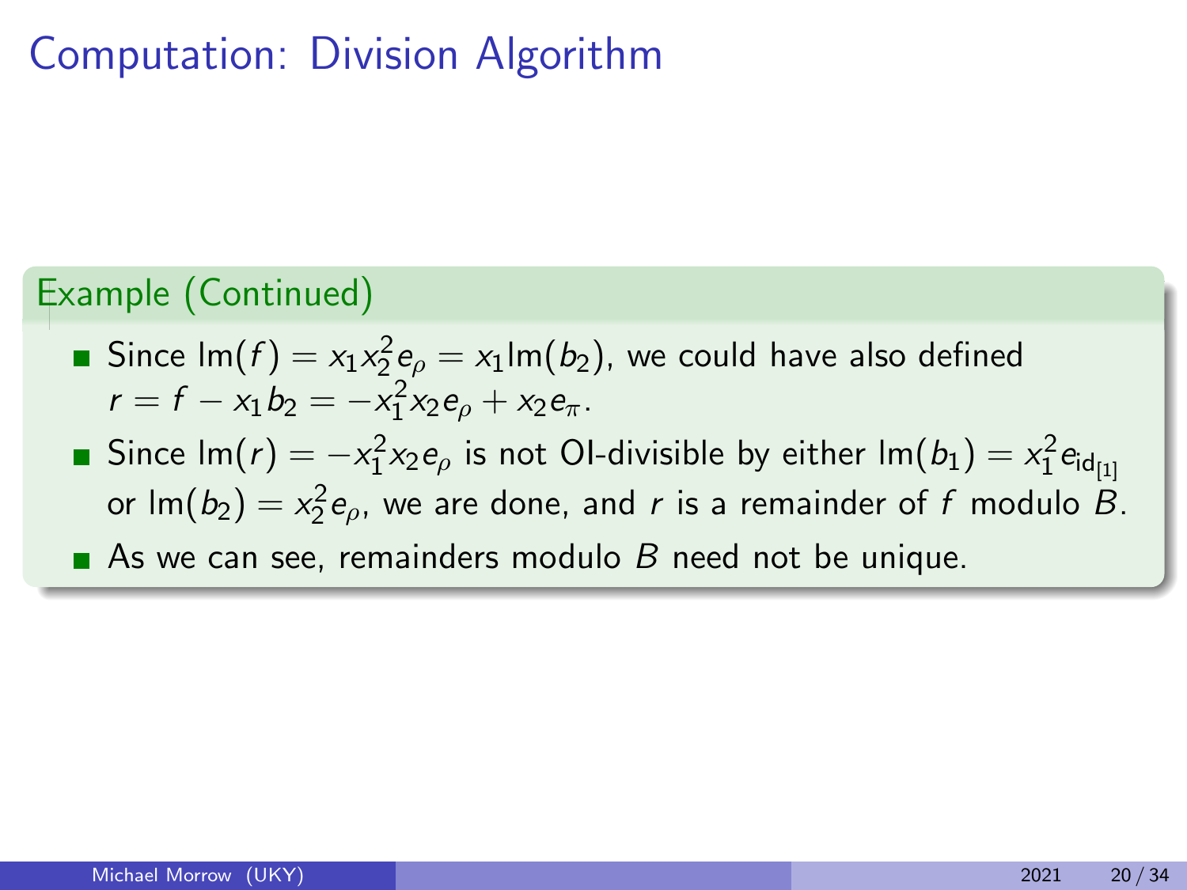# Computation: Division Algorithm

**Example (Continued)**

- Since $\text{lm}(f) = x_1 x_2^2 e_\rho = x_1 \text{lm}(b_2)$, we could have also defined $r = f - x_1 b_2 = -x_1^2 x_2 e_\rho + x_2 e_\pi$.
- Since $\text{lm}(r) = -x_1^2 x_2 e_\rho$ is not OI-divisible by either $\text{lm}(b_1) = x_1^2 e_{\text{id}_{[1]}}$ or $\text{lm}(b_2) = x_2^2 e_\rho$, we are done, and $r$ is a remainder of $f$ modulo $B$.
- As we can see, remainders modulo $B$ need not be unique.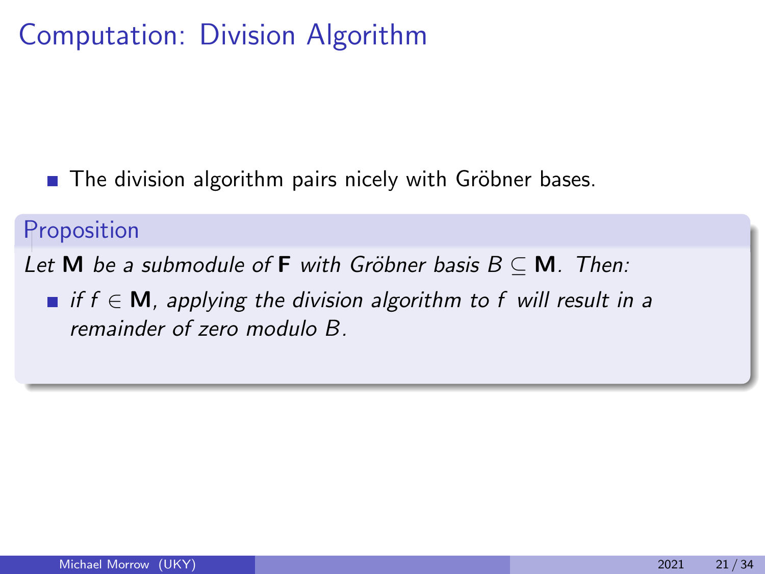# Computation: Division Algorithm

- The division algorithm pairs nicely with Gröbner bases.

**Proposition**

*Let $\mathbf{M}$ be a submodule of $\mathbf{F}$ with Gröbner basis $B \subseteq \mathbf{M}$. Then:*

- *if $f \in \mathbf{M}$, applying the division algorithm to $f$ will result in a remainder of zero modulo $B$.*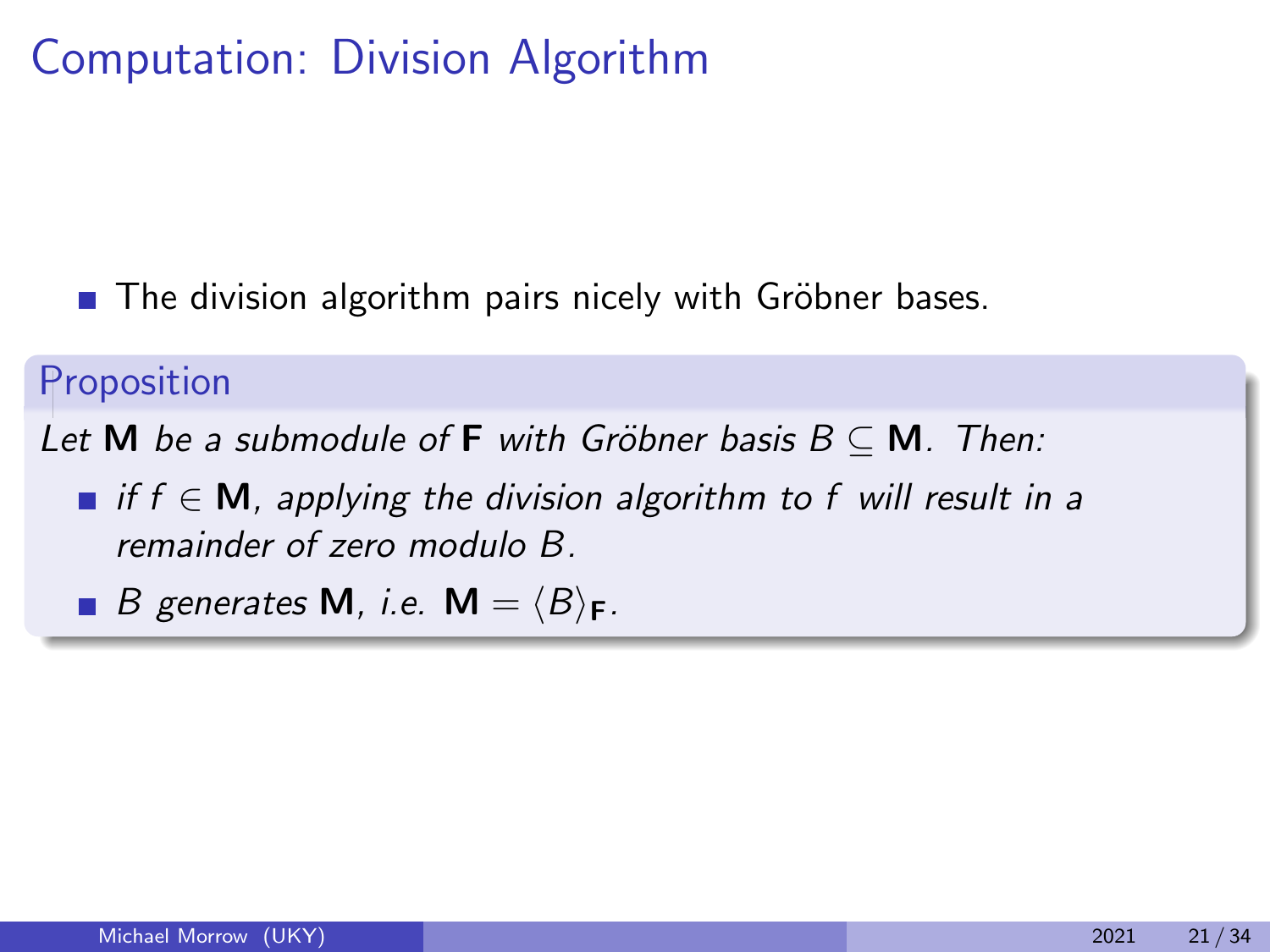# Computation: Division Algorithm

- The division algorithm pairs nicely with Gröbner bases.

**Proposition**

*Let $\mathbf{M}$ be a submodule of $\mathbf{F}$ with Gröbner basis $B \subseteq \mathbf{M}$. Then:*

- *if $f \in \mathbf{M}$, applying the division algorithm to $f$ will result in a remainder of zero modulo $B$.*
- *$B$ generates $\mathbf{M}$, i.e. $\mathbf{M} = \langle B \rangle_{\mathbf{F}}$.*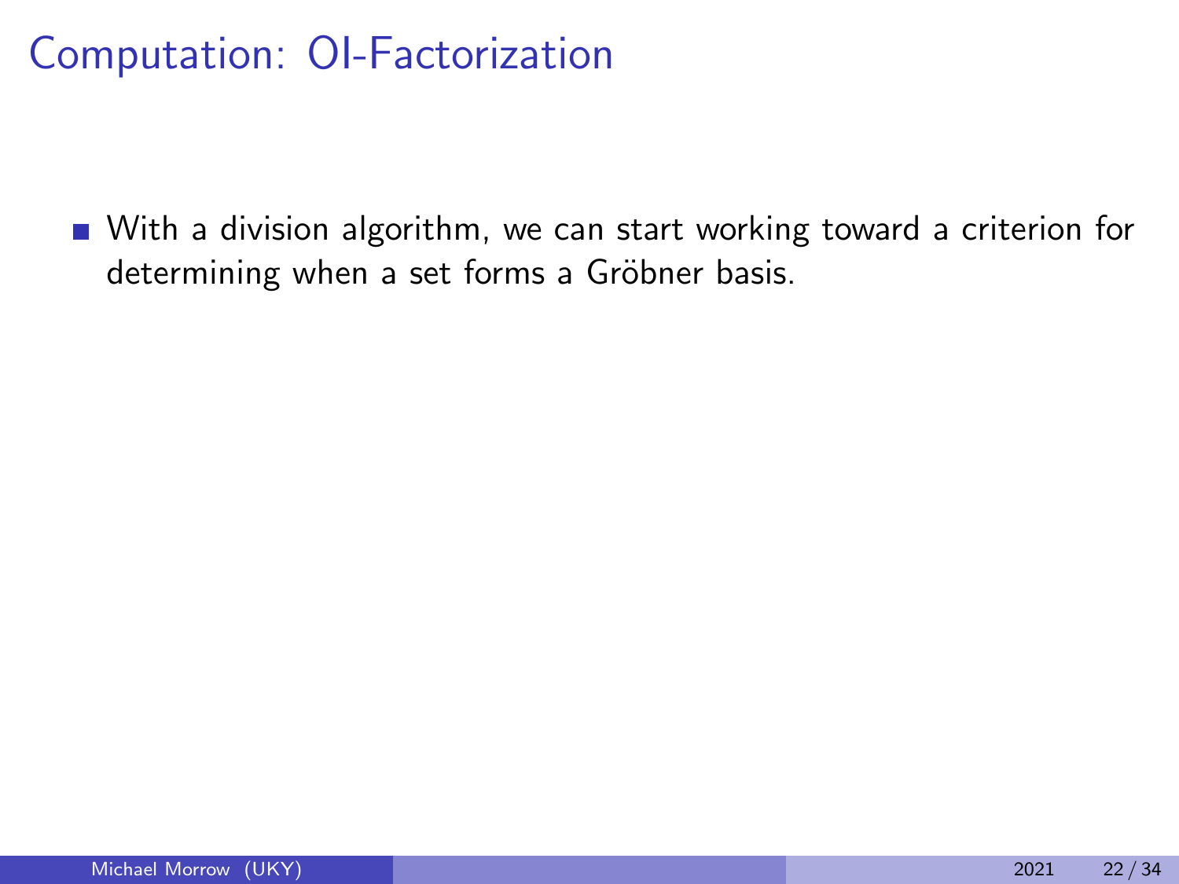# Computation: OI-Factorization

- With a division algorithm, we can start working toward a criterion for determining when a set forms a Gröbner basis.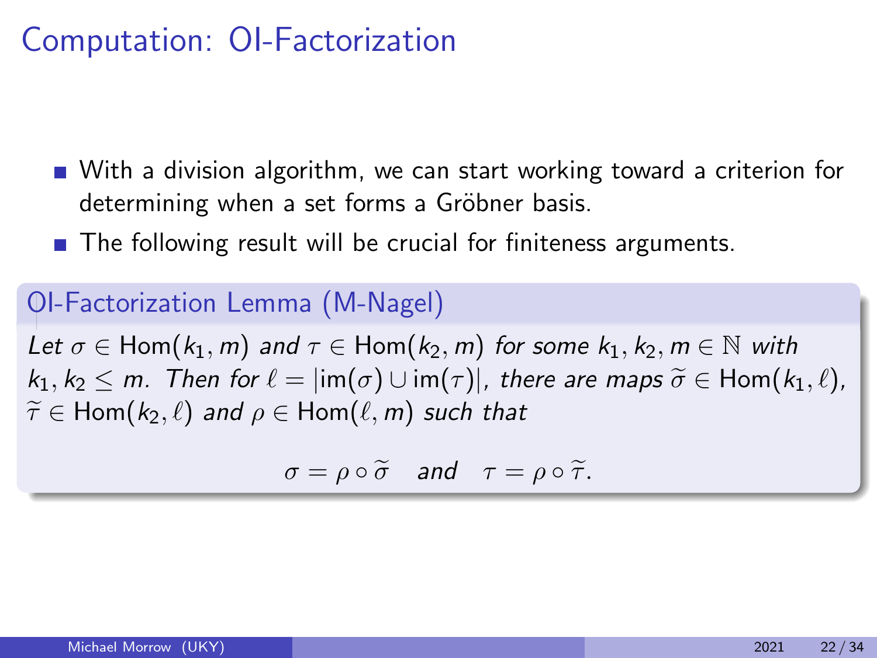# Computation: OI-Factorization

- With a division algorithm, we can start working toward a criterion for determining when a set forms a Gröbner basis.
- The following result will be crucial for finiteness arguments.

**OI-Factorization Lemma (M-Nagel)**

*Let $\sigma \in \text{Hom}(k_1, m)$ and $\tau \in \text{Hom}(k_2, m)$ for some $k_1, k_2, m \in \mathbb{N}$ with $k_1, k_2 \leq m$. Then for $\ell = |\text{im}(\sigma) \cup \text{im}(\tau)|$, there are maps $\widetilde{\sigma} \in \text{Hom}(k_1, \ell)$, $\widetilde{\tau} \in \text{Hom}(k_2, \ell)$ and $\rho \in \text{Hom}(\ell, m)$ such that*

$$\sigma = \rho \circ \widetilde{\sigma} \quad \text{and} \quad \tau = \rho \circ \widetilde{\tau}.$$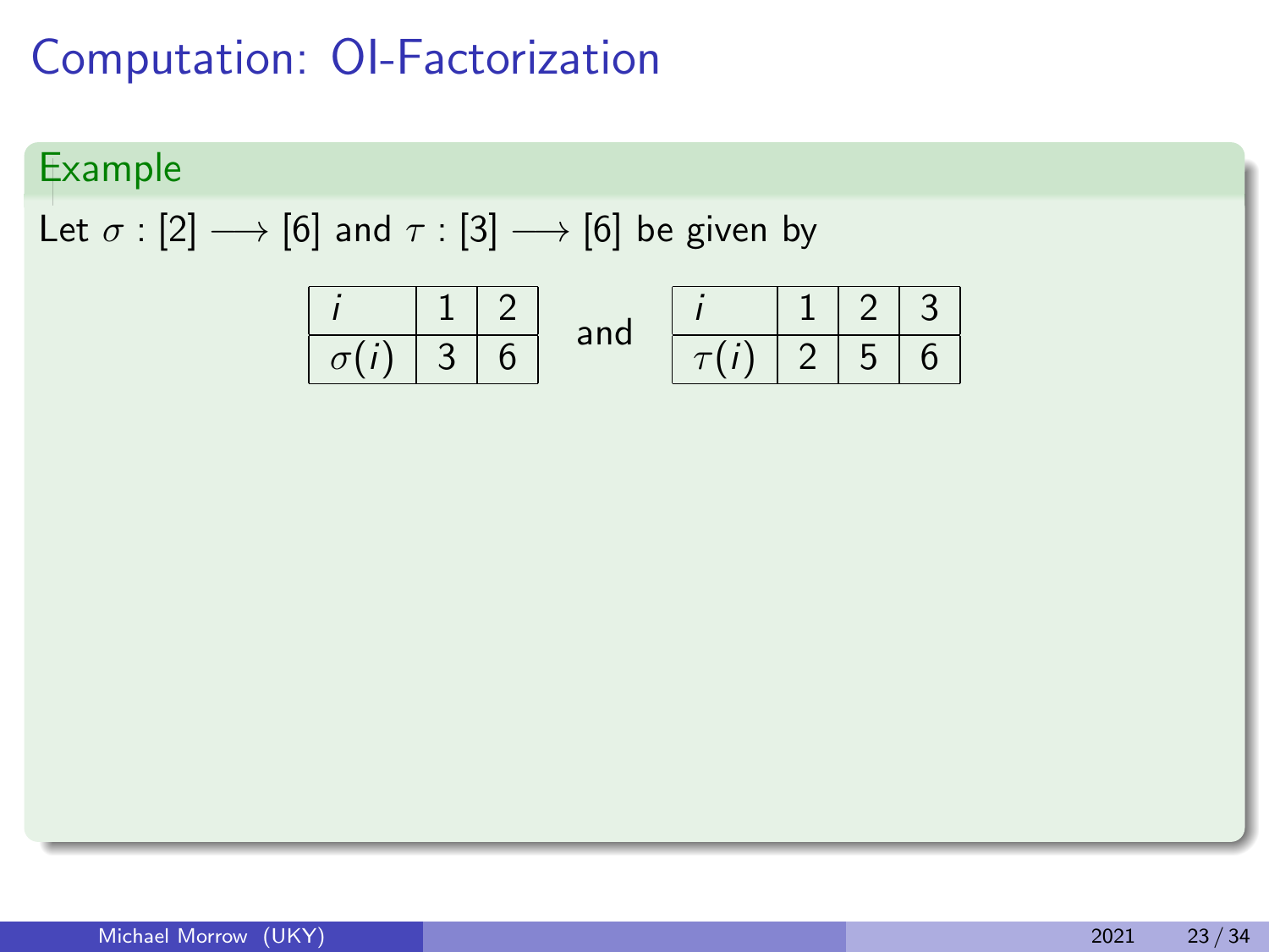# Computation: OI-Factorization

**Example**

Let $\sigma : [2] \longrightarrow [6]$ and $\tau : [3] \longrightarrow [6]$ be given by

| $i$ | 1 | 2 |
|---|---|---|
| $\sigma(i)$ | 3 | 6 |

and

| $i$ | 1 | 2 | 3 |
|---|---|---|---|
| $\tau(i)$ | 2 | 5 | 6 |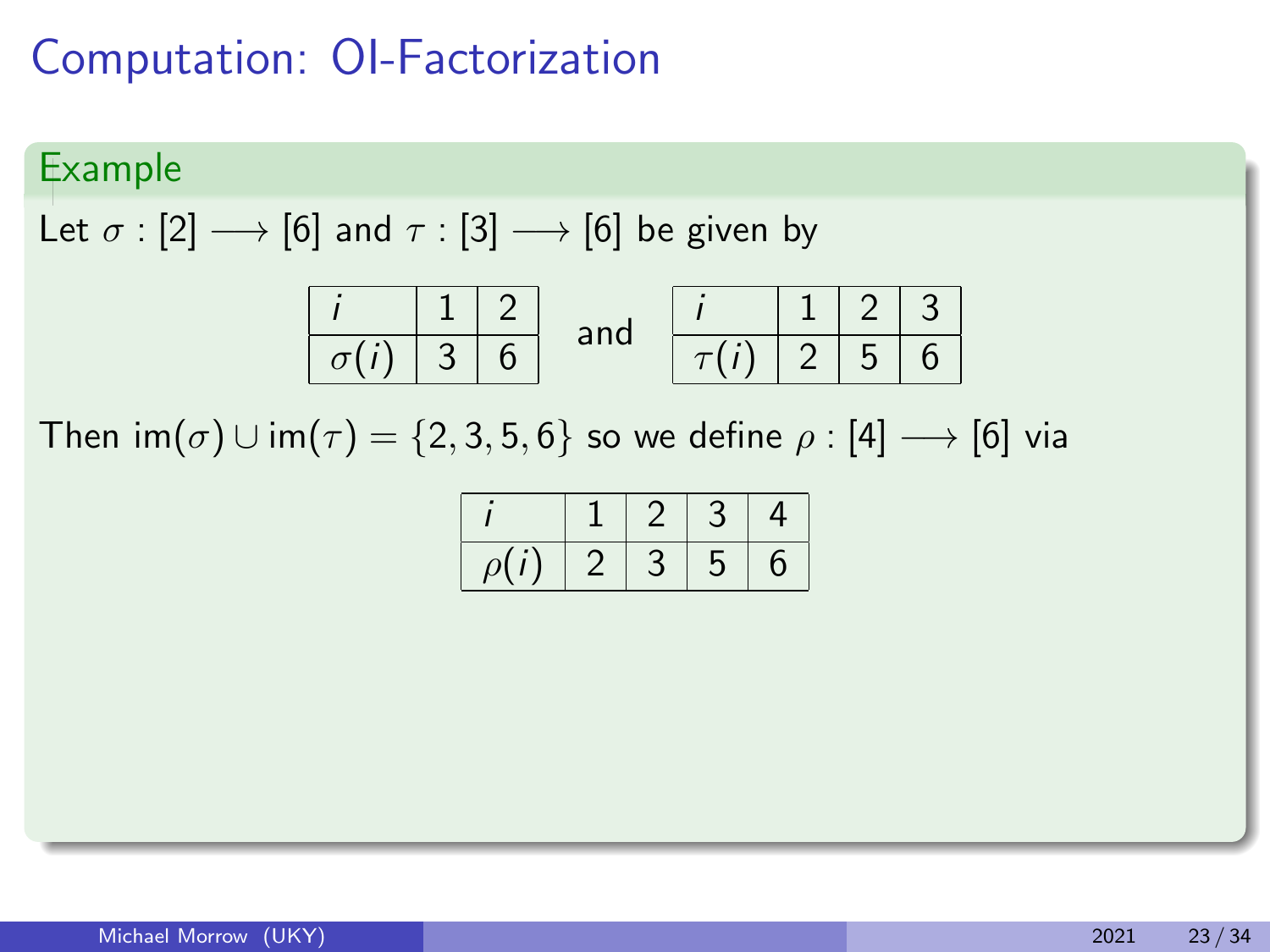# Computation: OI-Factorization

**Example**

Let $\sigma : [2] \longrightarrow [6]$ and $\tau : [3] \longrightarrow [6]$ be given by

| $i$ | 1 | 2 |
|---|---|---|
| $\sigma(i)$ | 3 | 6 |

and

| $i$ | 1 | 2 | 3 |
|---|---|---|---|
| $\tau(i)$ | 2 | 5 | 6 |

Then $\text{im}(\sigma) \cup \text{im}(\tau) = \{2, 3, 5, 6\}$ so we define $\rho : [4] \longrightarrow [6]$ via

| $i$ | 1 | 2 | 3 | 4 |
|---|---|---|---|---|
| $\rho(i)$ | 2 | 3 | 5 | 6 |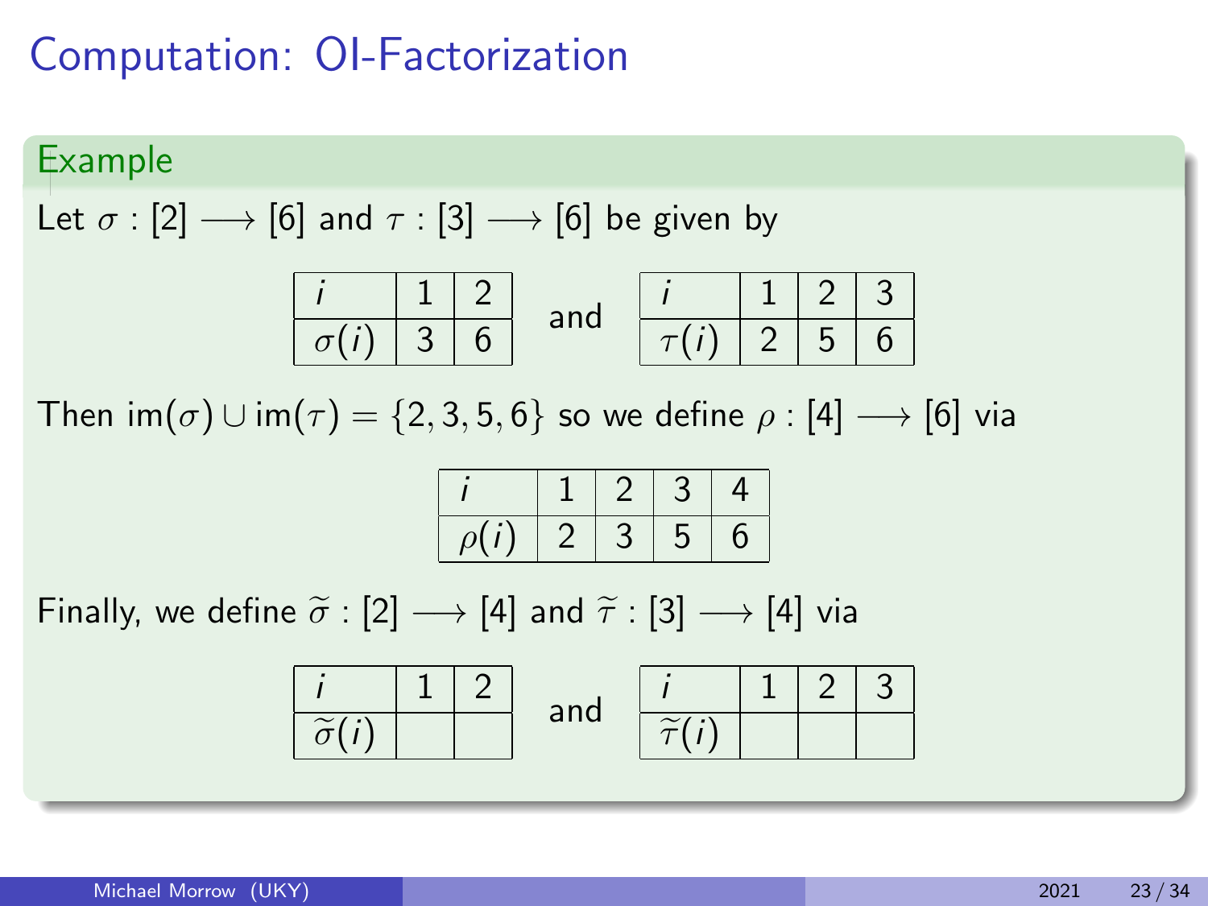# Computation: OI-Factorization

**Example**

Let $\sigma : [2] \longrightarrow [6]$ and $\tau : [3] \longrightarrow [6]$ be given by

| $i$ | 1 | 2 |
|---|---|---|
| $\sigma(i)$ | 3 | 6 |

and

| $i$ | 1 | 2 | 3 |
|---|---|---|---|
| $\tau(i)$ | 2 | 5 | 6 |

Then $\operatorname{im}(\sigma) \cup \operatorname{im}(\tau) = \{2, 3, 5, 6\}$ so we define $\rho : [4] \longrightarrow [6]$ via

| $i$ | 1 | 2 | 3 | 4 |
|---|---|---|---|---|
| $\rho(i)$ | 2 | 3 | 5 | 6 |

Finally, we define $\widetilde{\sigma} : [2] \longrightarrow [4]$ and $\widetilde{\tau} : [3] \longrightarrow [4]$ via

| $i$ | 1 | 2 |
|---|---|---|
| $\widetilde{\sigma}(i)$ | | |

and

| $i$ | 1 | 2 | 3 |
|---|---|---|---|
| $\widetilde{\tau}(i)$ | | | |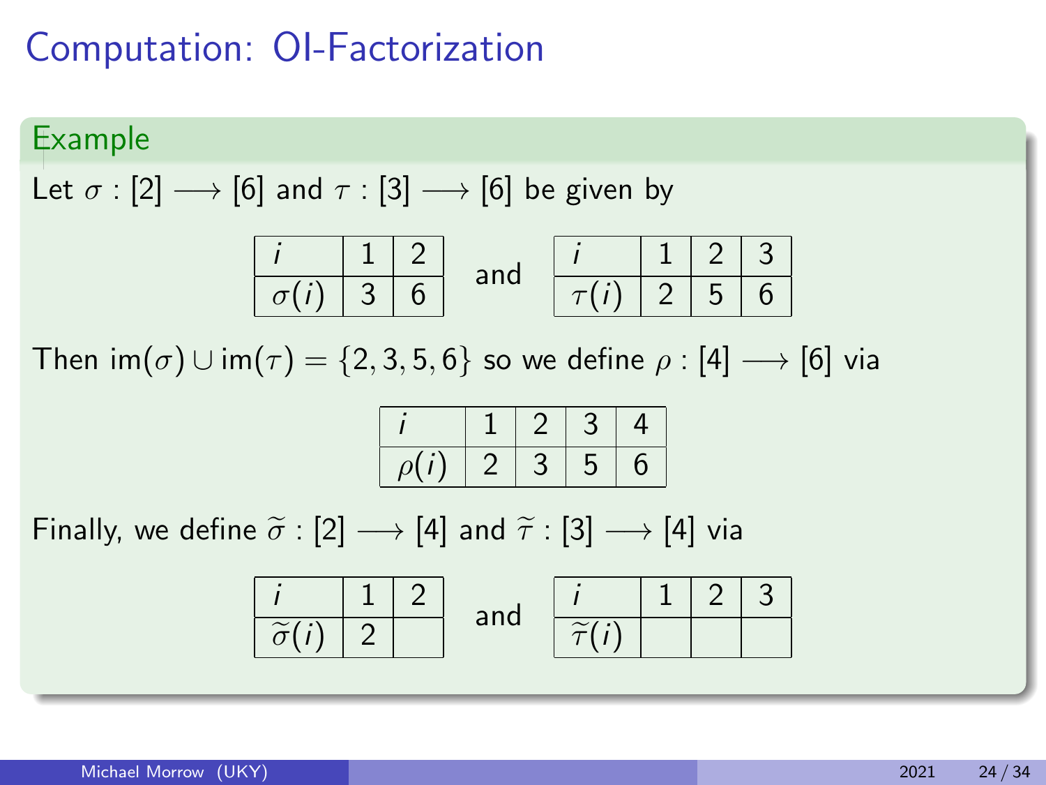# Computation: OI-Factorization

**Example**

Let $\sigma : [2] \longrightarrow [6]$ and $\tau : [3] \longrightarrow [6]$ be given by

| $i$ | 1 | 2 |
|---|---|---|
| $\sigma(i)$ | 3 | 6 |

and

| $i$ | 1 | 2 | 3 |
|---|---|---|---|
| $\tau(i)$ | 2 | 5 | 6 |

Then $\text{im}(\sigma) \cup \text{im}(\tau) = \{2, 3, 5, 6\}$ so we define $\rho : [4] \longrightarrow [6]$ via

| $i$ | 1 | 2 | 3 | 4 |
|---|---|---|---|---|
| $\rho(i)$ | 2 | 3 | 5 | 6 |

Finally, we define $\widetilde{\sigma} : [2] \longrightarrow [4]$ and $\widetilde{\tau} : [3] \longrightarrow [4]$ via

| $i$ | 1 | 2 |
|---|---|---|
| $\widetilde{\sigma}(i)$ | 2 | |

and

| $i$ | 1 | 2 | 3 |
|---|---|---|---|
| $\widetilde{\tau}(i)$ | | | |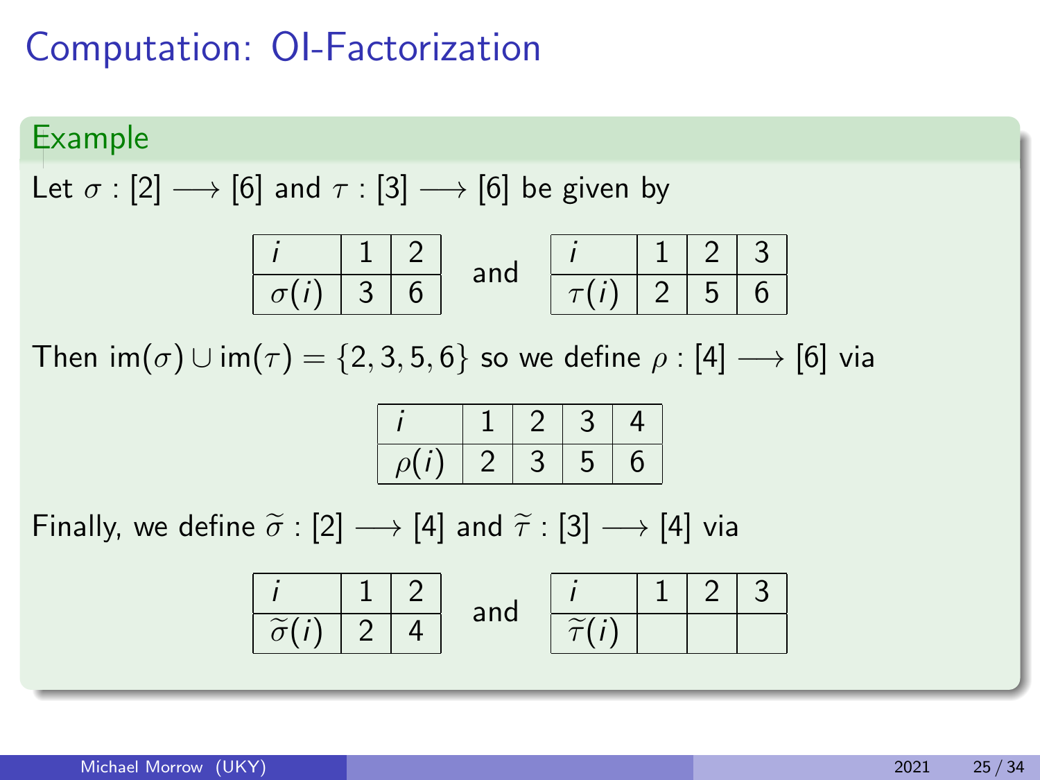# Computation: OI-Factorization

**Example**

Let $\sigma : [2] \longrightarrow [6]$ and $\tau : [3] \longrightarrow [6]$ be given by

| $i$ | 1 | 2 |
|---|---|---|
| $\sigma(i)$ | 3 | 6 |

and

| $i$ | 1 | 2 | 3 |
|---|---|---|---|
| $\tau(i)$ | 2 | 5 | 6 |

Then $\text{im}(\sigma) \cup \text{im}(\tau) = \{2, 3, 5, 6\}$ so we define $\rho : [4] \longrightarrow [6]$ via

| $i$ | 1 | 2 | 3 | 4 |
|---|---|---|---|---|
| $\rho(i)$ | 2 | 3 | 5 | 6 |

Finally, we define $\widetilde{\sigma} : [2] \longrightarrow [4]$ and $\widetilde{\tau} : [3] \longrightarrow [4]$ via

| $i$ | 1 | 2 |
|---|---|---|
| $\widetilde{\sigma}(i)$ | 2 | 4 |

and

| $i$ | 1 | 2 | 3 |
|---|---|---|---|
| $\widetilde{\tau}(i)$ | | | |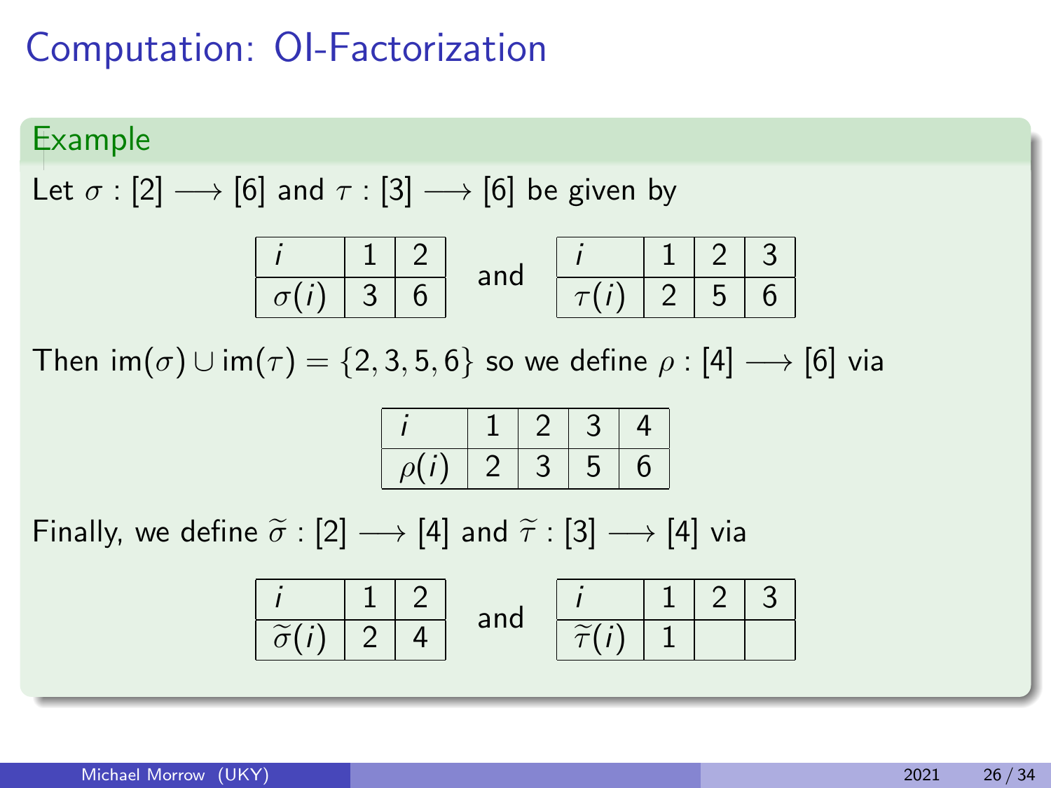# Computation: OI-Factorization

**Example**

Let $\sigma : [2] \longrightarrow [6]$ and $\tau : [3] \longrightarrow [6]$ be given by

| $i$ | 1 | 2 |
|---|---|---|
| $\sigma(i)$ | 3 | 6 |

and

| $i$ | 1 | 2 | 3 |
|---|---|---|---|
| $\tau(i)$ | 2 | 5 | 6 |

Then $\text{im}(\sigma) \cup \text{im}(\tau) = \{2, 3, 5, 6\}$ so we define $\rho : [4] \longrightarrow [6]$ via

| $i$ | 1 | 2 | 3 | 4 |
|---|---|---|---|---|
| $\rho(i)$ | 2 | 3 | 5 | 6 |

Finally, we define $\widetilde{\sigma} : [2] \longrightarrow [4]$ and $\widetilde{\tau} : [3] \longrightarrow [4]$ via

| $i$ | 1 | 2 |
|---|---|---|
| $\widetilde{\sigma}(i)$ | 2 | 4 |

and

| $i$ | 1 | 2 | 3 |
|---|---|---|---|
| $\widetilde{\tau}(i)$ | 1 | | |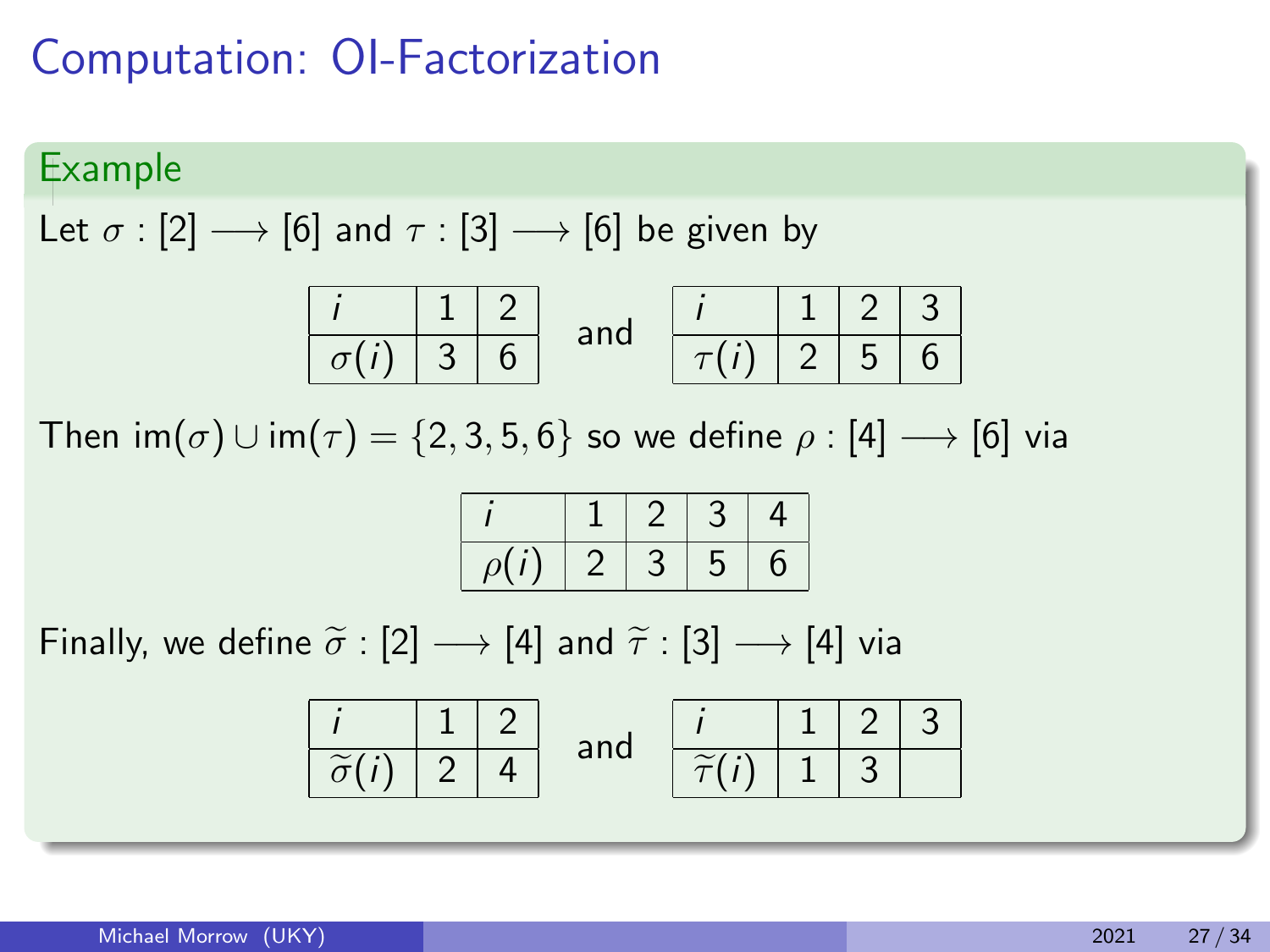# Computation: OI-Factorization

**Example**

Let $\sigma : [2] \longrightarrow [6]$ and $\tau : [3] \longrightarrow [6]$ be given by

| $i$ | 1 | 2 |
|---|---|---|
| $\sigma(i)$ | 3 | 6 |

and

| $i$ | 1 | 2 | 3 |
|---|---|---|---|
| $\tau(i)$ | 2 | 5 | 6 |

Then $\text{im}(\sigma) \cup \text{im}(\tau) = \{2, 3, 5, 6\}$ so we define $\rho : [4] \longrightarrow [6]$ via

| $i$ | 1 | 2 | 3 | 4 |
|---|---|---|---|---|
| $\rho(i)$ | 2 | 3 | 5 | 6 |

Finally, we define $\widetilde{\sigma} : [2] \longrightarrow [4]$ and $\widetilde{\tau} : [3] \longrightarrow [4]$ via

| $i$ | 1 | 2 |
|---|---|---|
| $\widetilde{\sigma}(i)$ | 2 | 4 |

and

| $i$ | 1 | 2 | 3 |
|---|---|---|---|
| $\widetilde{\tau}(i)$ | 1 | 3 | |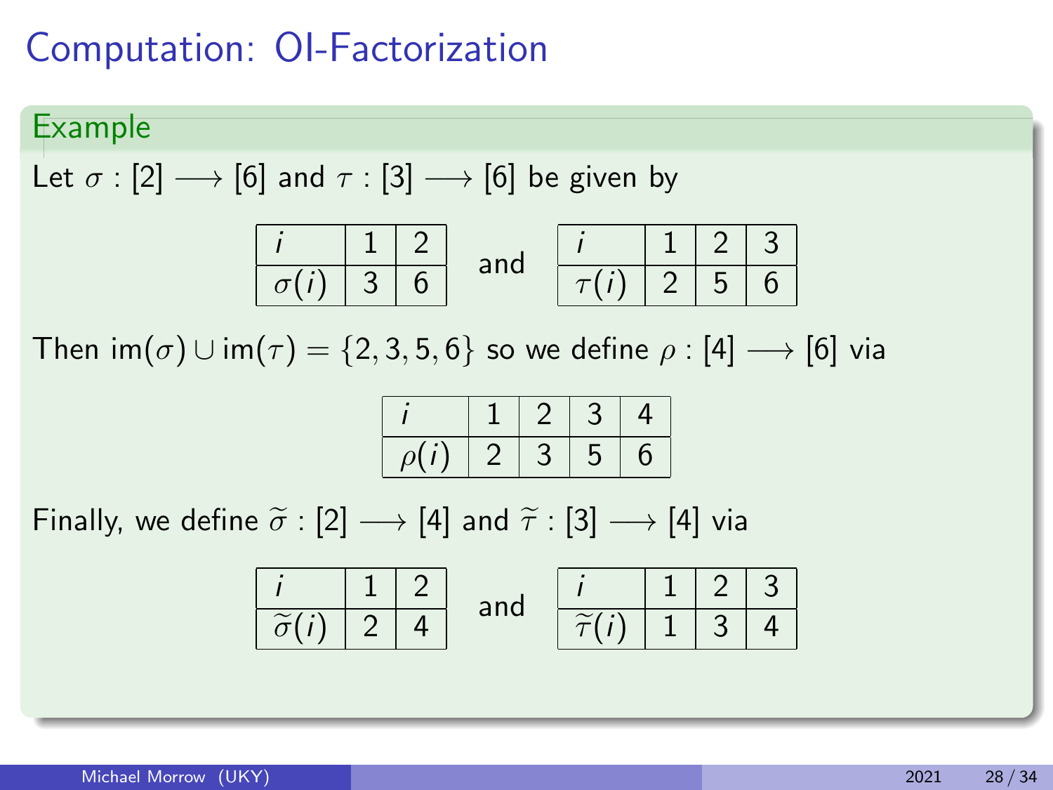# Computation: OI-Factorization

**Example**

Let $\sigma : [2] \longrightarrow [6]$ and $\tau : [3] \longrightarrow [6]$ be given by

| $i$ | 1 | 2 |
|---|---|---|
| $\sigma(i)$ | 3 | 6 |

and

| $i$ | 1 | 2 | 3 |
|---|---|---|---|
| $\tau(i)$ | 2 | 5 | 6 |

Then $\operatorname{im}(\sigma) \cup \operatorname{im}(\tau) = \{2, 3, 5, 6\}$ so we define $\rho : [4] \longrightarrow [6]$ via

| $i$ | 1 | 2 | 3 | 4 |
|---|---|---|---|---|
| $\rho(i)$ | 2 | 3 | 5 | 6 |

Finally, we define $\widetilde{\sigma} : [2] \longrightarrow [4]$ and $\widetilde{\tau} : [3] \longrightarrow [4]$ via

| $i$ | 1 | 2 |
|---|---|---|
| $\widetilde{\sigma}(i)$ | 2 | 4 |

and

| $i$ | 1 | 2 | 3 |
|---|---|---|---|
| $\widetilde{\tau}(i)$ | 1 | 3 | 4 |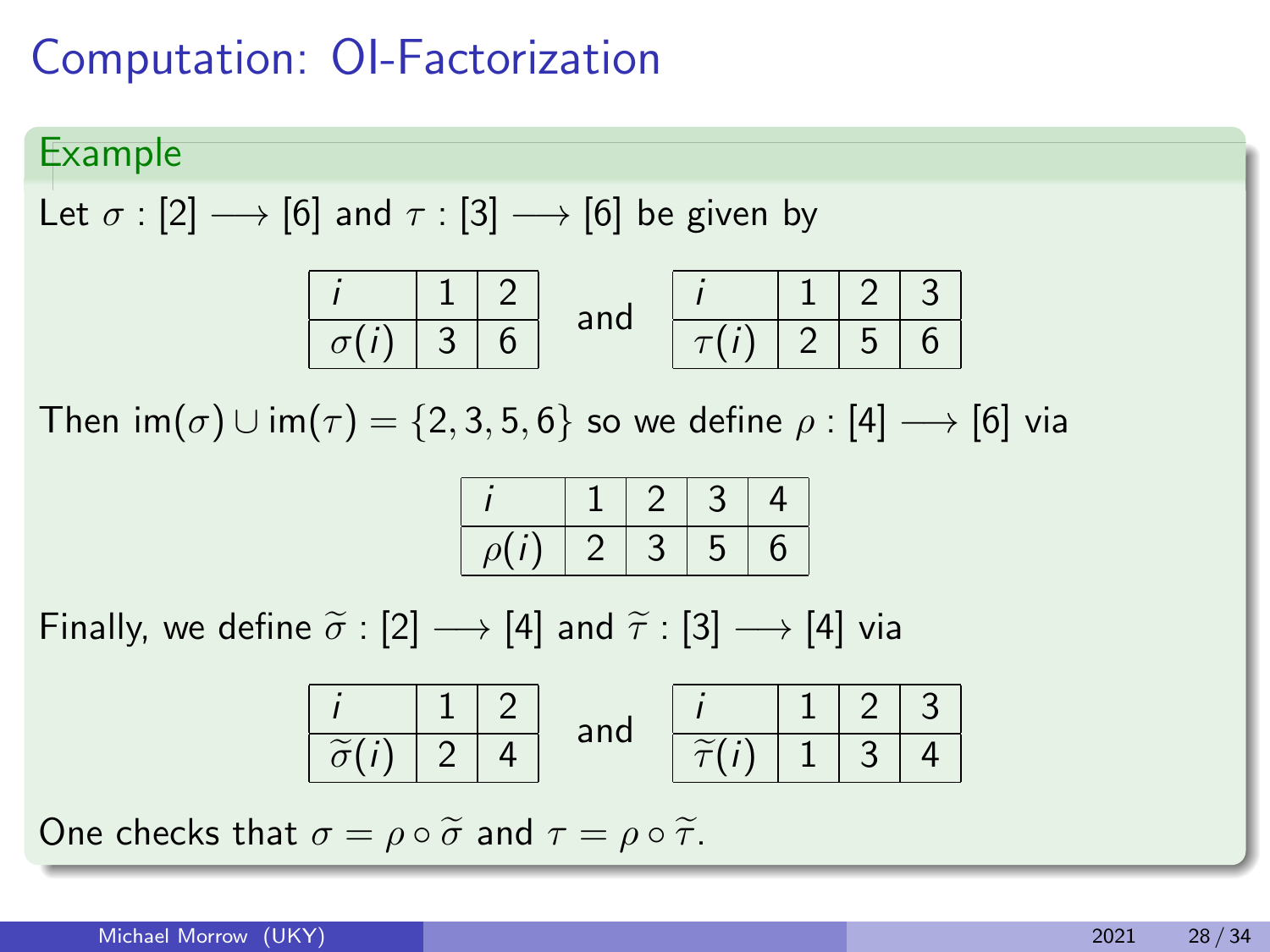# Computation: OI-Factorization

**Example**

Let $\sigma : [2] \longrightarrow [6]$ and $\tau : [3] \longrightarrow [6]$ be given by

| $i$ | 1 | 2 |
|---|---|---|
| $\sigma(i)$ | 3 | 6 |

and

| $i$ | 1 | 2 | 3 |
|---|---|---|---|
| $\tau(i)$ | 2 | 5 | 6 |

Then $\text{im}(\sigma) \cup \text{im}(\tau) = \{2, 3, 5, 6\}$ so we define $\rho : [4] \longrightarrow [6]$ via

| $i$ | 1 | 2 | 3 | 4 |
|---|---|---|---|---|
| $\rho(i)$ | 2 | 3 | 5 | 6 |

Finally, we define $\widetilde{\sigma} : [2] \longrightarrow [4]$ and $\widetilde{\tau} : [3] \longrightarrow [4]$ via

| $i$ | 1 | 2 |
|---|---|---|
| $\widetilde{\sigma}(i)$ | 2 | 4 |

and

| $i$ | 1 | 2 | 3 |
|---|---|---|---|
| $\widetilde{\tau}(i)$ | 1 | 3 | 4 |

One checks that $\sigma = \rho \circ \widetilde{\sigma}$ and $\tau = \rho \circ \widetilde{\tau}$.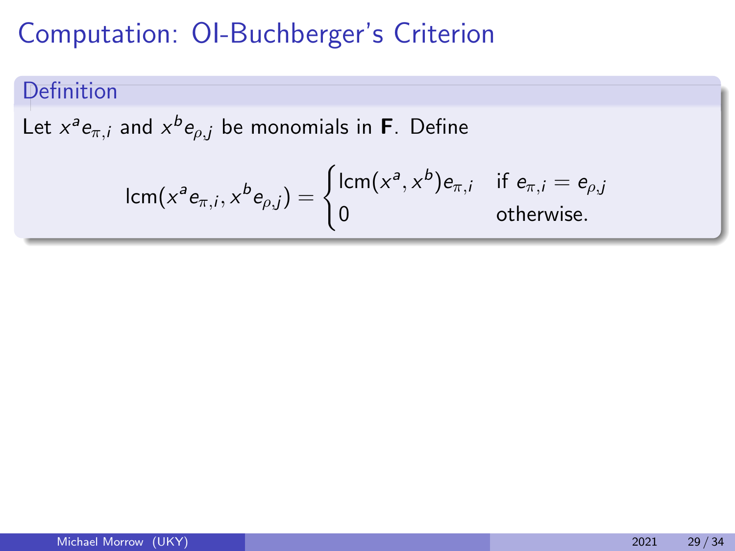# Computation: OI-Buchberger's Criterion

**Definition**

Let $x^a e_{\pi,i}$ and $x^b e_{\rho,j}$ be monomials in $\mathbf{F}$. Define

$$\operatorname{lcm}(x^a e_{\pi,i}, x^b e_{\rho,j}) = \begin{cases} \operatorname{lcm}(x^a, x^b) e_{\pi,i} & \text{if } e_{\pi,i} = e_{\rho,j} \\ 0 & \text{otherwise.} \end{cases}$$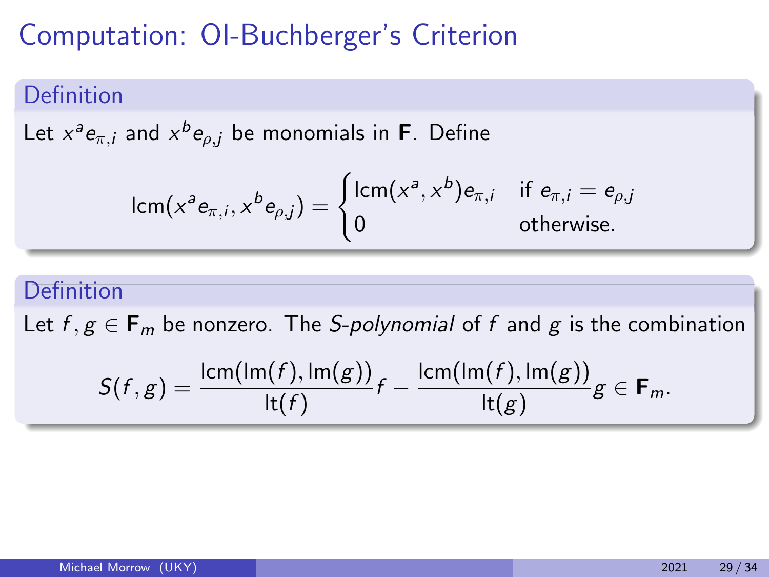# Computation: OI-Buchberger's Criterion

## Definition

Let $x^a e_{\pi,i}$ and $x^b e_{\rho,j}$ be monomials in $\mathbf{F}$. Define

$$\operatorname{lcm}(x^a e_{\pi,i}, x^b e_{\rho,j}) = \begin{cases} \operatorname{lcm}(x^a, x^b) e_{\pi,i} & \text{if } e_{\pi,i} = e_{\rho,j} \\ 0 & \text{otherwise.} \end{cases}$$

## Definition

Let $f, g \in \mathbf{F}_m$ be nonzero. The *S-polynomial* of $f$ and $g$ is the combination

$$S(f,g) = \frac{\operatorname{lcm}(\operatorname{lm}(f), \operatorname{lm}(g))}{\operatorname{lt}(f)} f - \frac{\operatorname{lcm}(\operatorname{lm}(f), \operatorname{lm}(g))}{\operatorname{lt}(g)} g \in \mathbf{F}_m.$$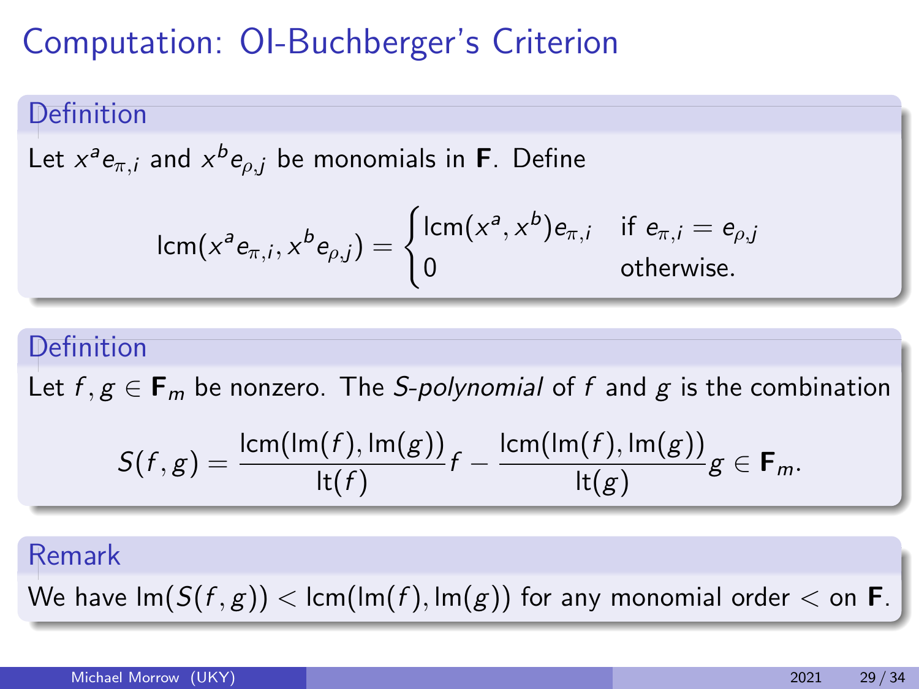# Computation: OI-Buchberger's Criterion

**Definition**

Let $x^a e_{\pi,i}$ and $x^b e_{\rho,j}$ be monomials in $\mathbf{F}$. Define

$$\operatorname{lcm}(x^a e_{\pi,i}, x^b e_{\rho,j}) = \begin{cases} \operatorname{lcm}(x^a, x^b) e_{\pi,i} & \text{if } e_{\pi,i} = e_{\rho,j} \\ 0 & \text{otherwise.} \end{cases}$$

**Definition**

Let $f, g \in \mathbf{F}_m$ be nonzero. The *S-polynomial* of $f$ and $g$ is the combination

$$S(f,g) = \frac{\operatorname{lcm}(\operatorname{lm}(f), \operatorname{lm}(g))}{\operatorname{lt}(f)} f - \frac{\operatorname{lcm}(\operatorname{lm}(f), \operatorname{lm}(g))}{\operatorname{lt}(g)} g \in \mathbf{F}_m.$$

**Remark**

We have $\operatorname{lm}(S(f,g)) < \operatorname{lcm}(\operatorname{lm}(f), \operatorname{lm}(g))$ for any monomial order $<$ on $\mathbf{F}$.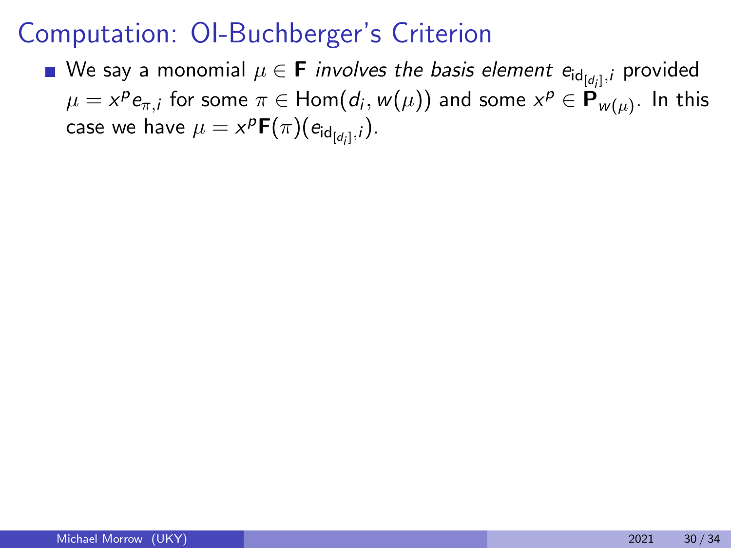# Computation: OI-Buchberger's Criterion

- We say a monomial $\mu \in \mathbf{F}$ *involves the basis element* $e_{\mathrm{id}_{[d_i]},i}$ provided $\mu = x^p e_{\pi,i}$ for some $\pi \in \mathrm{Hom}(d_i, w(\mu))$ and some $x^p \in \mathbf{P}_{w(\mu)}$. In this case we have $\mu = x^p \mathbf{F}(\pi)(e_{\mathrm{id}_{[d_i]},i})$.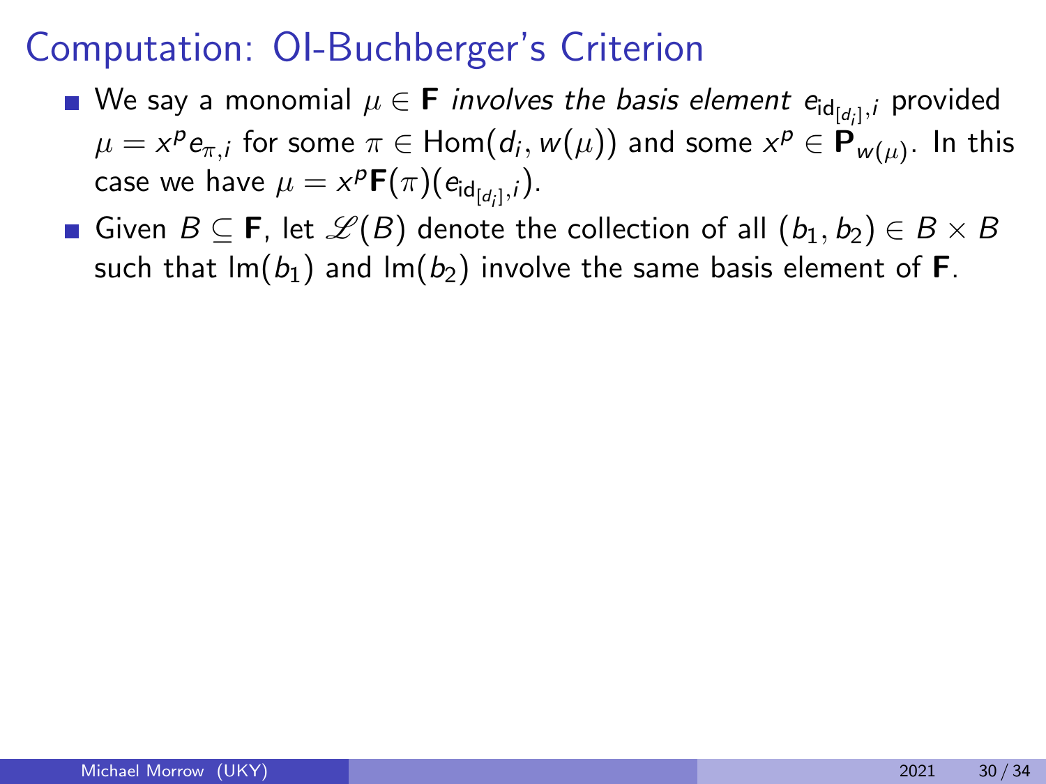# Computation: OI-Buchberger's Criterion

- We say a monomial $\mu \in \mathbf{F}$ *involves the basis element* $e_{\mathrm{id}_{[d_i]},i}$ provided $\mu = x^p e_{\pi,i}$ for some $\pi \in \mathrm{Hom}(d_i, w(\mu))$ and some $x^p \in \mathbf{P}_{w(\mu)}$. In this case we have $\mu = x^p \mathbf{F}(\pi)(e_{\mathrm{id}_{[d_i]},i})$.
- Given $B \subseteq \mathbf{F}$, let $\mathscr{L}(B)$ denote the collection of all $(b_1, b_2) \in B \times B$ such that $\mathrm{lm}(b_1)$ and $\mathrm{lm}(b_2)$ involve the same basis element of $\mathbf{F}$.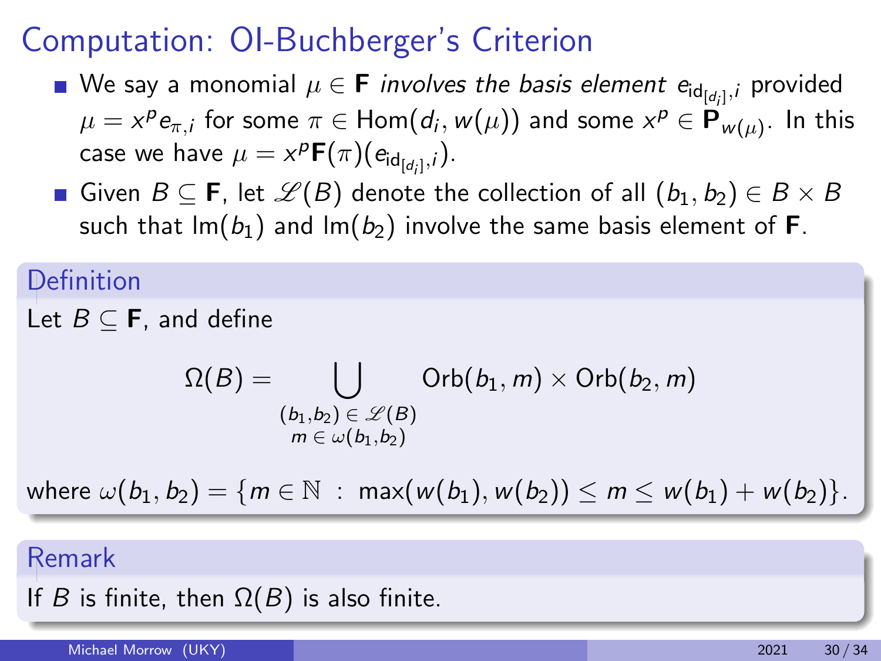# Computation: OI-Buchberger's Criterion

- We say a monomial $\mu \in \mathbf{F}$ *involves the basis element* $e_{\mathrm{id}_{[d_i]},i}$ provided $\mu = x^p e_{\pi,i}$ for some $\pi \in \mathrm{Hom}(d_i, w(\mu))$ and some $x^p \in \mathbf{P}_{w(\mu)}$. In this case we have $\mu = x^p \mathbf{F}(\pi)(e_{\mathrm{id}_{[d_i]},i})$.
- Given $B \subseteq \mathbf{F}$, let $\mathscr{L}(B)$ denote the collection of all $(b_1, b_2) \in B \times B$ such that $\mathrm{lm}(b_1)$ and $\mathrm{lm}(b_2)$ involve the same basis element of $\mathbf{F}$.

**Definition**

Let $B \subseteq \mathbf{F}$, and define

$$\Omega(B) = \bigcup_{\substack{(b_1,b_2) \in \mathscr{L}(B) \\ m \in \omega(b_1,b_2)}} \mathrm{Orb}(b_1, m) \times \mathrm{Orb}(b_2, m)$$

where $\omega(b_1, b_2) = \{m \in \mathbb{N} \;:\; \max(w(b_1), w(b_2)) \leq m \leq w(b_1) + w(b_2)\}$.

**Remark**

If $B$ is finite, then $\Omega(B)$ is also finite.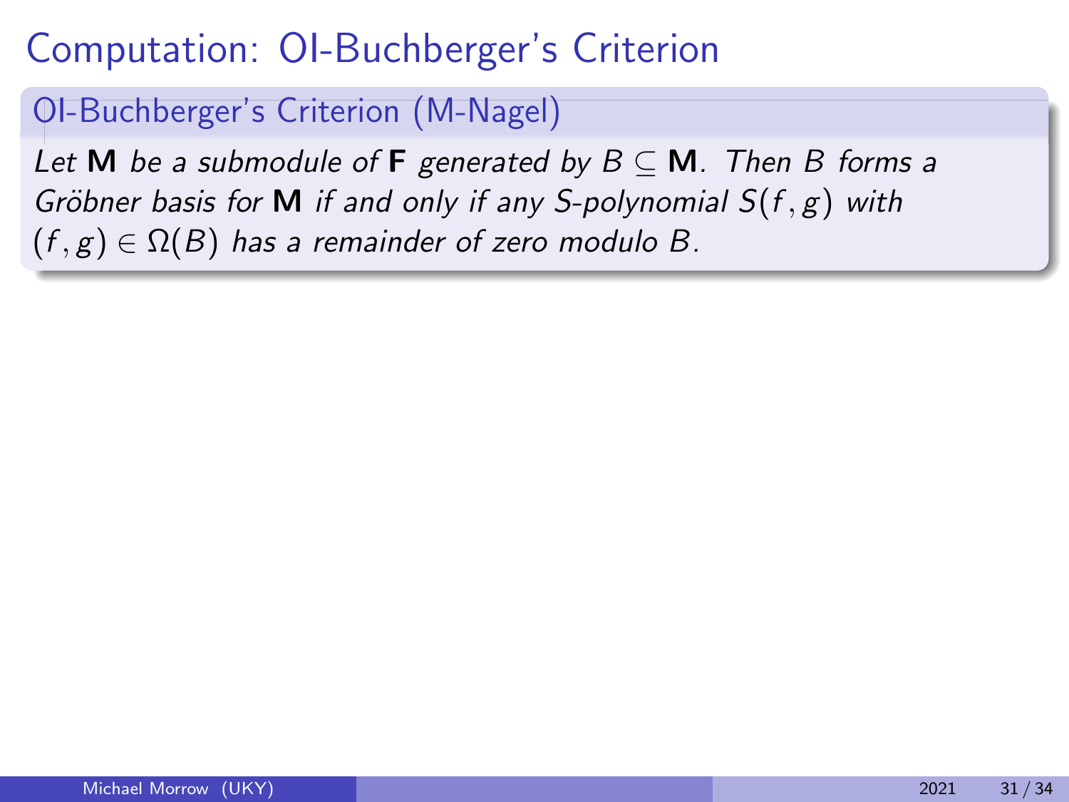# Computation: OI-Buchberger's Criterion

**OI-Buchberger's Criterion (M-Nagel)**

*Let* $\mathbf{M}$ *be a submodule of* $\mathbf{F}$ *generated by* $B \subseteq \mathbf{M}$*. Then* $B$ *forms a Gröbner basis for* $\mathbf{M}$ *if and only if any S-polynomial* $S(f, g)$ *with* $(f, g) \in \Omega(B)$ *has a remainder of zero modulo* $B$*.*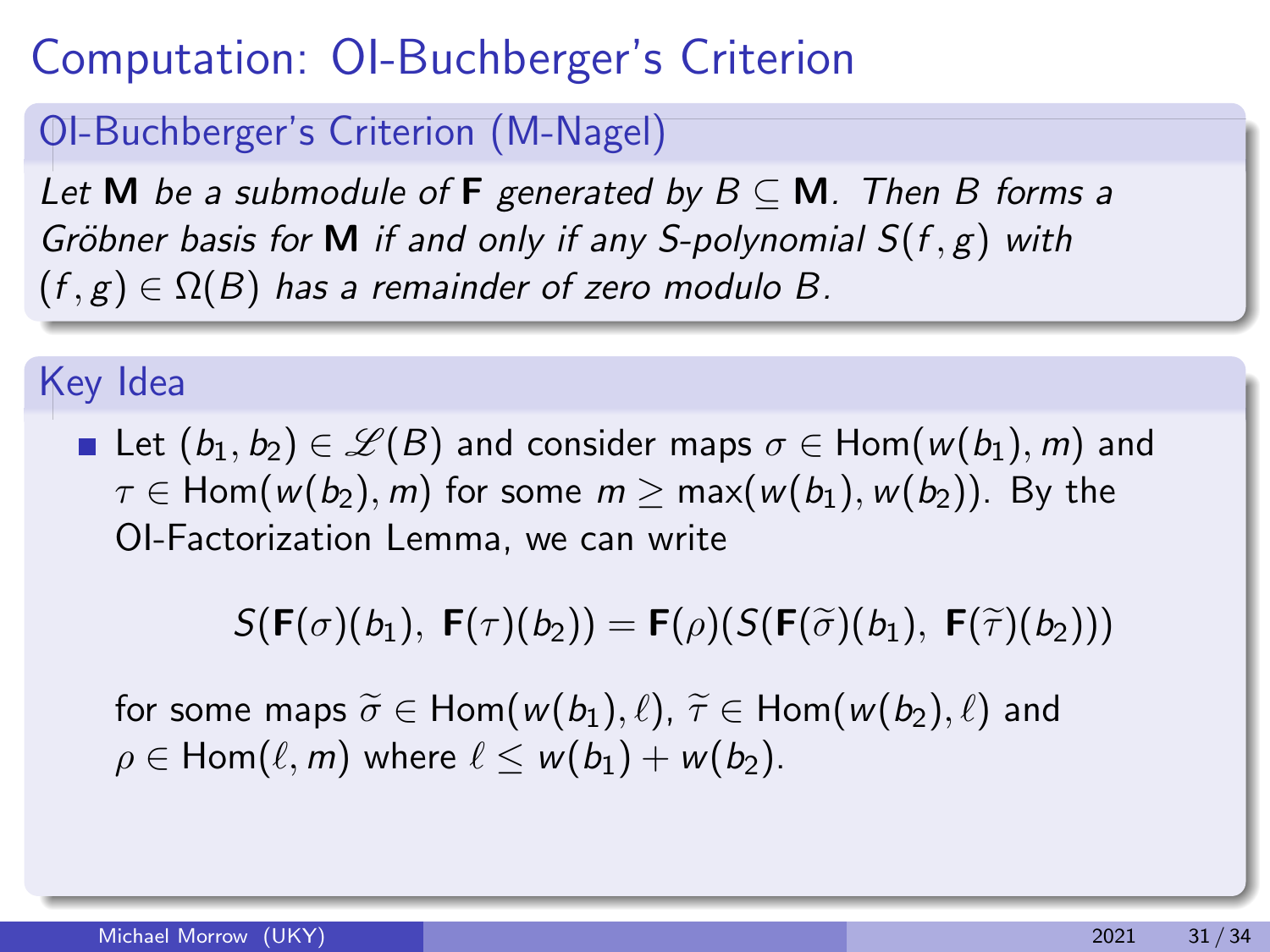# Computation: OI-Buchberger's Criterion

## OI-Buchberger's Criterion (M-Nagel)

*Let* $\mathbf{M}$ *be a submodule of* $\mathbf{F}$ *generated by* $B \subseteq \mathbf{M}$*. Then* $B$ *forms a Gröbner basis for* $\mathbf{M}$ *if and only if any S-polynomial* $S(f, g)$ *with* $(f, g) \in \Omega(B)$ *has a remainder of zero modulo* $B$*.*

## Key Idea

- Let $(b_1, b_2) \in \mathscr{L}(B)$ and consider maps $\sigma \in \text{Hom}(w(b_1), m)$ and $\tau \in \text{Hom}(w(b_2), m)$ for some $m \geq \max(w(b_1), w(b_2))$. By the OI-Factorization Lemma, we can write

$$S(\mathbf{F}(\sigma)(b_1),\ \mathbf{F}(\tau)(b_2)) = \mathbf{F}(\rho)(S(\mathbf{F}(\widetilde{\sigma})(b_1),\ \mathbf{F}(\widetilde{\tau})(b_2)))$$

  for some maps $\widetilde{\sigma} \in \text{Hom}(w(b_1), \ell)$, $\widetilde{\tau} \in \text{Hom}(w(b_2), \ell)$ and $\rho \in \text{Hom}(\ell, m)$ where $\ell \leq w(b_1) + w(b_2)$.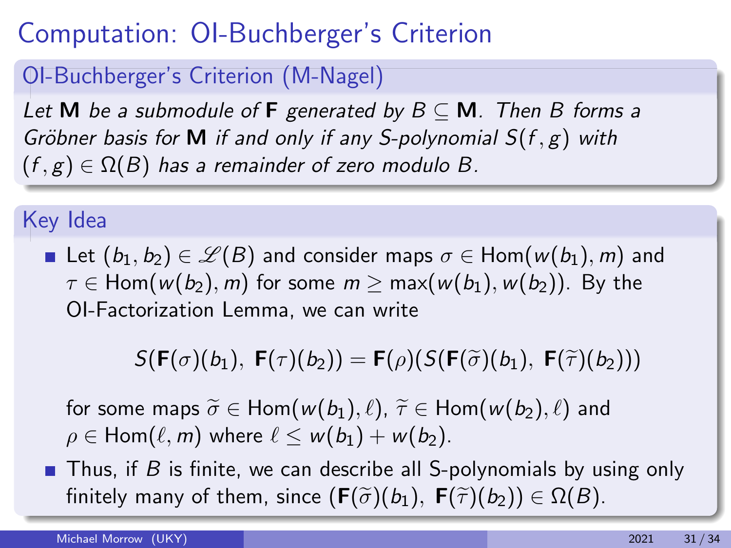# Computation: OI-Buchberger's Criterion

## OI-Buchberger's Criterion (M-Nagel)

*Let* $\mathbf{M}$ *be a submodule of* $\mathbf{F}$ *generated by* $B \subseteq \mathbf{M}$*. Then* $B$ *forms a Gröbner basis for* $\mathbf{M}$ *if and only if any S-polynomial* $S(f, g)$ *with* $(f, g) \in \Omega(B)$ *has a remainder of zero modulo* $B$*.*

## Key Idea

- Let $(b_1, b_2) \in \mathscr{L}(B)$ and consider maps $\sigma \in \operatorname{Hom}(w(b_1), m)$ and $\tau \in \operatorname{Hom}(w(b_2), m)$ for some $m \geq \max(w(b_1), w(b_2))$. By the OI-Factorization Lemma, we can write

$$S(\mathbf{F}(\sigma)(b_1),\ \mathbf{F}(\tau)(b_2)) = \mathbf{F}(\rho)(S(\mathbf{F}(\widetilde{\sigma})(b_1),\ \mathbf{F}(\widetilde{\tau})(b_2)))$$

  for some maps $\widetilde{\sigma} \in \operatorname{Hom}(w(b_1), \ell)$, $\widetilde{\tau} \in \operatorname{Hom}(w(b_2), \ell)$ and $\rho \in \operatorname{Hom}(\ell, m)$ where $\ell \leq w(b_1) + w(b_2)$.

- Thus, if $B$ is finite, we can describe all S-polynomials by using only finitely many of them, since $(\mathbf{F}(\widetilde{\sigma})(b_1),\ \mathbf{F}(\widetilde{\tau})(b_2)) \in \Omega(B)$.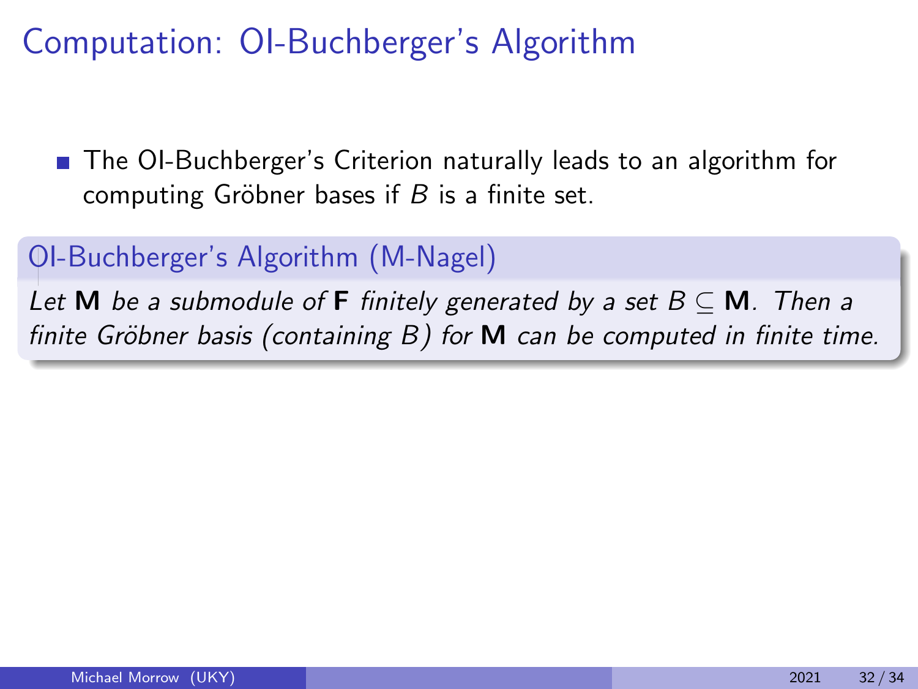# Computation: OI-Buchberger's Algorithm

- The OI-Buchberger's Criterion naturally leads to an algorithm for computing Gröbner bases if $B$ is a finite set.

**OI-Buchberger's Algorithm (M-Nagel)**

*Let* $\mathbf{M}$ *be a submodule of* $\mathbf{F}$ *finitely generated by a set* $B \subseteq \mathbf{M}$*. Then a finite Gröbner basis (containing* $B$*) for* $\mathbf{M}$ *can be computed in finite time.*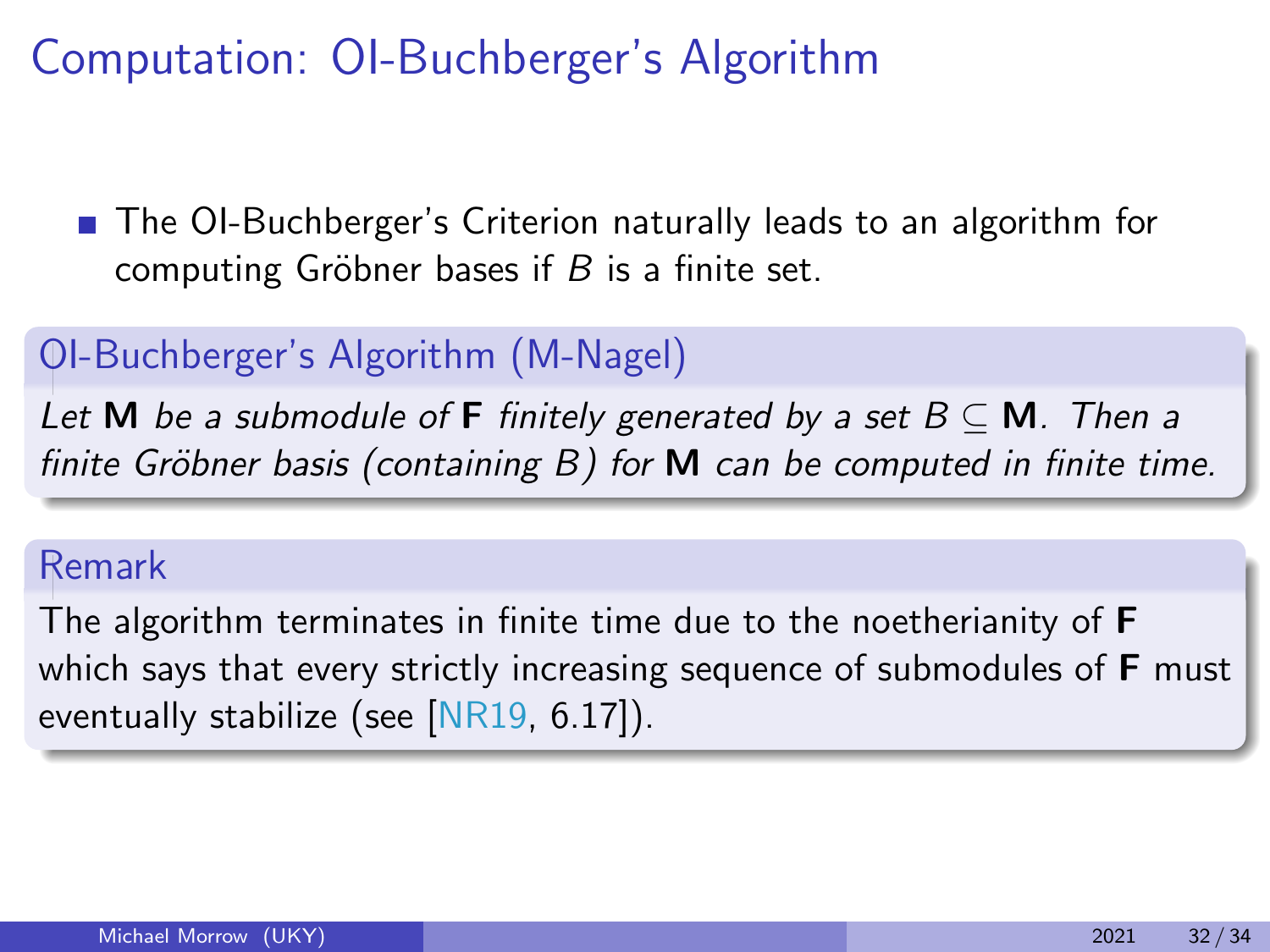# Computation: OI-Buchberger's Algorithm

- The OI-Buchberger's Criterion naturally leads to an algorithm for computing Gröbner bases if $B$ is a finite set.

**OI-Buchberger's Algorithm (M-Nagel)**

*Let* $\mathbf{M}$ *be a submodule of* $\mathbf{F}$ *finitely generated by a set* $B \subseteq \mathbf{M}$*. Then a finite Gröbner basis (containing* $B$*) for* $\mathbf{M}$ *can be computed in finite time.*

**Remark**

The algorithm terminates in finite time due to the noetherianity of $\mathbf{F}$ which says that every strictly increasing sequence of submodules of $\mathbf{F}$ must eventually stabilize (see [NR19, 6.17]).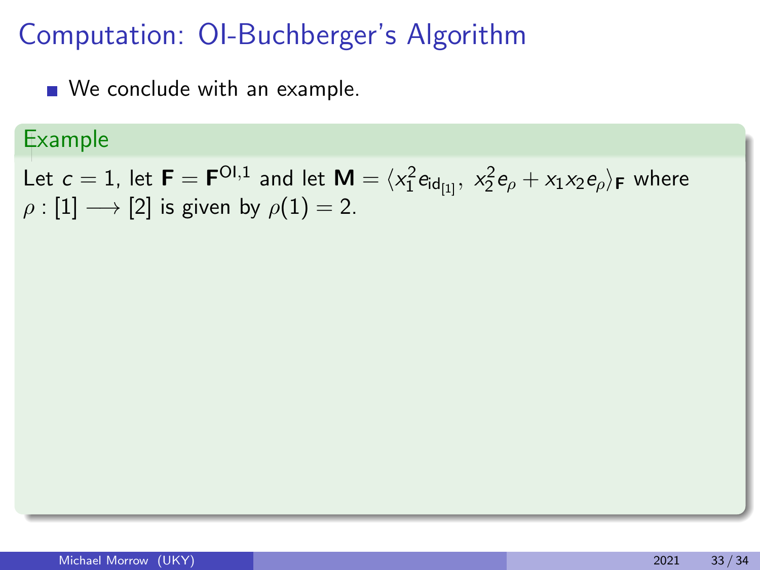# Computation: OI-Buchberger's Algorithm

- We conclude with an example.

**Example**

Let $c = 1$, let $\mathbf{F} = \mathbf{F}^{\mathrm{OI},1}$ and let $\mathbf{M} = \langle x_1^2 e_{\mathrm{id}_{[1]}},\ x_2^2 e_\rho + x_1 x_2 e_\rho \rangle_{\mathbf{F}}$ where $\rho : [1] \longrightarrow [2]$ is given by $\rho(1) = 2$.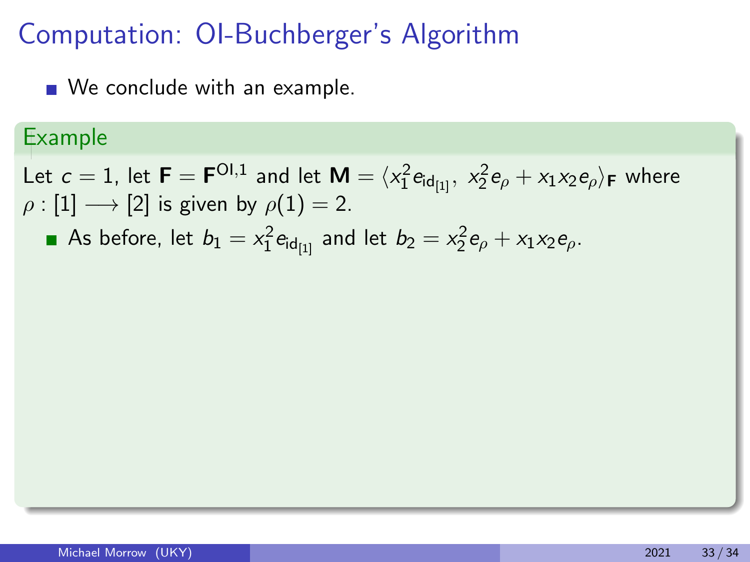# Computation: OI-Buchberger's Algorithm

- We conclude with an example.

## Example

Let $c = 1$, let $\mathbf{F} = \mathbf{F}^{\mathrm{OI},1}$ and let $\mathbf{M} = \langle x_1^2 e_{\mathrm{id}_{[1]}},\ x_2^2 e_\rho + x_1 x_2 e_\rho \rangle_{\mathbf{F}}$ where $\rho : [1] \longrightarrow [2]$ is given by $\rho(1) = 2$.

- As before, let $b_1 = x_1^2 e_{\mathrm{id}_{[1]}}$ and let $b_2 = x_2^2 e_\rho + x_1 x_2 e_\rho$.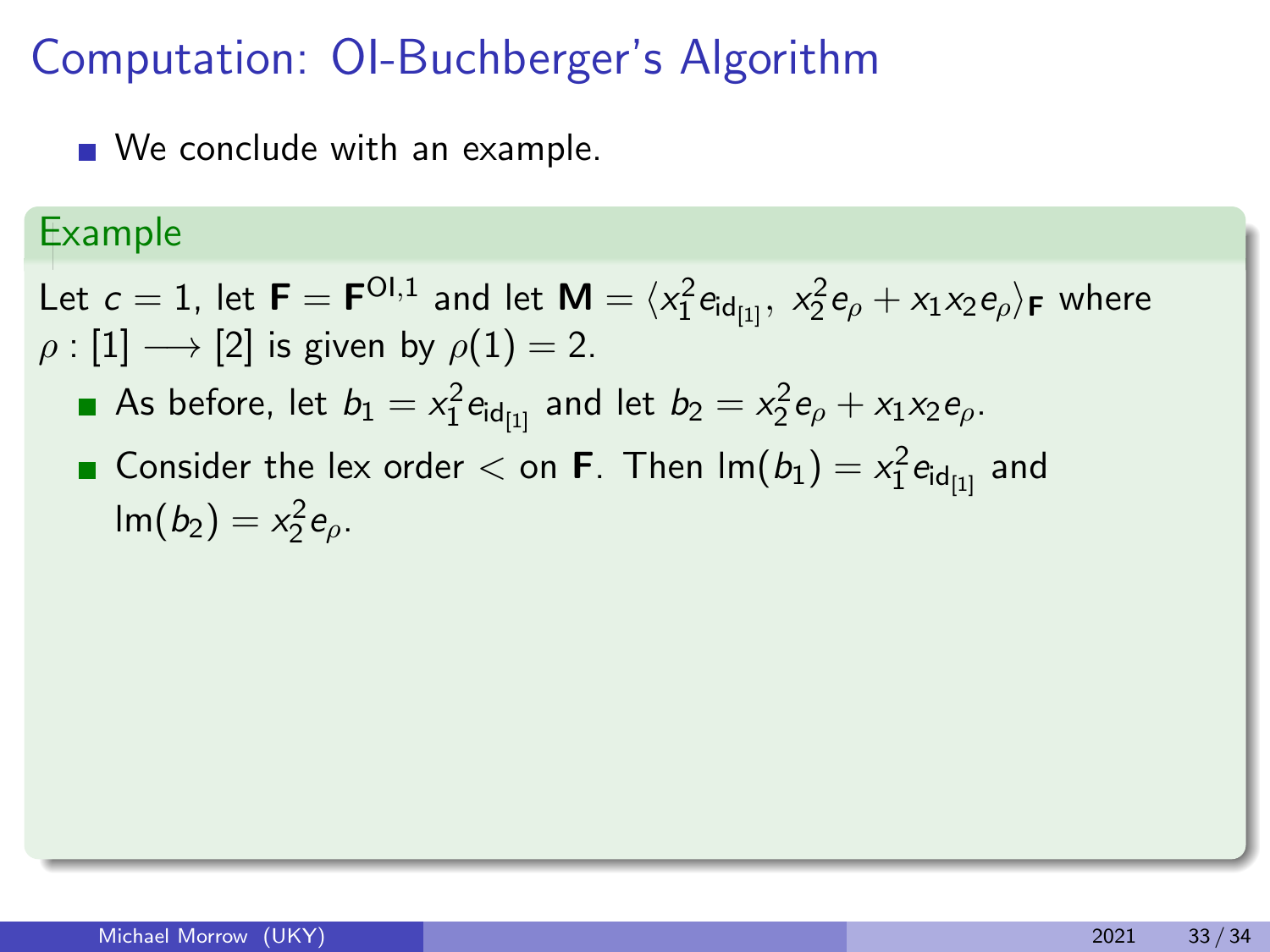# Computation: OI-Buchberger's Algorithm

- We conclude with an example.

**Example**

Let $c = 1$, let $\mathbf{F} = \mathbf{F}^{\mathrm{OI},1}$ and let $\mathbf{M} = \langle x_1^2 e_{\mathrm{id}_{[1]}},\ x_2^2 e_\rho + x_1 x_2 e_\rho \rangle_{\mathbf{F}}$ where $\rho : [1] \longrightarrow [2]$ is given by $\rho(1) = 2$.

- As before, let $b_1 = x_1^2 e_{\mathrm{id}_{[1]}}$ and let $b_2 = x_2^2 e_\rho + x_1 x_2 e_\rho$.
- Consider the lex order $<$ on $\mathbf{F}$. Then $\mathrm{lm}(b_1) = x_1^2 e_{\mathrm{id}_{[1]}}$ and $\mathrm{lm}(b_2) = x_2^2 e_\rho$.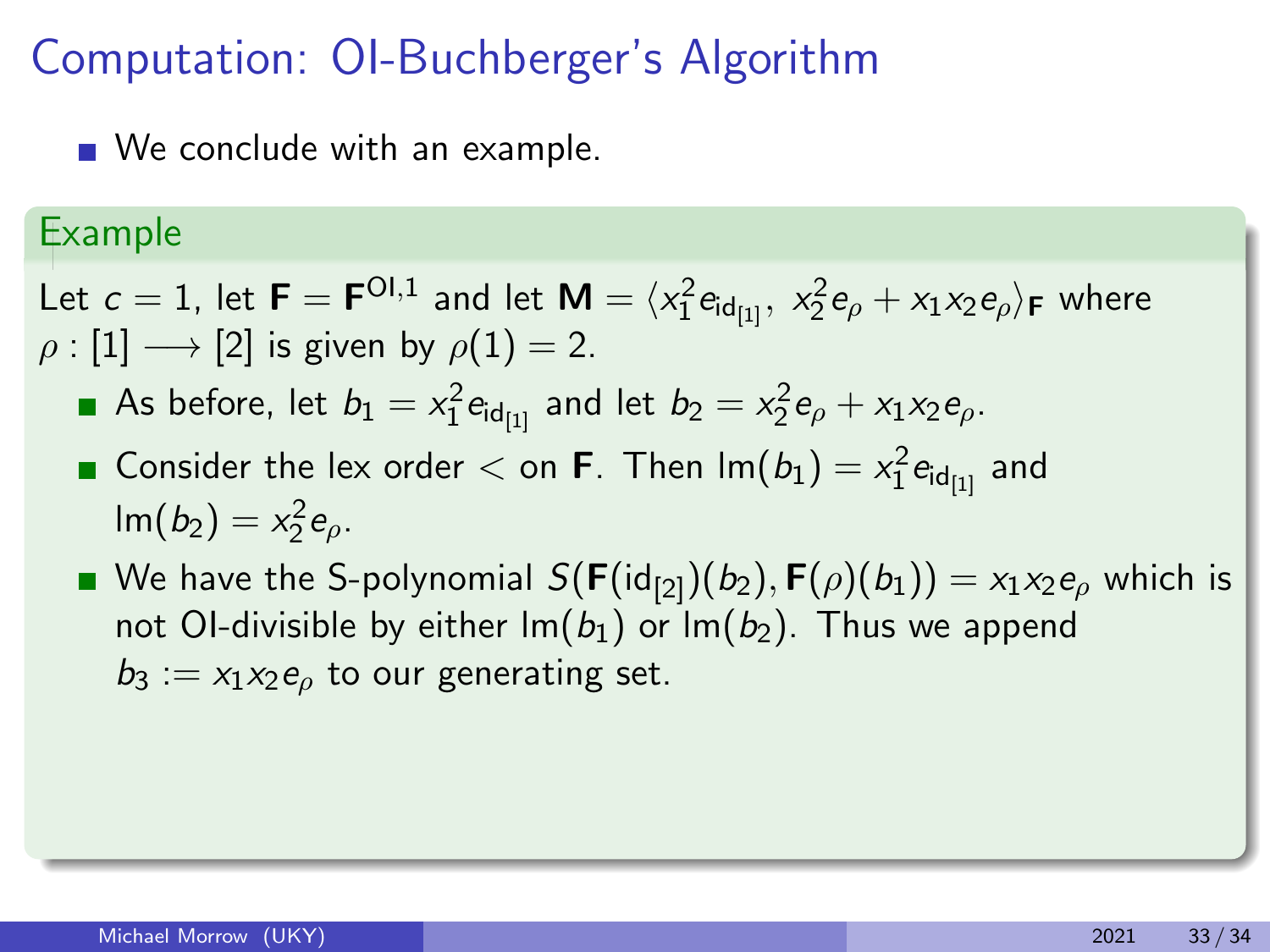# Computation: OI-Buchberger's Algorithm

- We conclude with an example.

**Example**

Let $c = 1$, let $\mathbf{F} = \mathbf{F}^{\mathrm{OI},1}$ and let $\mathbf{M} = \langle x_1^2 e_{\mathrm{id}_{[1]}},\ x_2^2 e_\rho + x_1 x_2 e_\rho \rangle_{\mathbf{F}}$ where $\rho : [1] \longrightarrow [2]$ is given by $\rho(1) = 2$.

- As before, let $b_1 = x_1^2 e_{\mathrm{id}_{[1]}}$ and let $b_2 = x_2^2 e_\rho + x_1 x_2 e_\rho$.
- Consider the lex order $<$ on $\mathbf{F}$. Then $\mathrm{lm}(b_1) = x_1^2 e_{\mathrm{id}_{[1]}}$ and $\mathrm{lm}(b_2) = x_2^2 e_\rho$.
- We have the S-polynomial $S(\mathbf{F}(\mathrm{id}_{[2]})(b_2), \mathbf{F}(\rho)(b_1)) = x_1 x_2 e_\rho$ which is not OI-divisible by either $\mathrm{lm}(b_1)$ or $\mathrm{lm}(b_2)$. Thus we append $b_3 := x_1 x_2 e_\rho$ to our generating set.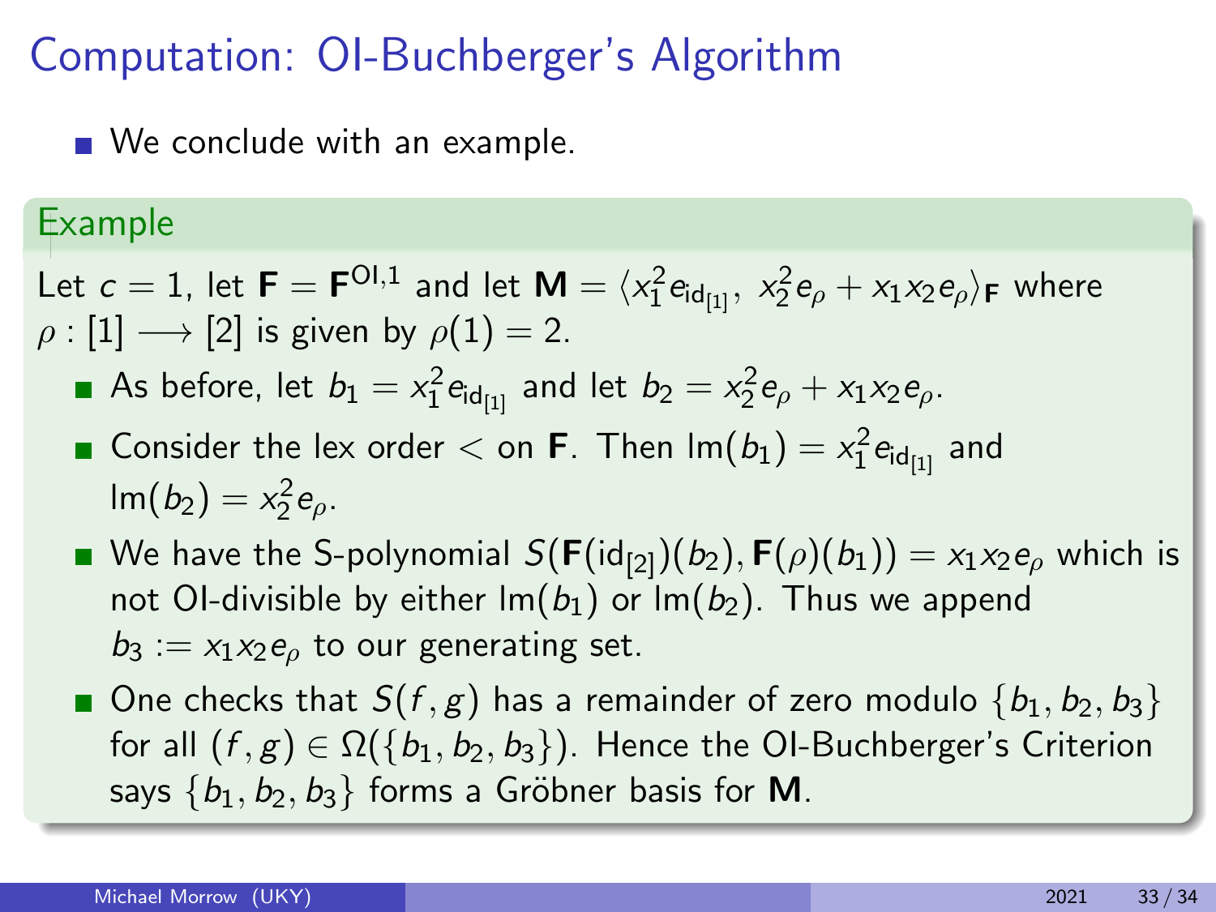# Computation: OI-Buchberger's Algorithm

- We conclude with an example.

**Example**

Let $c = 1$, let $\mathbf{F} = \mathbf{F}^{\mathrm{OI},1}$ and let $\mathbf{M} = \langle x_1^2 e_{\mathrm{id}_{[1]}},\ x_2^2 e_\rho + x_1 x_2 e_\rho \rangle_{\mathbf{F}}$ where $\rho : [1] \longrightarrow [2]$ is given by $\rho(1) = 2$.

- As before, let $b_1 = x_1^2 e_{\mathrm{id}_{[1]}}$ and let $b_2 = x_2^2 e_\rho + x_1 x_2 e_\rho$.
- Consider the lex order $<$ on $\mathbf{F}$. Then $\mathrm{lm}(b_1) = x_1^2 e_{\mathrm{id}_{[1]}}$ and $\mathrm{lm}(b_2) = x_2^2 e_\rho$.
- We have the S-polynomial $S(\mathbf{F}(\mathrm{id}_{[2]})(b_2), \mathbf{F}(\rho)(b_1)) = x_1 x_2 e_\rho$ which is not OI-divisible by either $\mathrm{lm}(b_1)$ or $\mathrm{lm}(b_2)$. Thus we append $b_3 := x_1 x_2 e_\rho$ to our generating set.
- One checks that $S(f, g)$ has a remainder of zero modulo $\{b_1, b_2, b_3\}$ for all $(f, g) \in \Omega(\{b_1, b_2, b_3\})$. Hence the OI-Buchberger's Criterion says $\{b_1, b_2, b_3\}$ forms a Gröbner basis for $\mathbf{M}$.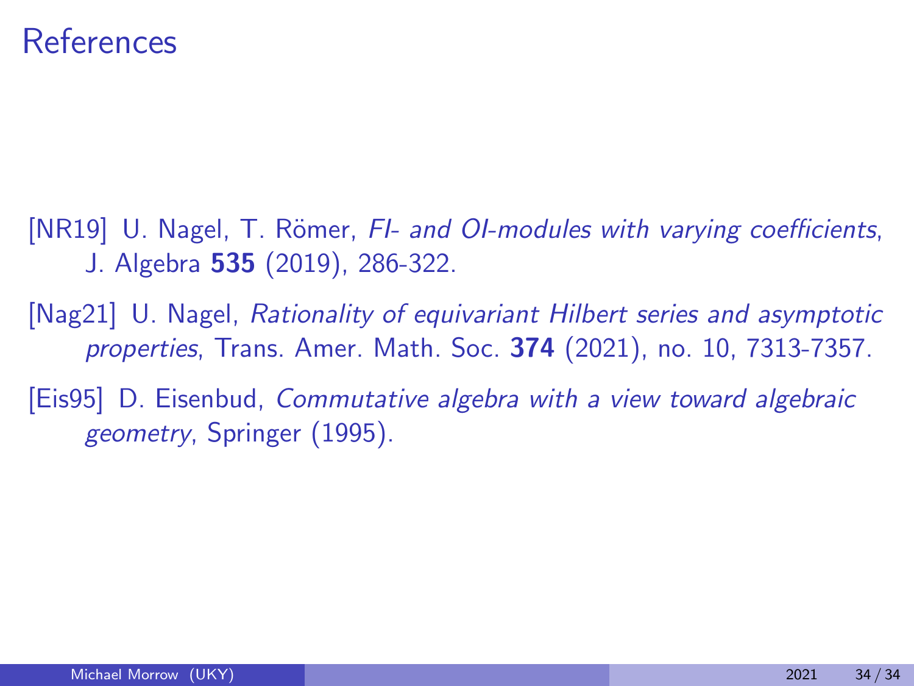# References

[NR19] U. Nagel, T. Römer, *FI- and OI-modules with varying coefficients*, J. Algebra **535** (2019), 286-322.

[Nag21] U. Nagel, *Rationality of equivariant Hilbert series and asymptotic properties*, Trans. Amer. Math. Soc. **374** (2021), no. 10, 7313-7357.

[Eis95] D. Eisenbud, *Commutative algebra with a view toward algebraic geometry*, Springer (1995).